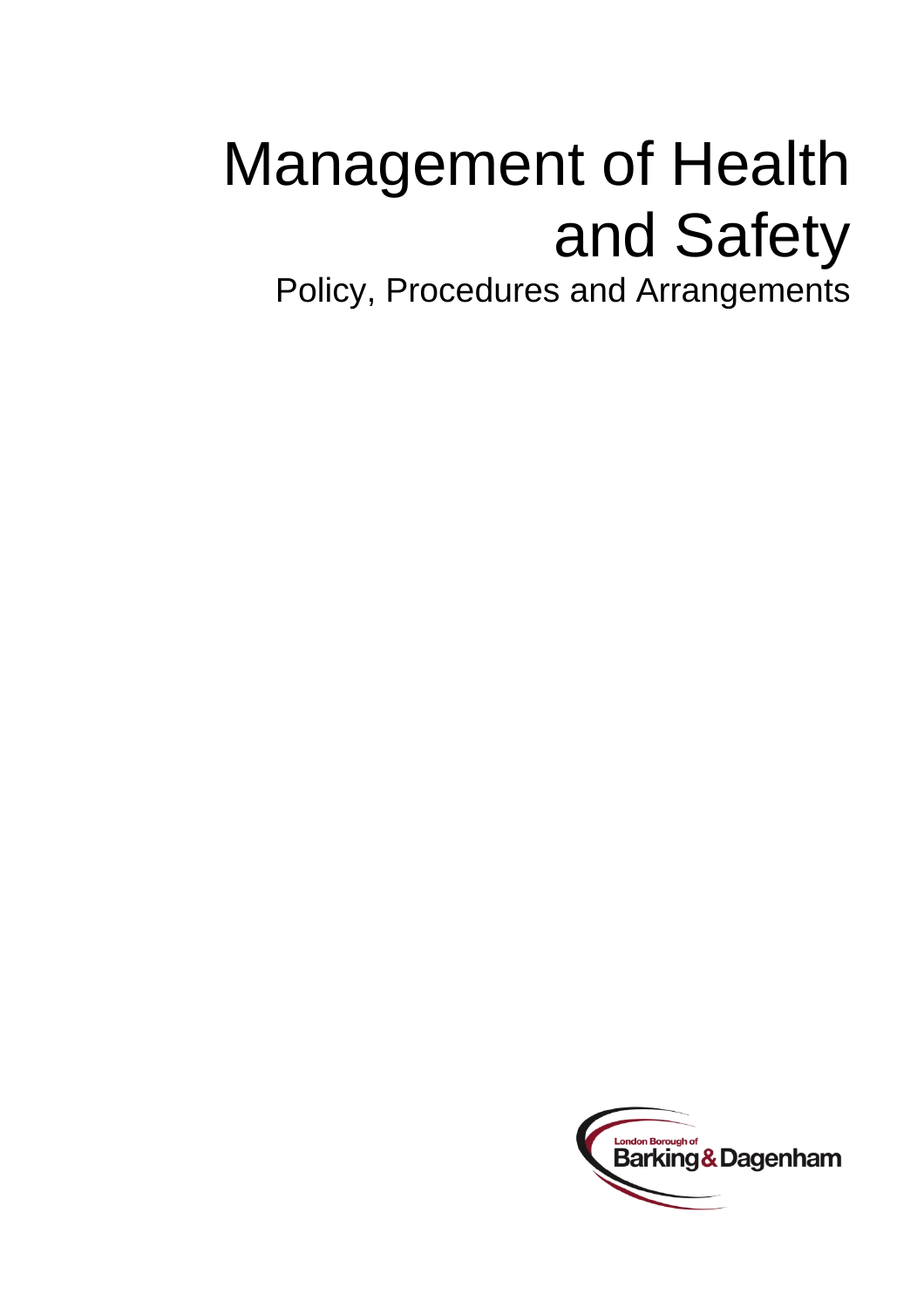# Management of Health and Safety

## Policy, Procedures and Arrangements

London Borough of Barking & Dagenham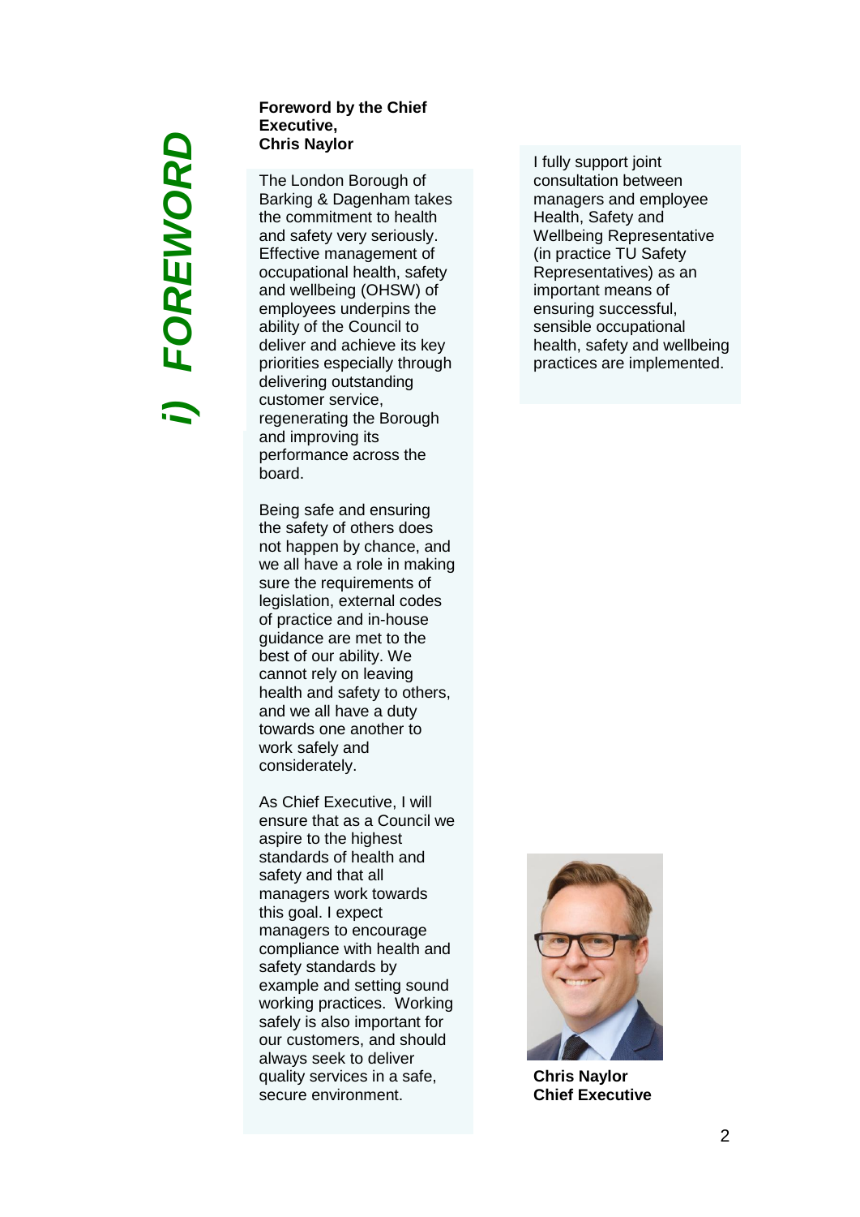# i) FOREWORD

**Foreword by the Chief Executive, Chris Naylor**

The London Borough of Barking & Dagenham takes the commitment to health and safety very seriously. Effective management of occupational health, safety and wellbeing (OHSW) of employees underpins the ability of the Council to deliver and achieve its key priorities especially through delivering outstanding customer service, regenerating the Borough and improving its performance across the board.

Being safe and ensuring the safety of others does not happen by chance, and we all have a role in making sure the requirements of legislation, external codes of practice and in-house guidance are met to the best of our ability. We cannot rely on leaving health and safety to others, and we all have a duty towards one another to work safely and considerately.

As Chief Executive, I will ensure that as a Council we aspire to the highest standards of health and safety and that all managers work towards this goal. I expect managers to encourage compliance with health and safety standards by example and setting sound working practices. Working safely is also important for our customers, and should always seek to deliver quality services in a safe, secure environment.

I fully support joint consultation between managers and employee Health, Safety and Wellbeing Representative (in practice TU Safety Representatives) as an important means of ensuring successful, sensible occupational health, safety and wellbeing practices are implemented.

**Chris Naylor**
**Chief Executive**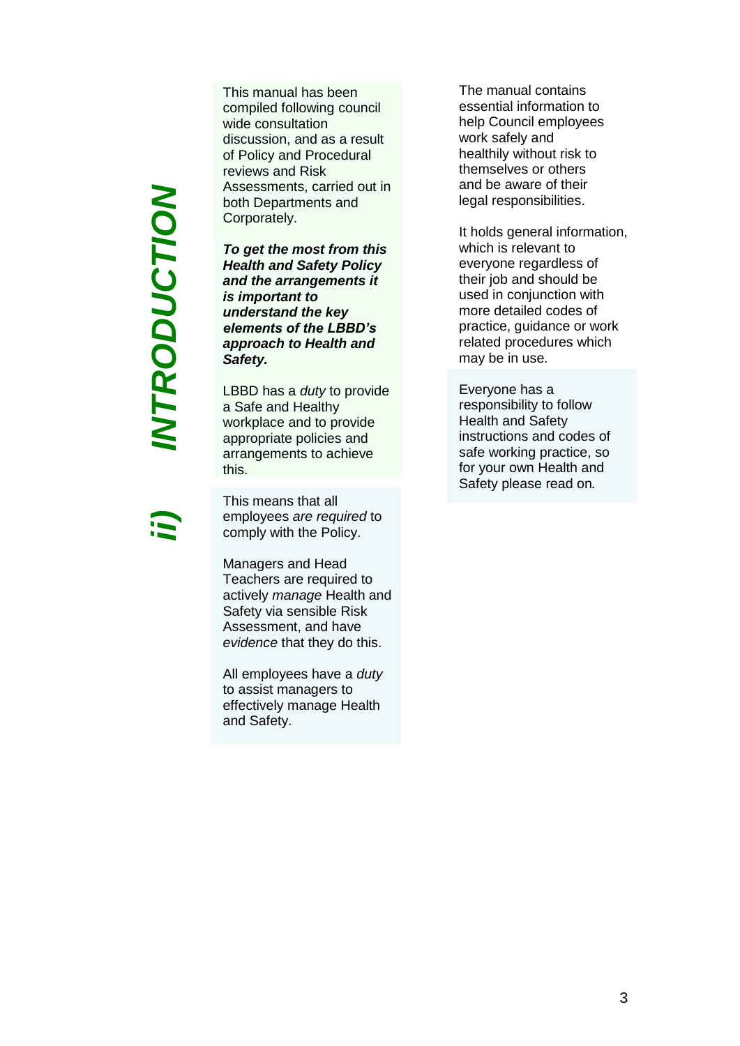# *ii) INTRODUCTION*

This manual has been compiled following council wide consultation discussion, and as a result of Policy and Procedural reviews and Risk Assessments, carried out in both Departments and Corporately.

***To get the most from this Health and Safety Policy and the arrangements it is important to understand the key elements of the LBBD's approach to Health and Safety.***

LBBD has a *duty* to provide a Safe and Healthy workplace and to provide appropriate policies and arrangements to achieve this.

This means that all employees *are required* to comply with the Policy.

Managers and Head Teachers are required to actively *manage* Health and Safety via sensible Risk Assessment, and have *evidence* that they do this.

All employees have a *duty* to assist managers to effectively manage Health and Safety.

The manual contains essential information to help Council employees work safely and healthily without risk to themselves or others and be aware of their legal responsibilities.

It holds general information, which is relevant to everyone regardless of their job and should be used in conjunction with more detailed codes of practice, guidance or work related procedures which may be in use.

Everyone has a responsibility to follow Health and Safety instructions and codes of safe working practice, so for your own Health and Safety please read on.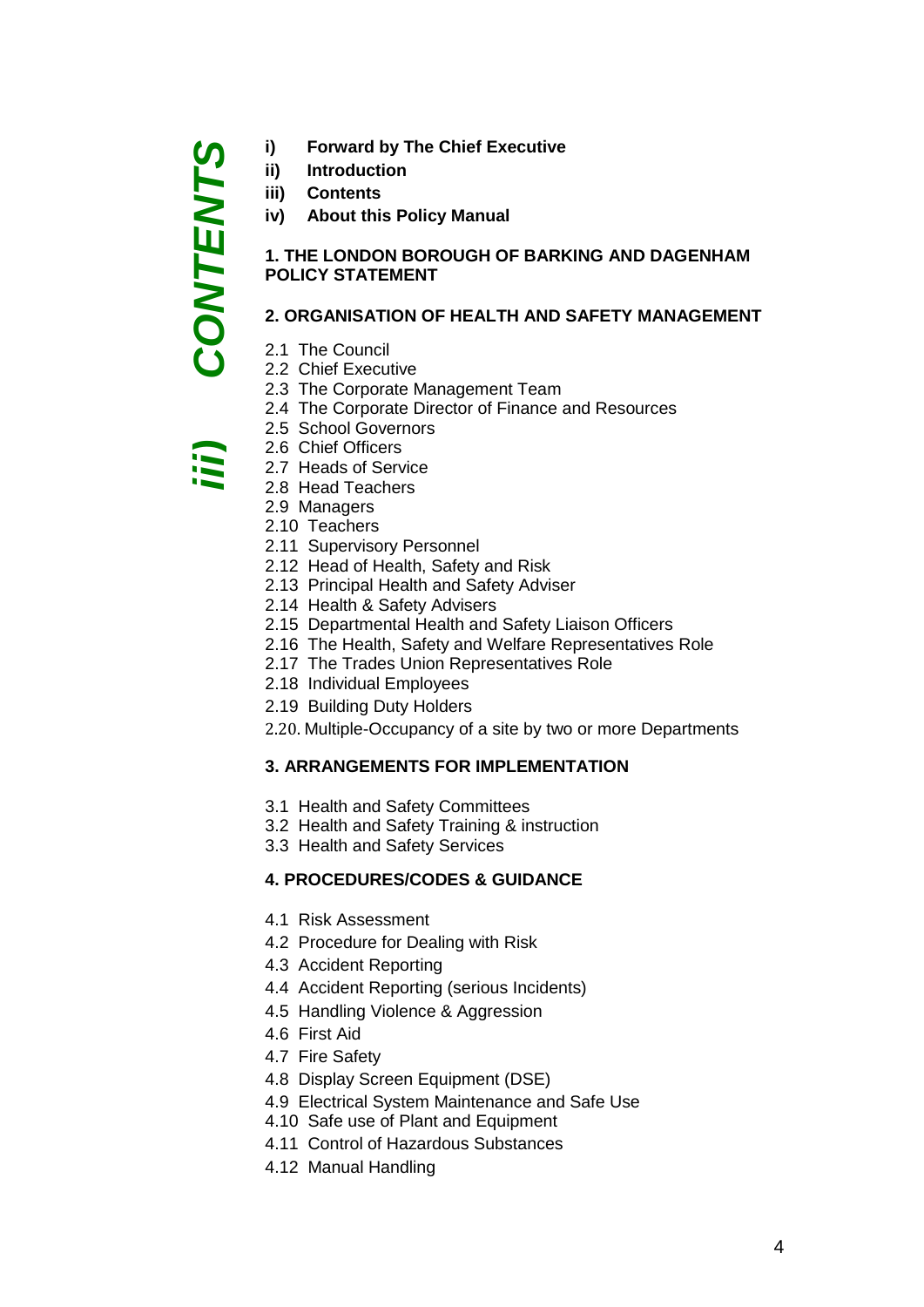# iii) CONTENTS

**i) Forward by The Chief Executive**
**ii) Introduction**
**iii) Contents**
**iv) About this Policy Manual**

**1. THE LONDON BOROUGH OF BARKING AND DAGENHAM POLICY STATEMENT**

**2. ORGANISATION OF HEALTH AND SAFETY MANAGEMENT**

2.1 The Council
2.2 Chief Executive
2.3 The Corporate Management Team
2.4 The Corporate Director of Finance and Resources
2.5 School Governors
2.6 Chief Officers
2.7 Heads of Service
2.8 Head Teachers
2.9 Managers
2.10 Teachers
2.11 Supervisory Personnel
2.12 Head of Health, Safety and Risk
2.13 Principal Health and Safety Adviser
2.14 Health & Safety Advisers
2.15 Departmental Health and Safety Liaison Officers
2.16 The Health, Safety and Welfare Representatives Role
2.17 The Trades Union Representatives Role
2.18 Individual Employees
2.19 Building Duty Holders
2.20. Multiple-Occupancy of a site by two or more Departments

**3. ARRANGEMENTS FOR IMPLEMENTATION**

3.1 Health and Safety Committees
3.2 Health and Safety Training & instruction
3.3 Health and Safety Services

**4. PROCEDURES/CODES & GUIDANCE**

4.1 Risk Assessment
4.2 Procedure for Dealing with Risk
4.3 Accident Reporting
4.4 Accident Reporting (serious Incidents)
4.5 Handling Violence & Aggression
4.6 First Aid
4.7 Fire Safety
4.8 Display Screen Equipment (DSE)
4.9 Electrical System Maintenance and Safe Use
4.10 Safe use of Plant and Equipment
4.11 Control of Hazardous Substances
4.12 Manual Handling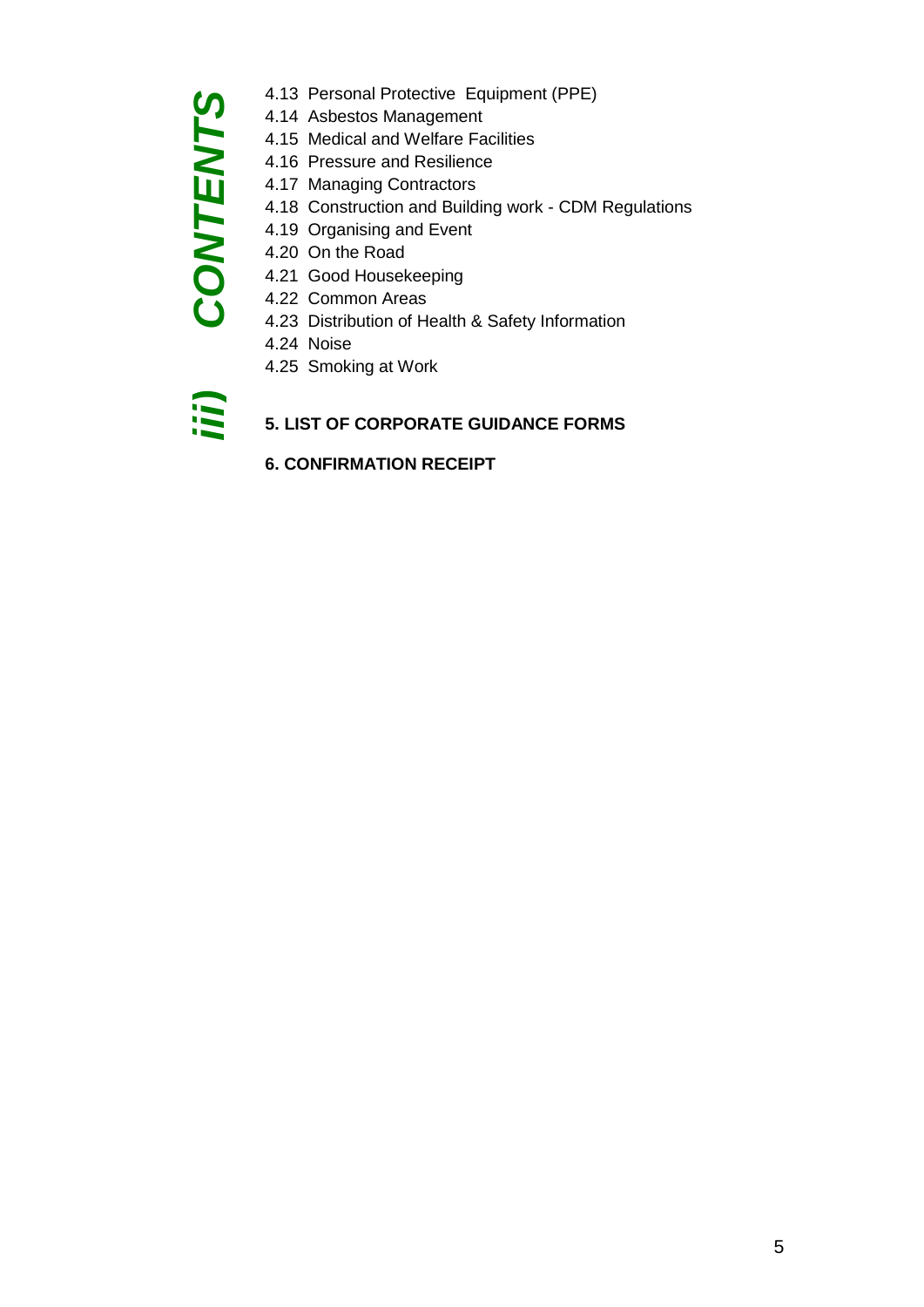# iii) CONTENTS

- 4.13 Personal Protective Equipment (PPE)
- 4.14 Asbestos Management
- 4.15 Medical and Welfare Facilities
- 4.16 Pressure and Resilience
- 4.17 Managing Contractors
- 4.18 Construction and Building work - CDM Regulations
- 4.19 Organising and Event
- 4.20 On the Road
- 4.21 Good Housekeeping
- 4.22 Common Areas
- 4.23 Distribution of Health & Safety Information
- 4.24 Noise
- 4.25 Smoking at Work

**5. LIST OF CORPORATE GUIDANCE FORMS**

**6. CONFIRMATION RECEIPT**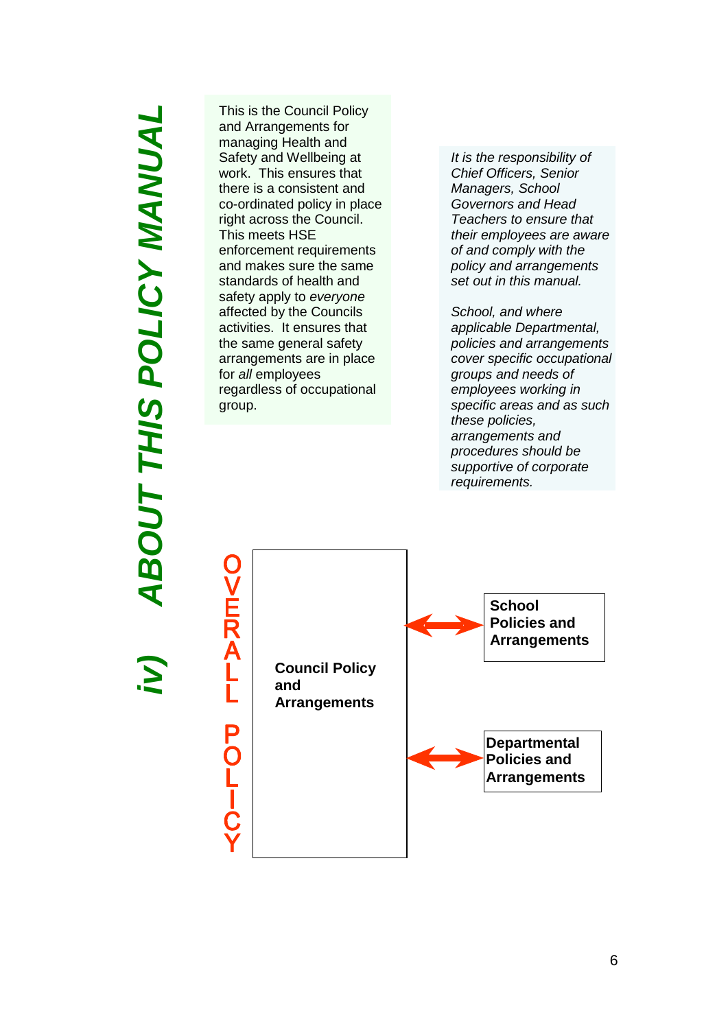# iv) ABOUT THIS POLICY MANUAL

This is the Council Policy and Arrangements for managing Health and Safety and Wellbeing at work. This ensures that there is a consistent and co-ordinated policy in place right across the Council. This meets HSE enforcement requirements and makes sure the same standards of health and safety apply to *everyone* affected by the Councils activities. It ensures that the same general safety arrangements are in place for *all* employees regardless of occupational group.

*It is the responsibility of Chief Officers, Senior Managers, School Governors and Head Teachers to ensure that their employees are aware of and comply with the policy and arrangements set out in this manual.*

*School, and where applicable Departmental, policies and arrangements cover specific occupational groups and needs of employees working in specific areas and as such these policies, arrangements and procedures should be supportive of corporate requirements.*

**OVERALL POLICY**

**Council Policy and Arrangements** ↔ **School Policies and Arrangements**

**Council Policy and Arrangements** ↔ **Departmental Policies and Arrangements**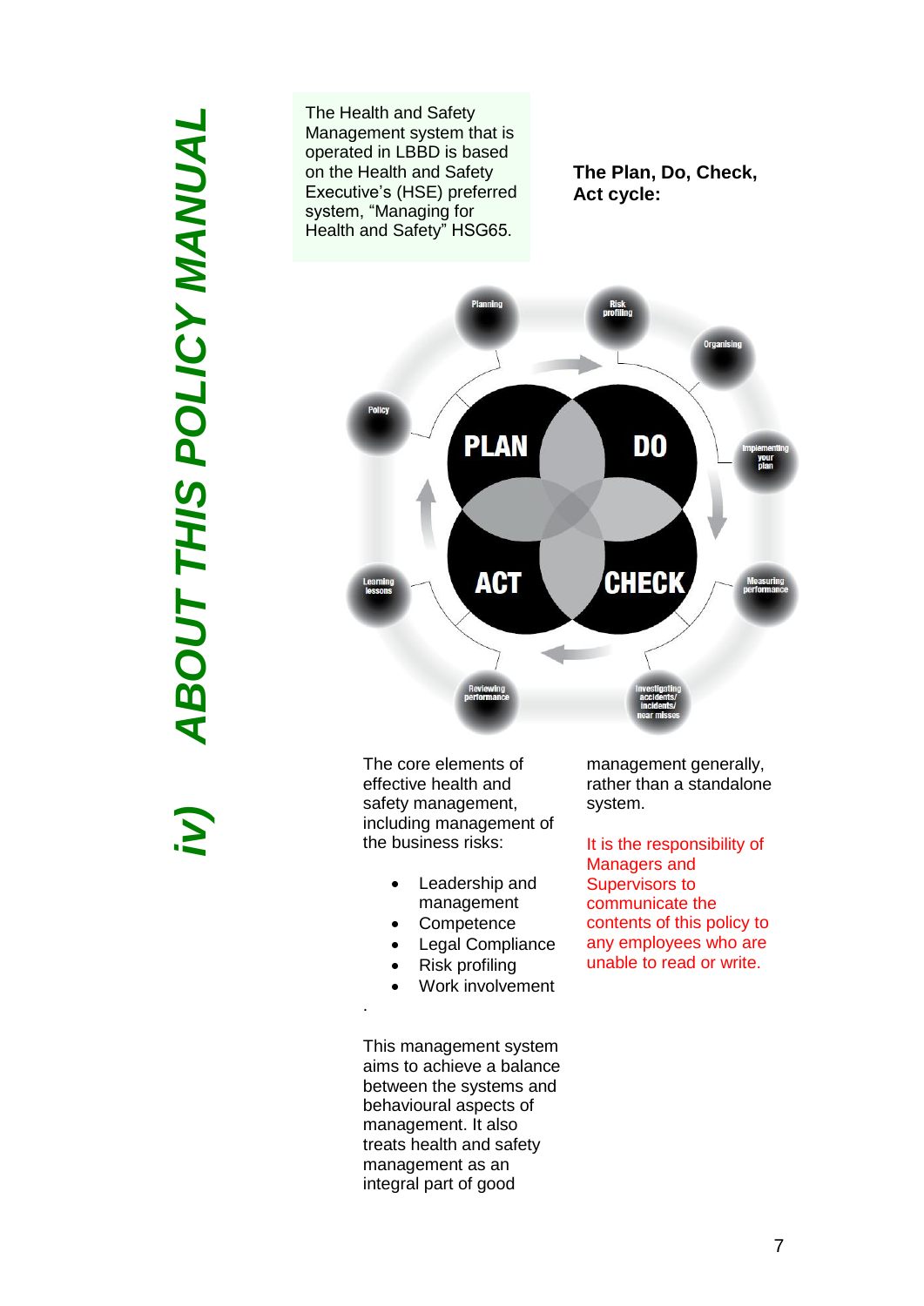# iv) ABOUT THIS POLICY MANUAL

The Health and Safety Management system that is operated in LBBD is based on the Health and Safety Executive's (HSE) preferred system, "Managing for Health and Safety" HSG65.

**The Plan, Do, Check, Act cycle:**

PLAN DO ACT CHECK

Planning, Risk profiling, Organising, Implementing your plan, Measuring performance, Investigating accidents/ incidents/ near misses, Reviewing performance, Learning lessons, Policy

The core elements of effective health and safety management, including management of the business risks:

- Leadership and management
- Competence
- Legal Compliance
- Risk profiling
- Work involvement

.

This management system aims to achieve a balance between the systems and behavioural aspects of management. It also treats health and safety management as an integral part of good management generally, rather than a standalone system.

It is the responsibility of Managers and Supervisors to communicate the contents of this policy to any employees who are unable to read or write.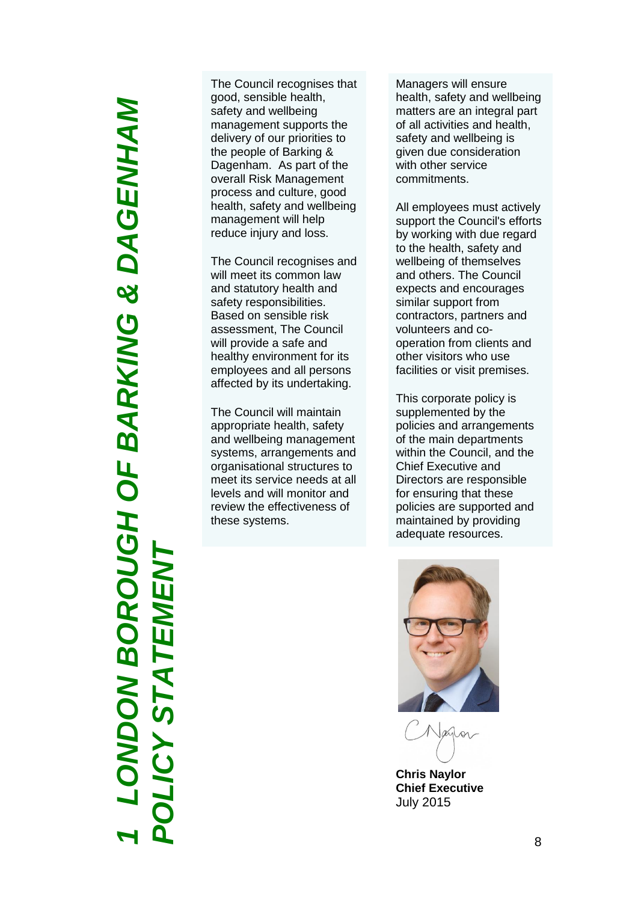# 1 LONDON BOROUGH OF BARKING & DAGENHAM POLICY STATEMENT

The Council recognises that good, sensible health, safety and wellbeing management supports the delivery of our priorities to the people of Barking & Dagenham. As part of the overall Risk Management process and culture, good health, safety and wellbeing management will help reduce injury and loss.

The Council recognises and will meet its common law and statutory health and safety responsibilities. Based on sensible risk assessment, The Council will provide a safe and healthy environment for its employees and all persons affected by its undertaking.

The Council will maintain appropriate health, safety and wellbeing management systems, arrangements and organisational structures to meet its service needs at all levels and will monitor and review the effectiveness of these systems.

Managers will ensure health, safety and wellbeing matters are an integral part of all activities and health, safety and wellbeing is given due consideration with other service commitments.

All employees must actively support the Council's efforts by working with due regard to the health, safety and wellbeing of themselves and others. The Council expects and encourages similar support from contractors, partners and volunteers and co-operation from clients and other visitors who use facilities or visit premises.

This corporate policy is supplemented by the policies and arrangements of the main departments within the Council, and the Chief Executive and Directors are responsible for ensuring that these policies are supported and maintained by providing adequate resources.

**Chris Naylor**
**Chief Executive**
July 2015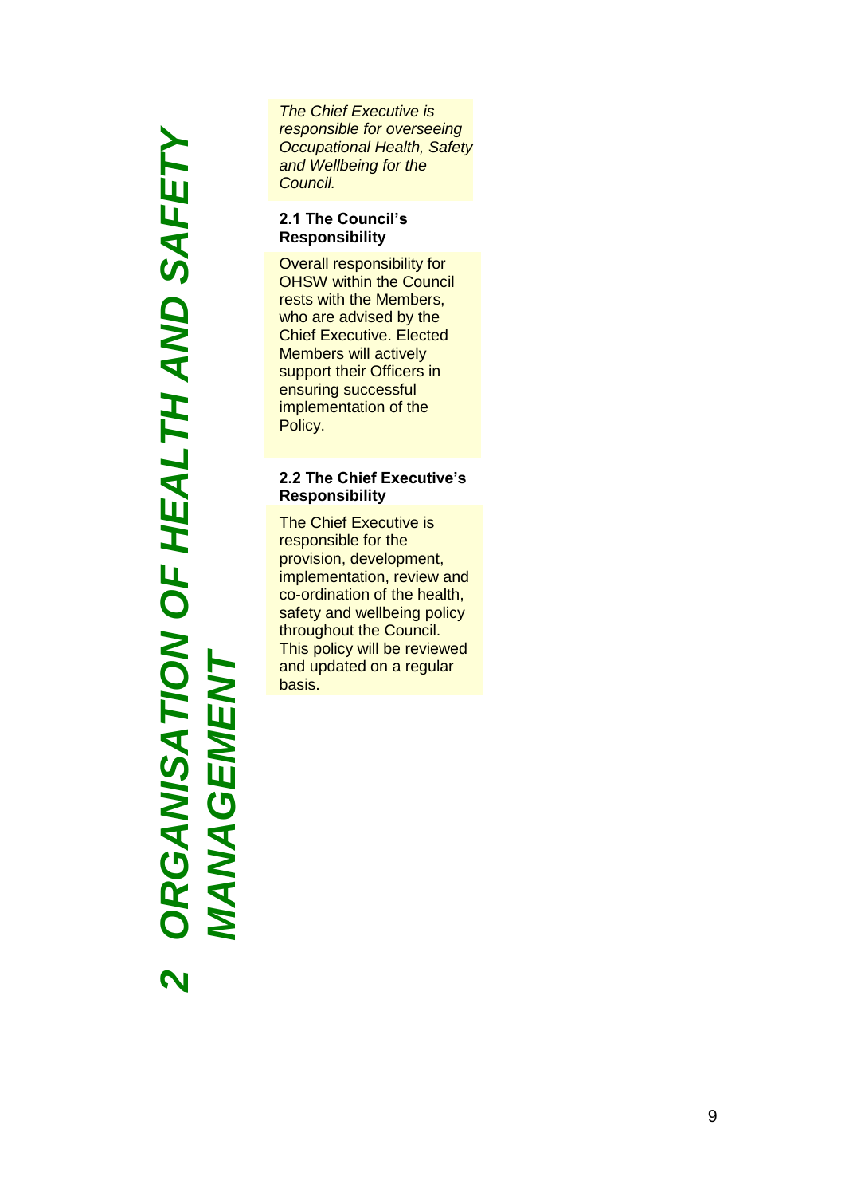# 2 ORGANISATION OF HEALTH AND SAFETY MANAGEMENT

*The Chief Executive is responsible for overseeing Occupational Health, Safety and Wellbeing for the Council.*

### 2.1 The Council's Responsibility

Overall responsibility for OHSW within the Council rests with the Members, who are advised by the Chief Executive. Elected Members will actively support their Officers in ensuring successful implementation of the Policy.

### 2.2 The Chief Executive's Responsibility

The Chief Executive is responsible for the provision, development, implementation, review and co-ordination of the health, safety and wellbeing policy throughout the Council. This policy will be reviewed and updated on a regular basis.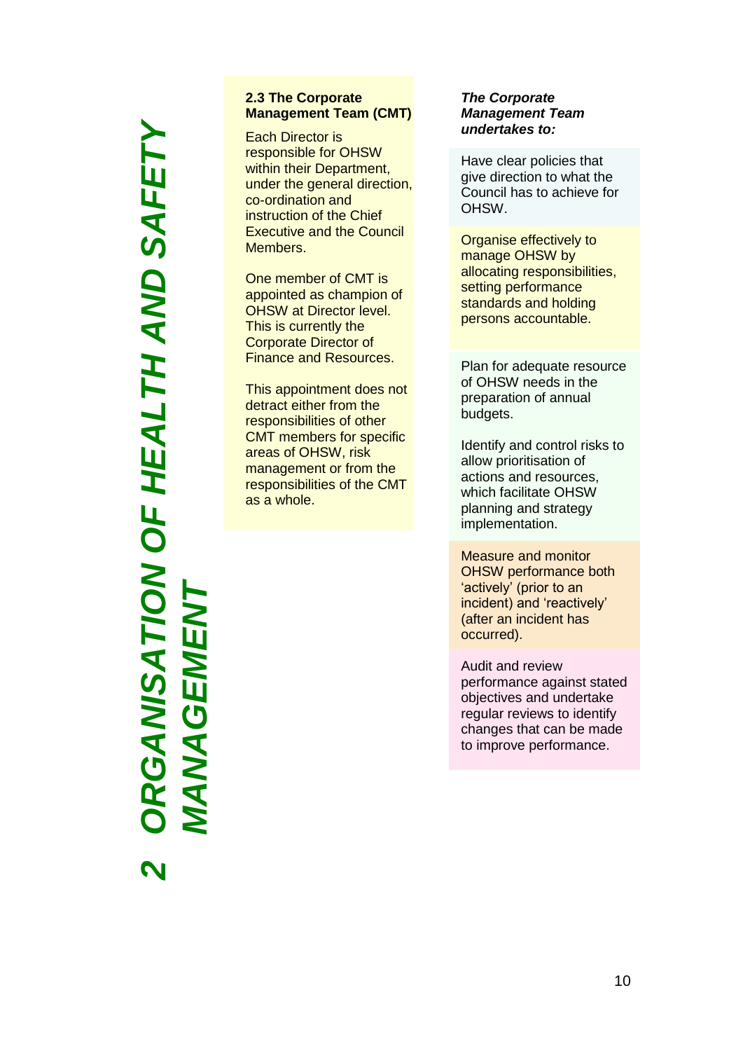# 2 ORGANISATION OF HEALTH AND SAFETY MANAGEMENT

### 2.3 The Corporate Management Team (CMT)

Each Director is responsible for OHSW within their Department, under the general direction, co-ordination and instruction of the Chief Executive and the Council Members.

One member of CMT is appointed as champion of OHSW at Director level. This is currently the Corporate Director of Finance and Resources.

This appointment does not detract either from the responsibilities of other CMT members for specific areas of OHSW, risk management or from the responsibilities of the CMT as a whole.

***The Corporate Management Team undertakes to:***

Have clear policies that give direction to what the Council has to achieve for OHSW.

Organise effectively to manage OHSW by allocating responsibilities, setting performance standards and holding persons accountable.

Plan for adequate resource of OHSW needs in the preparation of annual budgets.

Identify and control risks to allow prioritisation of actions and resources, which facilitate OHSW planning and strategy implementation.

Measure and monitor OHSW performance both ‘actively’ (prior to an incident) and ‘reactively’ (after an incident has occurred).

Audit and review performance against stated objectives and undertake regular reviews to identify changes that can be made to improve performance.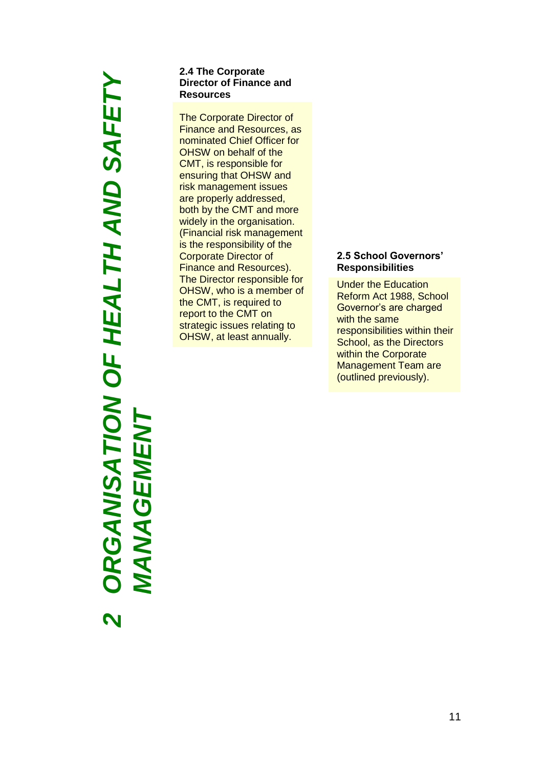# 2 ORGANISATION OF HEALTH AND SAFETY MANAGEMENT

**2.4 The Corporate Director of Finance and Resources**

The Corporate Director of Finance and Resources, as nominated Chief Officer for OHSW on behalf of the CMT, is responsible for ensuring that OHSW and risk management issues are properly addressed, both by the CMT and more widely in the organisation. (Financial risk management is the responsibility of the Corporate Director of Finance and Resources). The Director responsible for OHSW, who is a member of the CMT, is required to report to the CMT on strategic issues relating to OHSW, at least annually.

**2.5 School Governors' Responsibilities**

Under the Education Reform Act 1988, School Governor's are charged with the same responsibilities within their School, as the Directors within the Corporate Management Team are (outlined previously).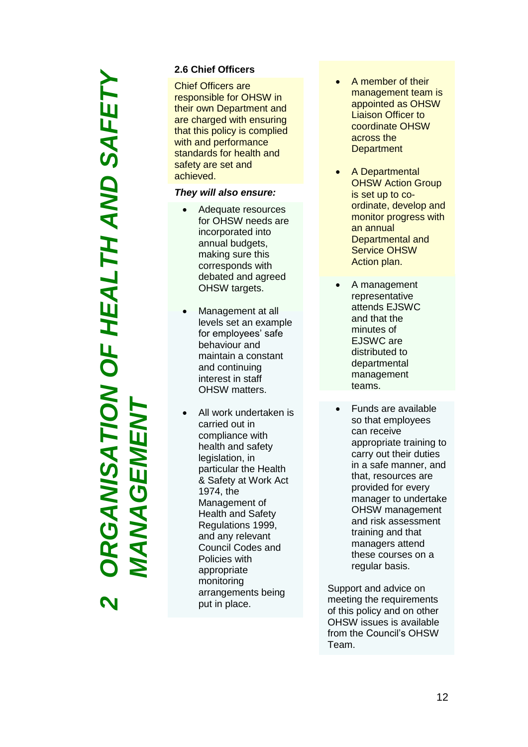# 2 ORGANISATION OF HEALTH AND SAFETY MANAGEMENT

### 2.6 Chief Officers

Chief Officers are responsible for OHSW in their own Department and are charged with ensuring that this policy is complied with and performance standards for health and safety are set and achieved.

***They will also ensure:***

- Adequate resources for OHSW needs are incorporated into annual budgets, making sure this corresponds with debated and agreed OHSW targets.
- Management at all levels set an example for employees' safe behaviour and maintain a constant and continuing interest in staff OHSW matters.
- All work undertaken is carried out in compliance with health and safety legislation, in particular the Health & Safety at Work Act 1974, the Management of Health and Safety Regulations 1999, and any relevant Council Codes and Policies with appropriate monitoring arrangements being put in place.
- A member of their management team is appointed as OHSW Liaison Officer to coordinate OHSW across the Department
- A Departmental OHSW Action Group is set up to co-ordinate, develop and monitor progress with an annual Departmental and Service OHSW Action plan.
- A management representative attends EJSWC and that the minutes of EJSWC are distributed to departmental management teams.
- Funds are available so that employees can receive appropriate training to carry out their duties in a safe manner, and that, resources are provided for every manager to undertake OHSW management and risk assessment training and that managers attend these courses on a regular basis.

Support and advice on meeting the requirements of this policy and on other OHSW issues is available from the Council's OHSW Team.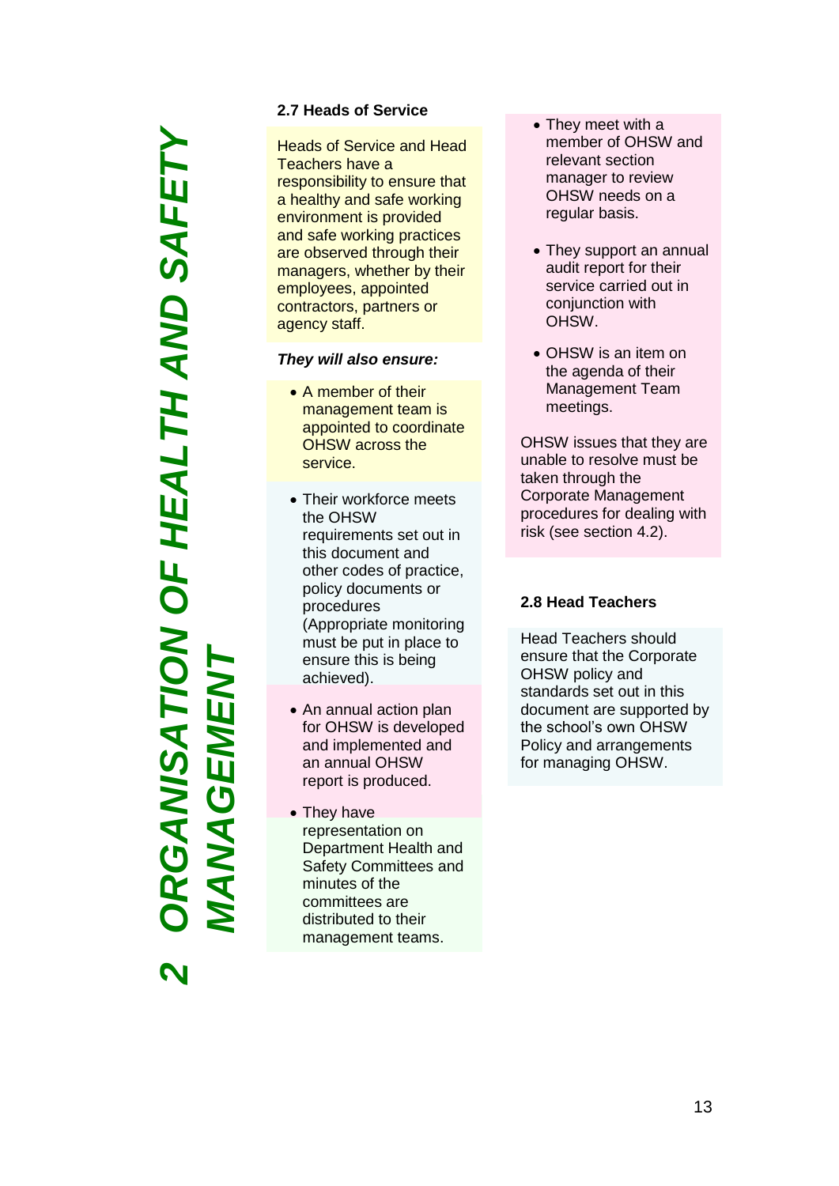# 2 ORGANISATION OF HEALTH AND SAFETY MANAGEMENT

### 2.7 Heads of Service

Heads of Service and Head Teachers have a responsibility to ensure that a healthy and safe working environment is provided and safe working practices are observed through their managers, whether by their employees, appointed contractors, partners or agency staff.

***They will also ensure:***

- A member of their management team is appointed to coordinate OHSW across the service.
- Their workforce meets the OHSW requirements set out in this document and other codes of practice, policy documents or procedures (Appropriate monitoring must be put in place to ensure this is being achieved).
- An annual action plan for OHSW is developed and implemented and an annual OHSW report is produced.
- They have representation on Department Health and Safety Committees and minutes of the committees are distributed to their management teams.
- They meet with a member of OHSW and relevant section manager to review OHSW needs on a regular basis.
- They support an annual audit report for their service carried out in conjunction with OHSW.
- OHSW is an item on the agenda of their Management Team meetings.

OHSW issues that they are unable to resolve must be taken through the Corporate Management procedures for dealing with risk (see section 4.2).

### 2.8 Head Teachers

Head Teachers should ensure that the Corporate OHSW policy and standards set out in this document are supported by the school's own OHSW Policy and arrangements for managing OHSW.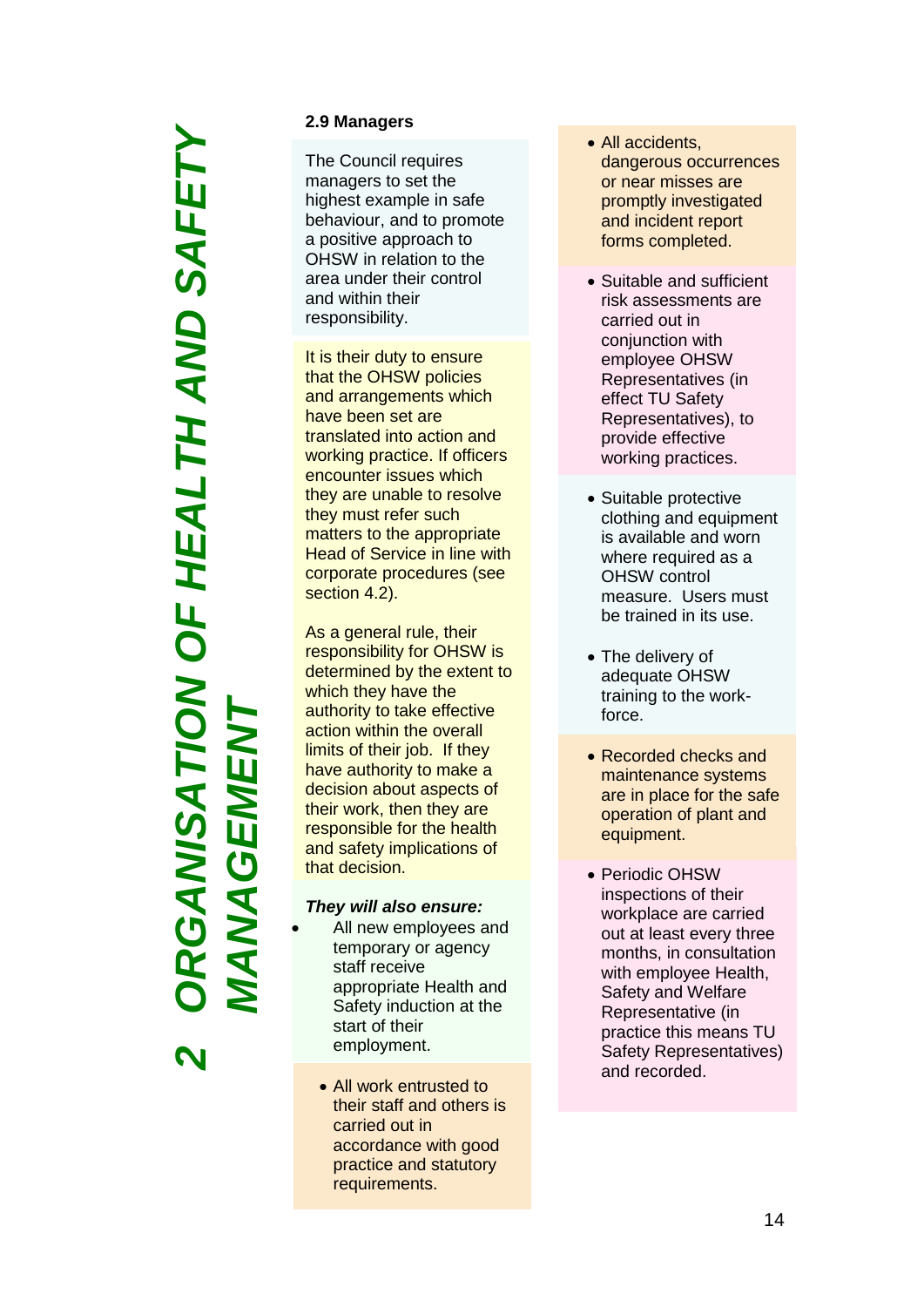# 2 ORGANISATION OF HEALTH AND SAFETY MANAGEMENT

**2.9 Managers**

The Council requires managers to set the highest example in safe behaviour, and to promote a positive approach to OHSW in relation to the area under their control and within their responsibility.

It is their duty to ensure that the OHSW policies and arrangements which have been set are translated into action and working practice. If officers encounter issues which they are unable to resolve they must refer such matters to the appropriate Head of Service in line with corporate procedures (see section 4.2).

As a general rule, their responsibility for OHSW is determined by the extent to which they have the authority to take effective action within the overall limits of their job. If they have authority to make a decision about aspects of their work, then they are responsible for the health and safety implications of that decision.

***They will also ensure:***

- All new employees and temporary or agency staff receive appropriate Health and Safety induction at the start of their employment.
- All work entrusted to their staff and others is carried out in accordance with good practice and statutory requirements.
- All accidents, dangerous occurrences or near misses are promptly investigated and incident report forms completed.
- Suitable and sufficient risk assessments are carried out in conjunction with employee OHSW Representatives (in effect TU Safety Representatives), to provide effective working practices.
- Suitable protective clothing and equipment is available and worn where required as a OHSW control measure. Users must be trained in its use.
- The delivery of adequate OHSW training to the work-force.
- Recorded checks and maintenance systems are in place for the safe operation of plant and equipment.
- Periodic OHSW inspections of their workplace are carried out at least every three months, in consultation with employee Health, Safety and Welfare Representative (in practice this means TU Safety Representatives) and recorded.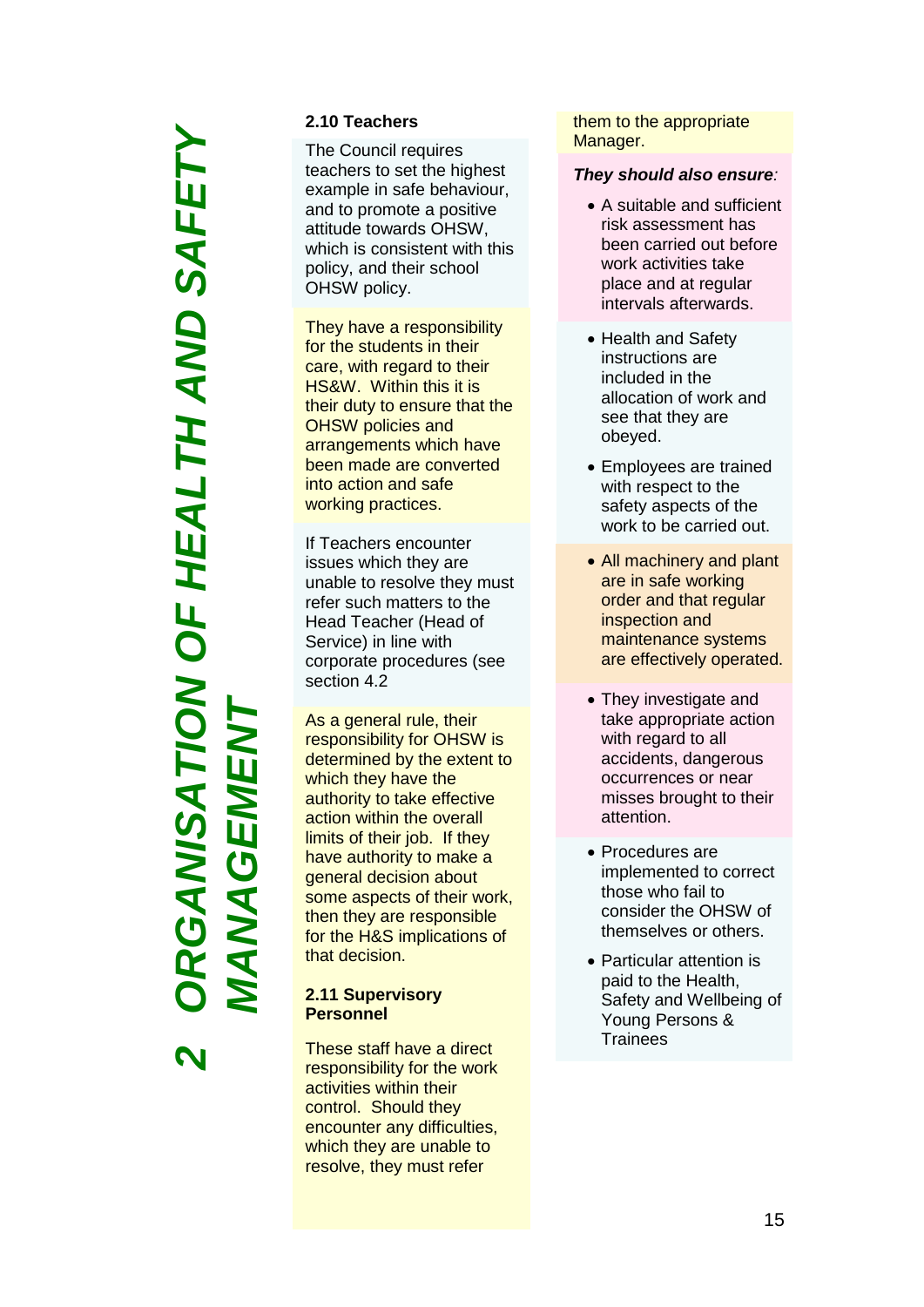# 2 ORGANISATION OF HEALTH AND SAFETY MANAGEMENT

### 2.10 Teachers

The Council requires teachers to set the highest example in safe behaviour, and to promote a positive attitude towards OHSW, which is consistent with this policy, and their school OHSW policy.

They have a responsibility for the students in their care, with regard to their HS&W. Within this it is their duty to ensure that the OHSW policies and arrangements which have been made are converted into action and safe working practices.

If Teachers encounter issues which they are unable to resolve they must refer such matters to the Head Teacher (Head of Service) in line with corporate procedures (see section 4.2

As a general rule, their responsibility for OHSW is determined by the extent to which they have the authority to take effective action within the overall limits of their job. If they have authority to make a general decision about some aspects of their work, then they are responsible for the H&S implications of that decision.

### 2.11 Supervisory Personnel

These staff have a direct responsibility for the work activities within their control. Should they encounter any difficulties, which they are unable to resolve, they must refer them to the appropriate Manager.

***They should also ensure**:*

- A suitable and sufficient risk assessment has been carried out before work activities take place and at regular intervals afterwards.
- Health and Safety instructions are included in the allocation of work and see that they are obeyed.
- Employees are trained with respect to the safety aspects of the work to be carried out.
- All machinery and plant are in safe working order and that regular inspection and maintenance systems are effectively operated.
- They investigate and take appropriate action with regard to all accidents, dangerous occurrences or near misses brought to their attention.
- Procedures are implemented to correct those who fail to consider the OHSW of themselves or others.
- Particular attention is paid to the Health, Safety and Wellbeing of Young Persons & Trainees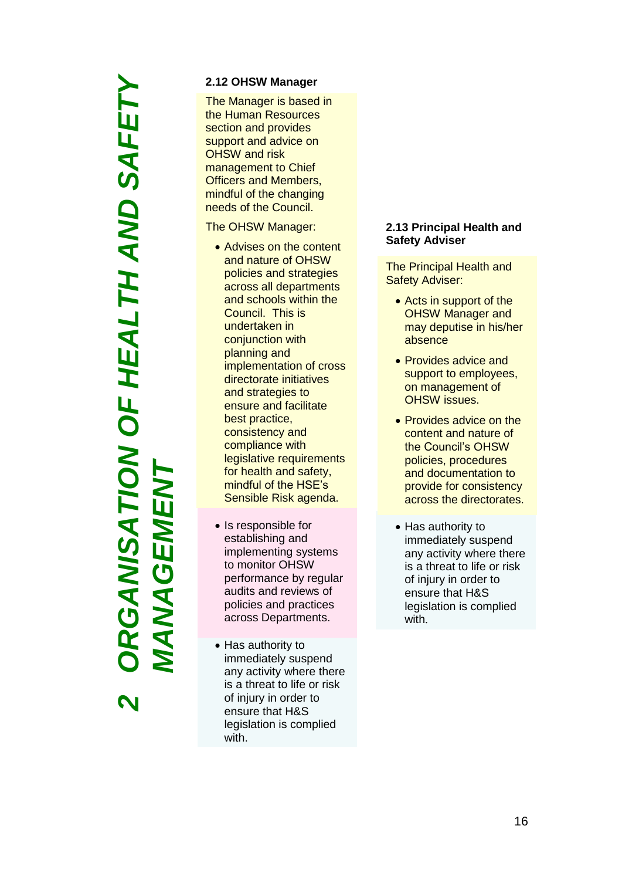# 2 ORGANISATION OF HEALTH AND SAFETY MANAGEMENT

### 2.12 OHSW Manager

The Manager is based in the Human Resources section and provides support and advice on OHSW and risk management to Chief Officers and Members, mindful of the changing needs of the Council.

The OHSW Manager:

- Advises on the content and nature of OHSW policies and strategies across all departments and schools within the Council. This is undertaken in conjunction with planning and implementation of cross directorate initiatives and strategies to ensure and facilitate best practice, consistency and compliance with legislative requirements for health and safety, mindful of the HSE's Sensible Risk agenda.

- Is responsible for establishing and implementing systems to monitor OHSW performance by regular audits and reviews of policies and practices across Departments.

- Has authority to immediately suspend any activity where there is a threat to life or risk of injury in order to ensure that H&S legislation is complied with.

### 2.13 Principal Health and Safety Adviser

The Principal Health and Safety Adviser:

- Acts in support of the OHSW Manager and may deputise in his/her absence

- Provides advice and support to employees, on management of OHSW issues.

- Provides advice on the content and nature of the Council's OHSW policies, procedures and documentation to provide for consistency across the directorates.

- Has authority to immediately suspend any activity where there is a threat to life or risk of injury in order to ensure that H&S legislation is complied with.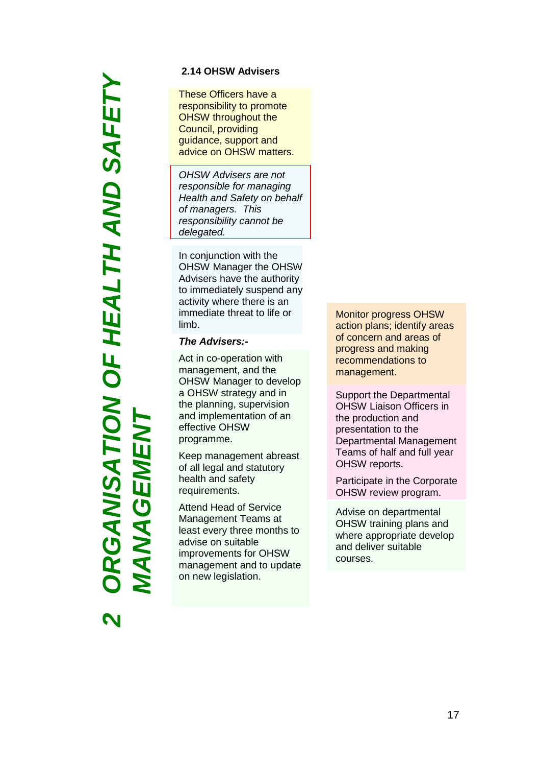# 2 ORGANISATION OF HEALTH AND SAFETY MANAGEMENT

### 2.14 OHSW Advisers

These Officers have a responsibility to promote OHSW throughout the Council, providing guidance, support and advice on OHSW matters.

*OHSW Advisers are not responsible for managing Health and Safety on behalf of managers. This responsibility cannot be delegated.*

In conjunction with the OHSW Manager the OHSW Advisers have the authority to immediately suspend any activity where there is an immediate threat to life or limb.

***The Advisers:-***

Act in co-operation with management, and the OHSW Manager to develop a OHSW strategy and in the planning, supervision and implementation of an effective OHSW programme.

Keep management abreast of all legal and statutory health and safety requirements.

Attend Head of Service Management Teams at least every three months to advise on suitable improvements for OHSW management and to update on new legislation.

Monitor progress OHSW action plans; identify areas of concern and areas of progress and making recommendations to management.

Support the Departmental OHSW Liaison Officers in the production and presentation to the Departmental Management Teams of half and full year OHSW reports.

Participate in the Corporate OHSW review program.

Advise on departmental OHSW training plans and where appropriate develop and deliver suitable courses.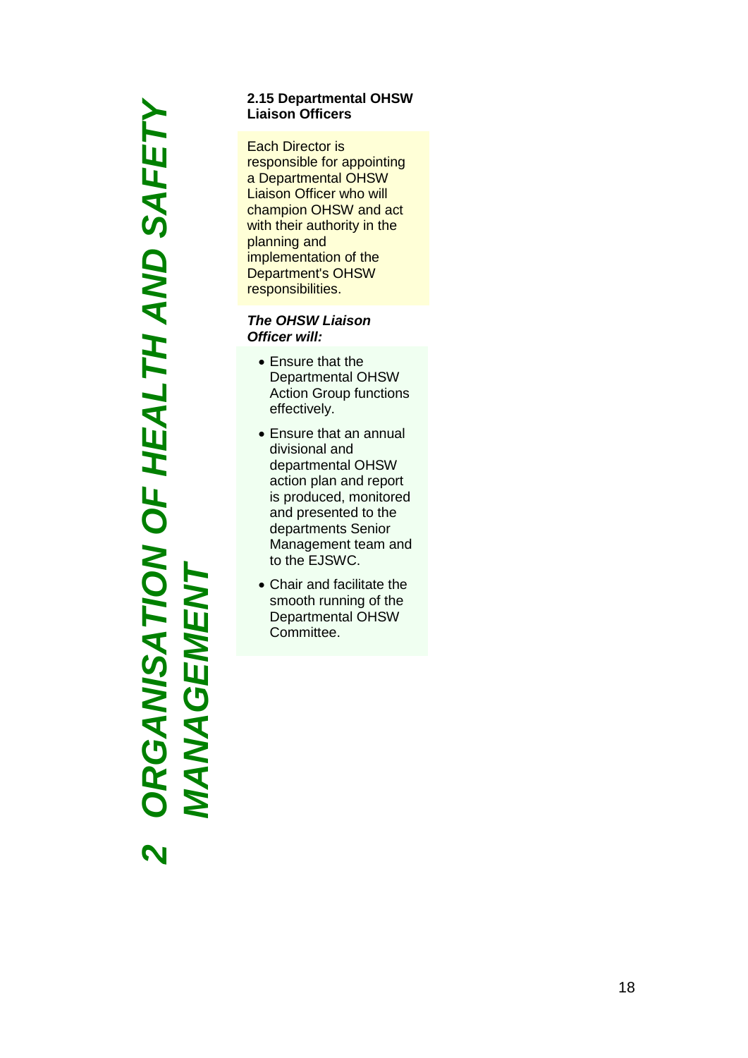# 2 ORGANISATION OF HEALTH AND SAFETY MANAGEMENT

### 2.15 Departmental OHSW Liaison Officers

Each Director is responsible for appointing a Departmental OHSW Liaison Officer who will champion OHSW and act with their authority in the planning and implementation of the Department's OHSW responsibilities.

***The OHSW Liaison Officer will:***

- Ensure that the Departmental OHSW Action Group functions effectively.
- Ensure that an annual divisional and departmental OHSW action plan and report is produced, monitored and presented to the departments Senior Management team and to the EJSWC.
- Chair and facilitate the smooth running of the Departmental OHSW Committee.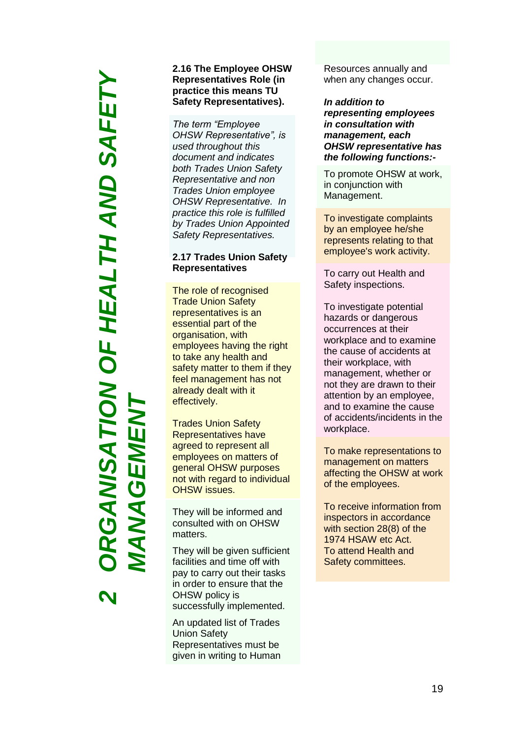# 2 ORGANISATION OF HEALTH AND SAFETY MANAGEMENT

### 2.16 The Employee OHSW Representatives Role (in practice this means TU Safety Representatives).

*The term "Employee OHSW Representative", is used throughout this document and indicates both Trades Union Safety Representative and non Trades Union employee OHSW Representative. In practice this role is fulfilled by Trades Union Appointed Safety Representatives.*

### 2.17 Trades Union Safety Representatives

The role of recognised Trade Union Safety representatives is an essential part of the organisation, with employees having the right to take any health and safety matter to them if they feel management has not already dealt with it effectively.

Trades Union Safety Representatives have agreed to represent all employees on matters of general OHSW purposes not with regard to individual OHSW issues.

They will be informed and consulted with on OHSW matters.

They will be given sufficient facilities and time off with pay to carry out their tasks in order to ensure that the OHSW policy is successfully implemented.

An updated list of Trades Union Safety Representatives must be given in writing to Human Resources annually and when any changes occur.

***In addition to representing employees in consultation with management, each OHSW representative has the following functions:-***

To promote OHSW at work, in conjunction with Management.

To investigate complaints by an employee he/she represents relating to that employee's work activity.

To carry out Health and Safety inspections.

To investigate potential hazards or dangerous occurrences at their workplace and to examine the cause of accidents at their workplace, with management, whether or not they are drawn to their attention by an employee, and to examine the cause of accidents/incidents in the workplace.

To make representations to management on matters affecting the OHSW at work of the employees.

To receive information from inspectors in accordance with section 28(8) of the 1974 HSAW etc Act.
To attend Health and Safety committees.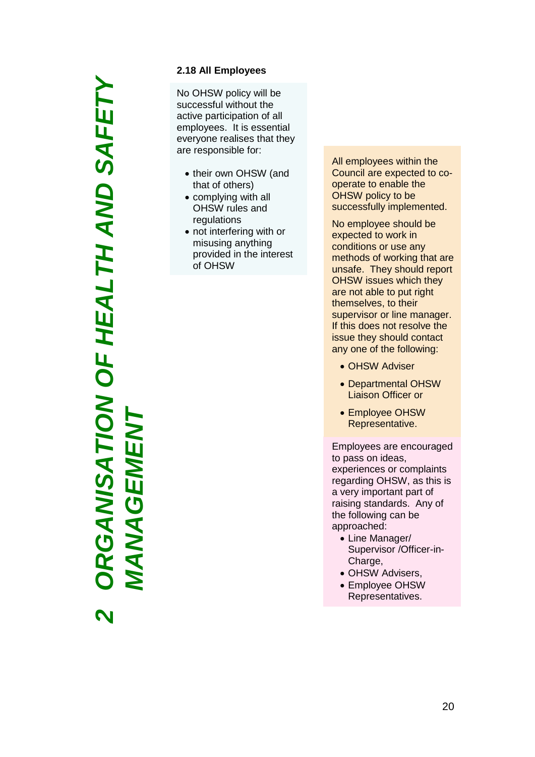# 2 ORGANISATION OF HEALTH AND SAFETY MANAGEMENT

### 2.18 All Employees

No OHSW policy will be successful without the active participation of all employees. It is essential everyone realises that they are responsible for:

- their own OHSW (and that of others)
- complying with all OHSW rules and regulations
- not interfering with or misusing anything provided in the interest of OHSW

All employees within the Council are expected to co-operate to enable the OHSW policy to be successfully implemented.

No employee should be expected to work in conditions or use any methods of working that are unsafe. They should report OHSW issues which they are not able to put right themselves, to their supervisor or line manager. If this does not resolve the issue they should contact any one of the following:

- OHSW Adviser
- Departmental OHSW Liaison Officer or
- Employee OHSW Representative.

Employees are encouraged to pass on ideas, experiences or complaints regarding OHSW, as this is a very important part of raising standards. Any of the following can be approached:

- Line Manager/ Supervisor /Officer-in-Charge,
- OHSW Advisers,
- Employee OHSW Representatives.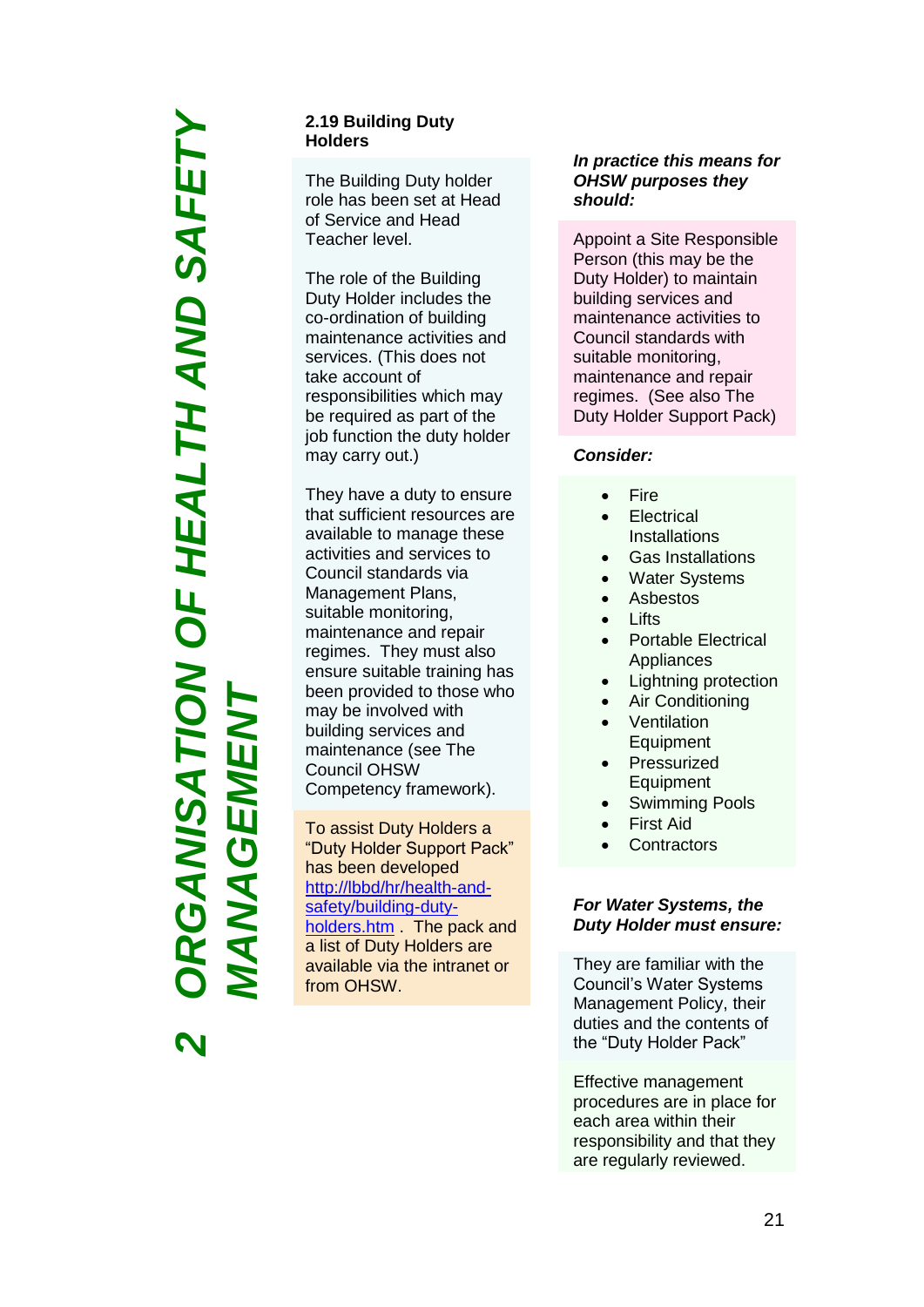## 2.19 Building Duty Holders

The Building Duty holder role has been set at Head of Service and Head Teacher level.

The role of the Building Duty Holder includes the co-ordination of building maintenance activities and services. (This does not take account of responsibilities which may be required as part of the job function the duty holder may carry out.)

They have a duty to ensure that sufficient resources are available to manage these activities and services to Council standards via Management Plans, suitable monitoring, maintenance and repair regimes. They must also ensure suitable training has been provided to those who may be involved with building services and maintenance (see The Council OHSW Competency framework).

To assist Duty Holders a "Duty Holder Support Pack" has been developed [http://lbbd/hr/health-and-safety/building-duty-holders.htm](http://lbbd/hr/health-and-safety/building-duty-holders.htm) . The pack and a list of Duty Holders are available via the intranet or from OHSW.

***In practice this means for OHSW purposes they should:***

Appoint a Site Responsible Person (this may be the Duty Holder) to maintain building services and maintenance activities to Council standards with suitable monitoring, maintenance and repair regimes. (See also The Duty Holder Support Pack)

***Consider:***

- Fire
- Electrical Installations
- Gas Installations
- Water Systems
- Asbestos
- Lifts
- Portable Electrical Appliances
- Lightning protection
- Air Conditioning
- Ventilation Equipment
- Pressurized Equipment
- Swimming Pools
- First Aid
- Contractors

***For Water Systems, the Duty Holder must ensure:***

They are familiar with the Council's Water Systems Management Policy, their duties and the contents of the "Duty Holder Pack"

Effective management procedures are in place for each area within their responsibility and that they are regularly reviewed.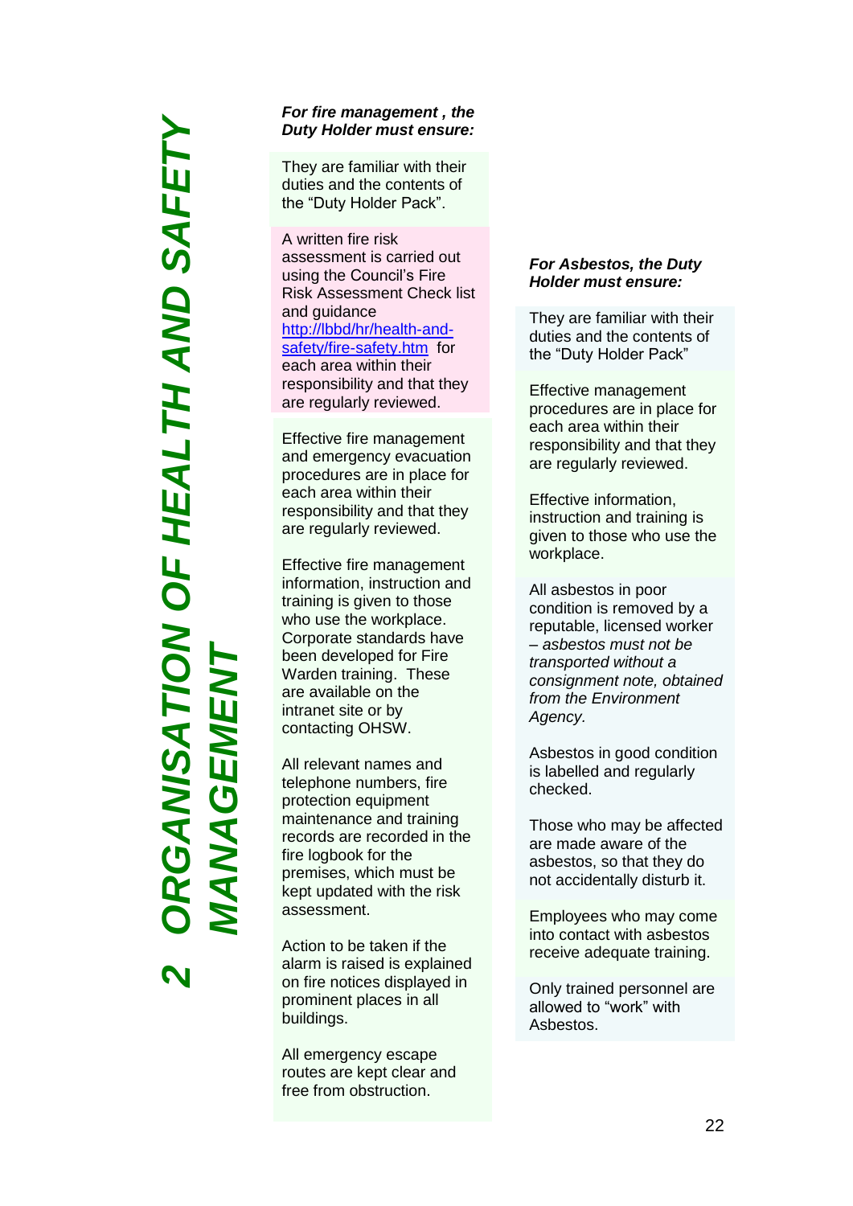# 2 ORGANISATION OF HEALTH AND SAFETY MANAGEMENT

***For fire management , the Duty Holder must ensure:***

They are familiar with their duties and the contents of the "Duty Holder Pack".

A written fire risk assessment is carried out using the Council's Fire Risk Assessment Check list and guidance [http://lbbd/hr/health-and-safety/fire-safety.htm](http://lbbd/hr/health-and-safety/fire-safety.htm) for each area within their responsibility and that they are regularly reviewed.

Effective fire management and emergency evacuation procedures are in place for each area within their responsibility and that they are regularly reviewed.

Effective fire management information, instruction and training is given to those who use the workplace. Corporate standards have been developed for Fire Warden training. These are available on the intranet site or by contacting OHSW.

All relevant names and telephone numbers, fire protection equipment maintenance and training records are recorded in the fire logbook for the premises, which must be kept updated with the risk assessment.

Action to be taken if the alarm is raised is explained on fire notices displayed in prominent places in all buildings.

All emergency escape routes are kept clear and free from obstruction.

***For Asbestos, the Duty Holder must ensure:***

They are familiar with their duties and the contents of the "Duty Holder Pack"

Effective management procedures are in place for each area within their responsibility and that they are regularly reviewed.

Effective information, instruction and training is given to those who use the workplace.

All asbestos in poor condition is removed by a reputable, licensed worker – *asbestos must not be transported without a consignment note, obtained from the Environment Agency.*

Asbestos in good condition is labelled and regularly checked.

Those who may be affected are made aware of the asbestos, so that they do not accidentally disturb it.

Employees who may come into contact with asbestos receive adequate training.

Only trained personnel are allowed to "work" with Asbestos.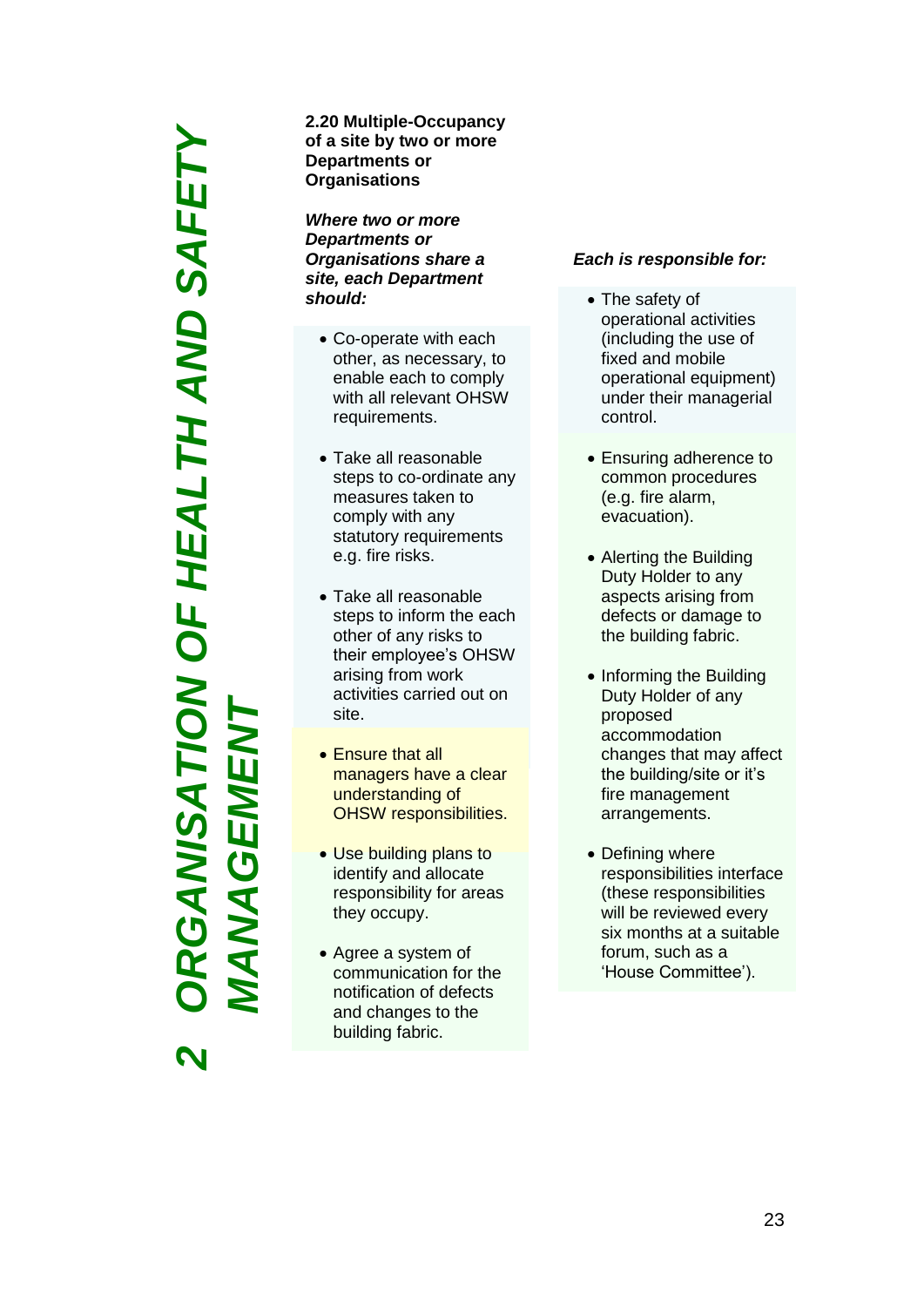## 2.20 Multiple-Occupancy of a site by two or more Departments or Organisations

***Where two or more Departments or Organisations share a site, each Department should:***

- Co-operate with each other, as necessary, to enable each to comply with all relevant OHSW requirements.
- Take all reasonable steps to co-ordinate any measures taken to comply with any statutory requirements e.g. fire risks.
- Take all reasonable steps to inform the each other of any risks to their employee's OHSW arising from work activities carried out on site.
- Ensure that all managers have a clear understanding of OHSW responsibilities.
- Use building plans to identify and allocate responsibility for areas they occupy.
- Agree a system of communication for the notification of defects and changes to the building fabric.

***Each is responsible for:***

- The safety of operational activities (including the use of fixed and mobile operational equipment) under their managerial control.
- Ensuring adherence to common procedures (e.g. fire alarm, evacuation).
- Alerting the Building Duty Holder to any aspects arising from defects or damage to the building fabric.
- Informing the Building Duty Holder of any proposed accommodation changes that may affect the building/site or it's fire management arrangements.
- Defining where responsibilities interface (these responsibilities will be reviewed every six months at a suitable forum, such as a 'House Committee').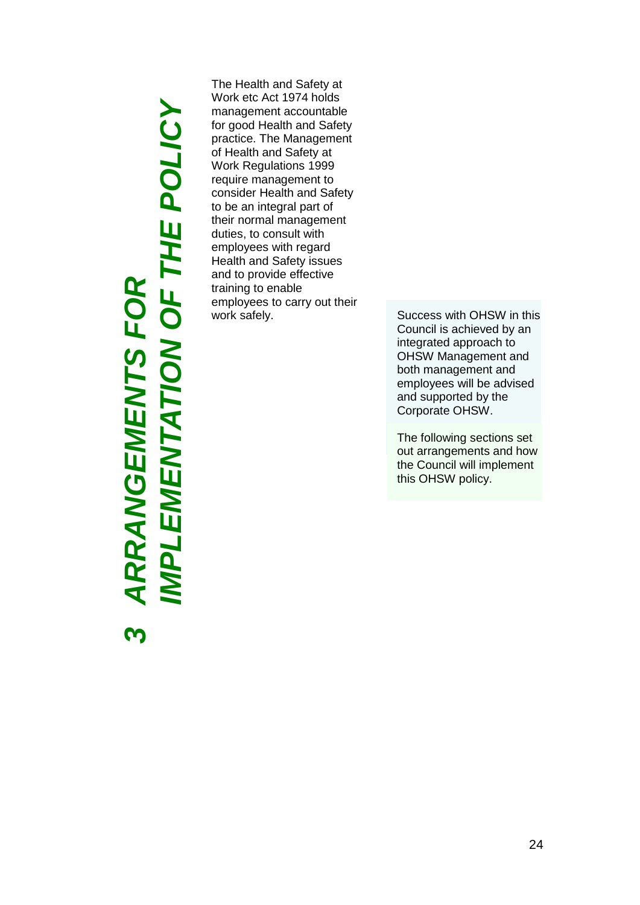# 3 ARRANGEMENTS FOR IMPLEMENTATION OF THE POLICY

The Health and Safety at Work etc Act 1974 holds management accountable for good Health and Safety practice. The Management of Health and Safety at Work Regulations 1999 require management to consider Health and Safety to be an integral part of their normal management duties, to consult with employees with regard Health and Safety issues and to provide effective training to enable employees to carry out their work safely.

Success with OHSW in this Council is achieved by an integrated approach to OHSW Management and both management and employees will be advised and supported by the Corporate OHSW.

The following sections set out arrangements and how the Council will implement this OHSW policy.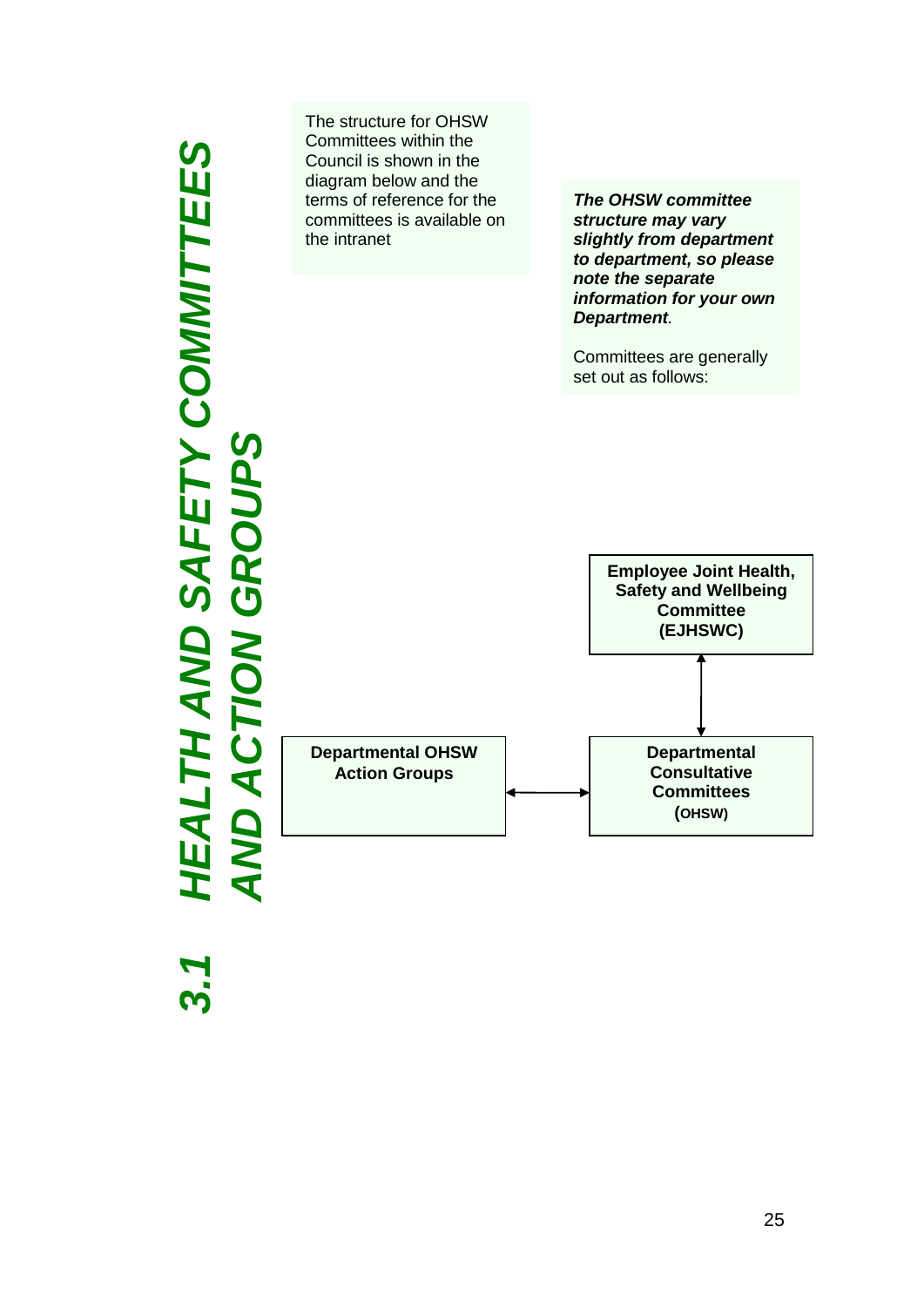# 3.1 HEALTH AND SAFETY COMMITTEES AND ACTION GROUPS

The structure for OHSW Committees within the Council is shown in the diagram below and the terms of reference for the committees is available on the intranet

***The OHSW committee structure may vary slightly from department to department, so please note the separate information for your own Department***.

Committees are generally set out as follows:

**Employee Joint Health, Safety and Wellbeing Committee (EJHSWC)**

↕

**Departmental Consultative Committees (OHSW)** ↔ **Departmental OHSW Action Groups**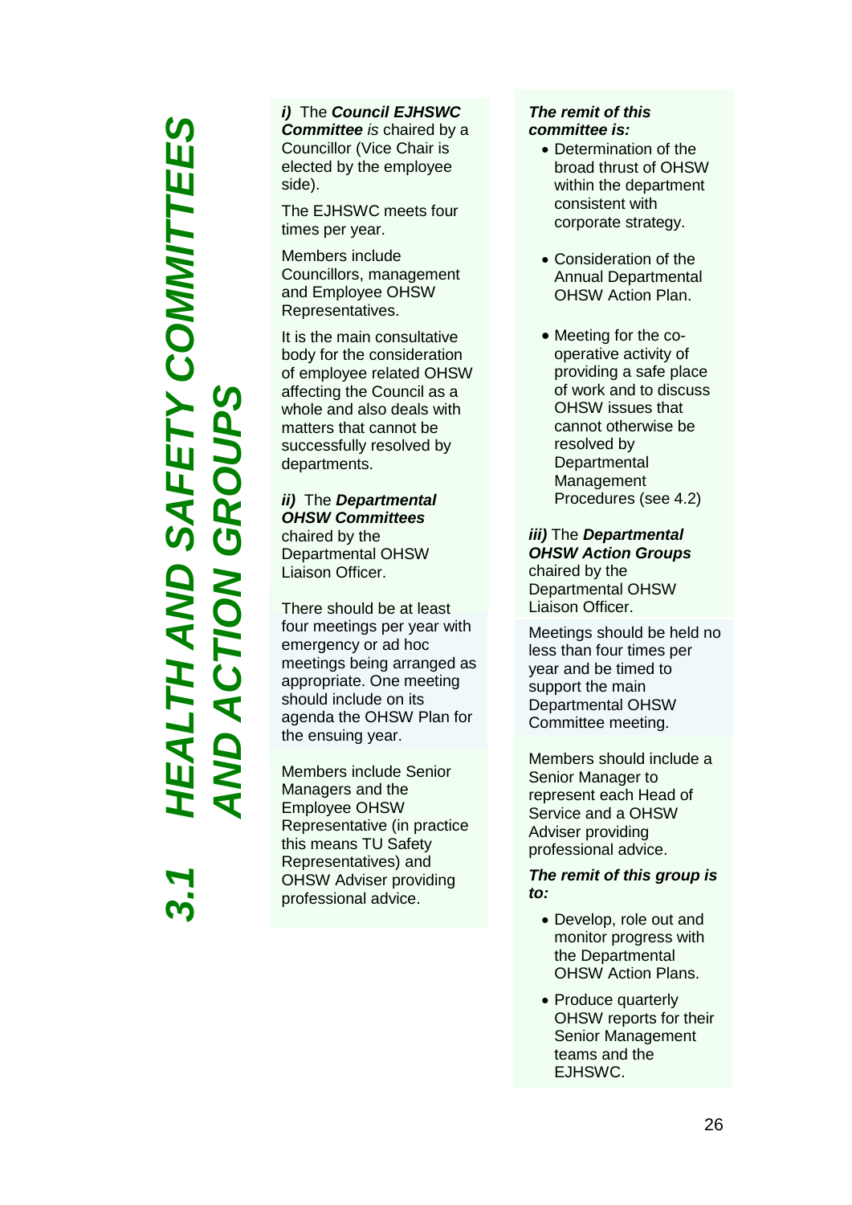# 3.1 HEALTH AND SAFETY COMMITTEES AND ACTION GROUPS

***i)*** The ***Council EJHSWC Committee*** *is* chaired by a Councillor (Vice Chair is elected by the employee side).

The EJHSWC meets four times per year.

Members include Councillors, management and Employee OHSW Representatives.

It is the main consultative body for the consideration of employee related OHSW affecting the Council as a whole and also deals with matters that cannot be successfully resolved by departments.

***The remit of this committee is:***

- Determination of the broad thrust of OHSW within the department consistent with corporate strategy.
- Consideration of the Annual Departmental OHSW Action Plan.
- Meeting for the co-operative activity of providing a safe place of work and to discuss OHSW issues that cannot otherwise be resolved by Departmental Management Procedures (see 4.2)

***ii)*** The ***Departmental OHSW Committees*** chaired by the Departmental OHSW Liaison Officer.

There should be at least four meetings per year with emergency or ad hoc meetings being arranged as appropriate. One meeting should include on its agenda the OHSW Plan for the ensuing year.

Members include Senior Managers and the Employee OHSW Representative (in practice this means TU Safety Representatives) and OHSW Adviser providing professional advice.

***iii)*** The ***Departmental OHSW Action Groups*** chaired by the Departmental OHSW Liaison Officer.

Meetings should be held no less than four times per year and be timed to support the main Departmental OHSW Committee meeting.

Members should include a Senior Manager to represent each Head of Service and a OHSW Adviser providing professional advice.

***The remit of this group is to:***

- Develop, role out and monitor progress with the Departmental OHSW Action Plans.
- Produce quarterly OHSW reports for their Senior Management teams and the EJHSWC.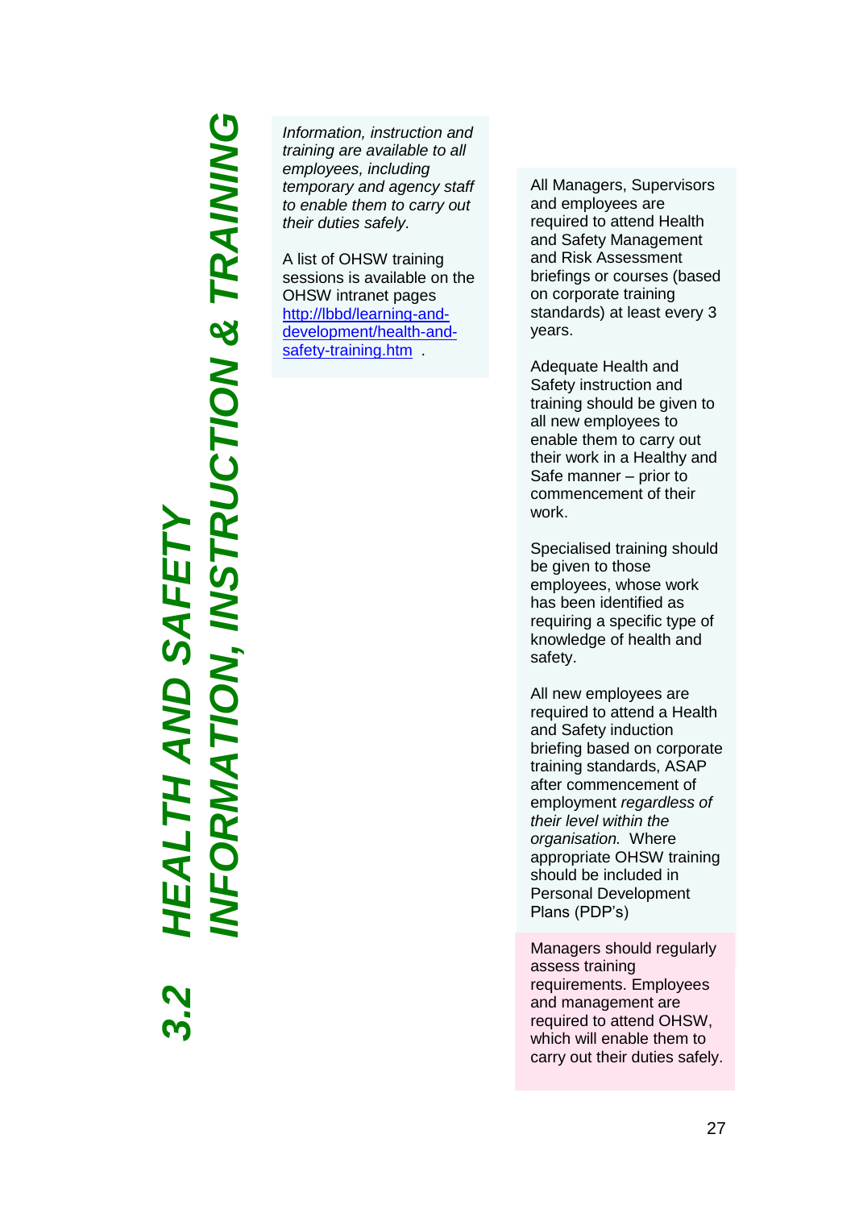# 3.2 HEALTH AND SAFETY INFORMATION, INSTRUCTION & TRAINING

*Information, instruction and training are available to all employees, including temporary and agency staff to enable them to carry out their duties safely.*

A list of OHSW training sessions is available on the OHSW intranet pages [http://lbbd/learning-and-development/health-and-safety-training.htm](http://lbbd/learning-and-development/health-and-safety-training.htm) .

All Managers, Supervisors and employees are required to attend Health and Safety Management and Risk Assessment briefings or courses (based on corporate training standards) at least every 3 years.

Adequate Health and Safety instruction and training should be given to all new employees to enable them to carry out their work in a Healthy and Safe manner – prior to commencement of their work.

Specialised training should be given to those employees, whose work has been identified as requiring a specific type of knowledge of health and safety.

All new employees are required to attend a Health and Safety induction briefing based on corporate training standards, ASAP after commencement of employment *regardless of their level within the organisation.* Where appropriate OHSW training should be included in Personal Development Plans (PDP's)

Managers should regularly assess training requirements. Employees and management are required to attend OHSW, which will enable them to carry out their duties safely.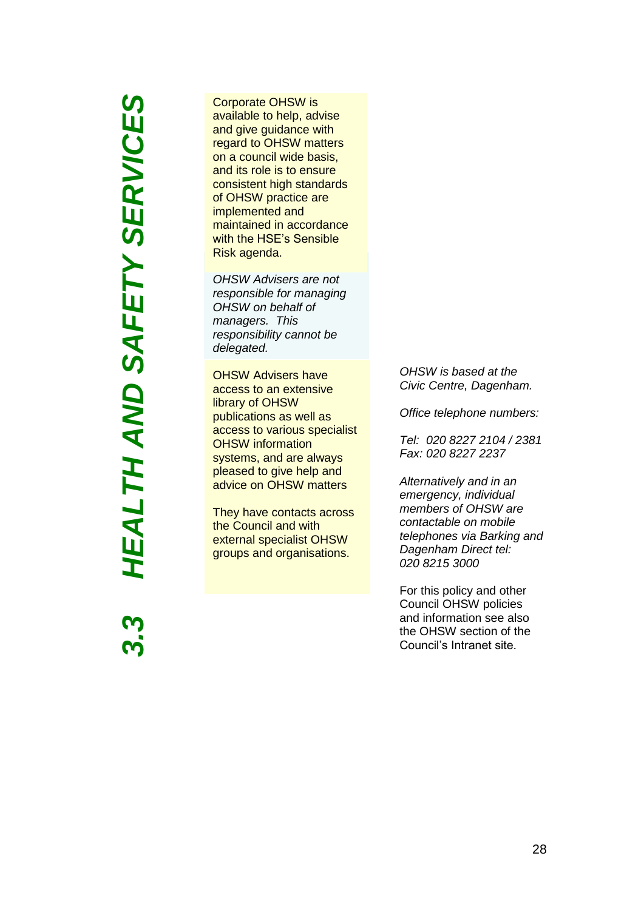## *3.3 HEALTH AND SAFETY SERVICES*

Corporate OHSW is available to help, advise and give guidance with regard to OHSW matters on a council wide basis, and its role is to ensure consistent high standards of OHSW practice are implemented and maintained in accordance with the HSE's Sensible Risk agenda.

*OHSW Advisers are not responsible for managing OHSW on behalf of managers. This responsibility cannot be delegated.*

OHSW Advisers have access to an extensive library of OHSW publications as well as access to various specialist OHSW information systems, and are always pleased to give help and advice on OHSW matters

They have contacts across the Council and with external specialist OHSW groups and organisations.

*OHSW is based at the Civic Centre, Dagenham.*

*Office telephone numbers:*

*Tel: 020 8227 2104 / 2381*
*Fax: 020 8227 2237*

*Alternatively and in an emergency, individual members of OHSW are contactable on mobile telephones via Barking and Dagenham Direct tel: 020 8215 3000*

For this policy and other Council OHSW policies and information see also the OHSW section of the Council's Intranet site.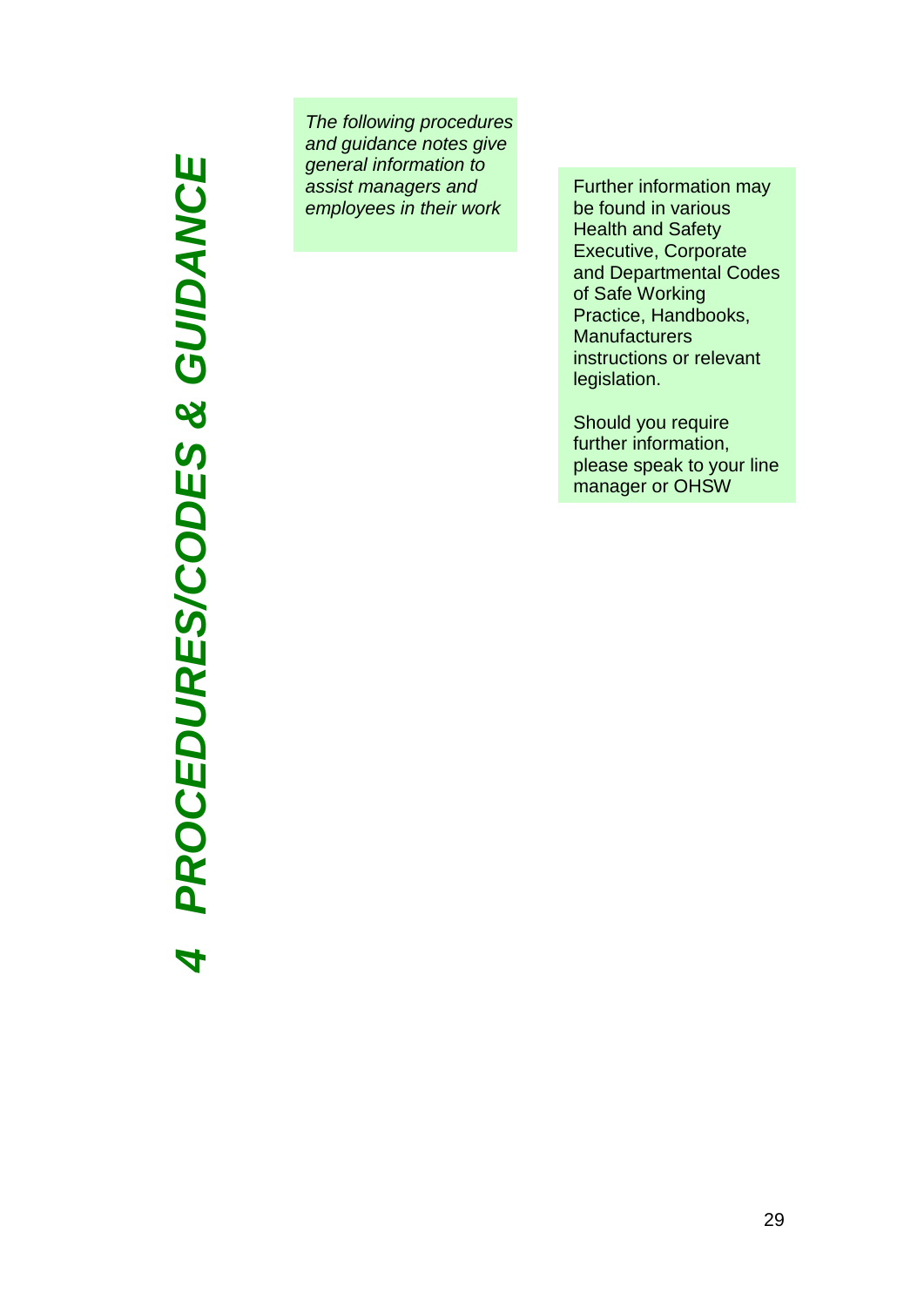# *4 PROCEDURES/CODES & GUIDANCE*

*The following procedures and guidance notes give general information to assist managers and employees in their work*

Further information may be found in various Health and Safety Executive, Corporate and Departmental Codes of Safe Working Practice, Handbooks, Manufacturers instructions or relevant legislation.

Should you require further information, please speak to your line manager or OHSW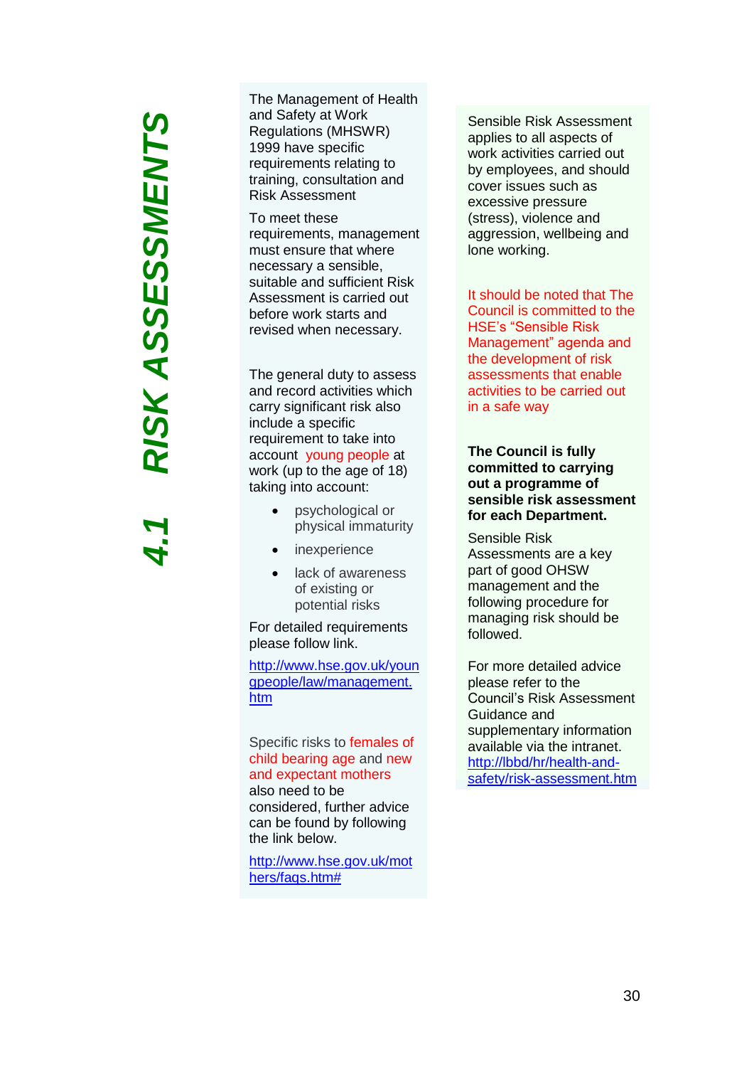# 4.1 RISK ASSESSMENTS

The Management of Health and Safety at Work Regulations (MHSWR) 1999 have specific requirements relating to training, consultation and Risk Assessment

To meet these requirements, management must ensure that where necessary a sensible, suitable and sufficient Risk Assessment is carried out before work starts and revised when necessary.

The general duty to assess and record activities which carry significant risk also include a specific requirement to take into account young people at work (up to the age of 18) taking into account:

- psychological or physical immaturity
- inexperience
- lack of awareness of existing or potential risks

For detailed requirements please follow link.

http://www.hse.gov.uk/youngpeople/law/management.htm

Specific risks to females of child bearing age and new and expectant mothers also need to be considered, further advice can be found by following the link below.

http://www.hse.gov.uk/mothers/faqs.htm#

Sensible Risk Assessment applies to all aspects of work activities carried out by employees, and should cover issues such as excessive pressure (stress), violence and aggression, wellbeing and lone working.

It should be noted that The Council is committed to the HSE's "Sensible Risk Management" agenda and the development of risk assessments that enable activities to be carried out in a safe way

**The Council is fully committed to carrying out a programme of sensible risk assessment for each Department.**

Sensible Risk Assessments are a key part of good OHSW management and the following procedure for managing risk should be followed.

For more detailed advice please refer to the Council's Risk Assessment Guidance and supplementary information available via the intranet. http://lbbd/hr/health-and-safety/risk-assessment.htm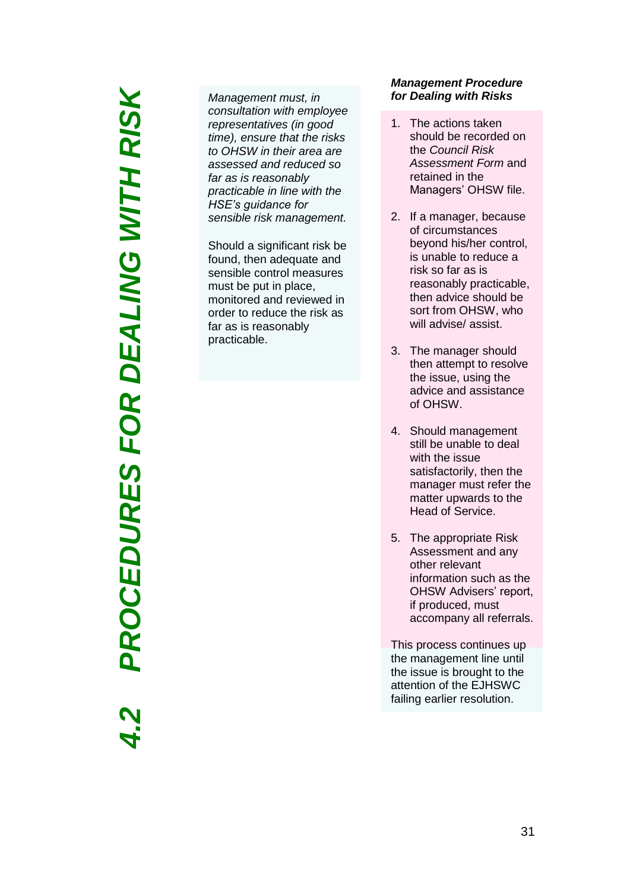# 4.2 PROCEDURES FOR DEALING WITH RISK

*Management must, in consultation with employee representatives (in good time), ensure that the risks to OHSW in their area are assessed and reduced so far as is reasonably practicable in line with the HSE's guidance for sensible risk management.*

Should a significant risk be found, then adequate and sensible control measures must be put in place, monitored and reviewed in order to reduce the risk as far as is reasonably practicable.

***Management Procedure for Dealing with Risks***

1. The actions taken should be recorded on the *Council Risk Assessment Form* and retained in the Managers' OHSW file.

2. If a manager, because of circumstances beyond his/her control, is unable to reduce a risk so far as is reasonably practicable, then advice should be sort from OHSW, who will advise/ assist.

3. The manager should then attempt to resolve the issue, using the advice and assistance of OHSW.

4. Should management still be unable to deal with the issue satisfactorily, then the manager must refer the matter upwards to the Head of Service.

5. The appropriate Risk Assessment and any other relevant information such as the OHSW Advisers' report, if produced, must accompany all referrals.

This process continues up the management line until the issue is brought to the attention of the EJHSWC failing earlier resolution.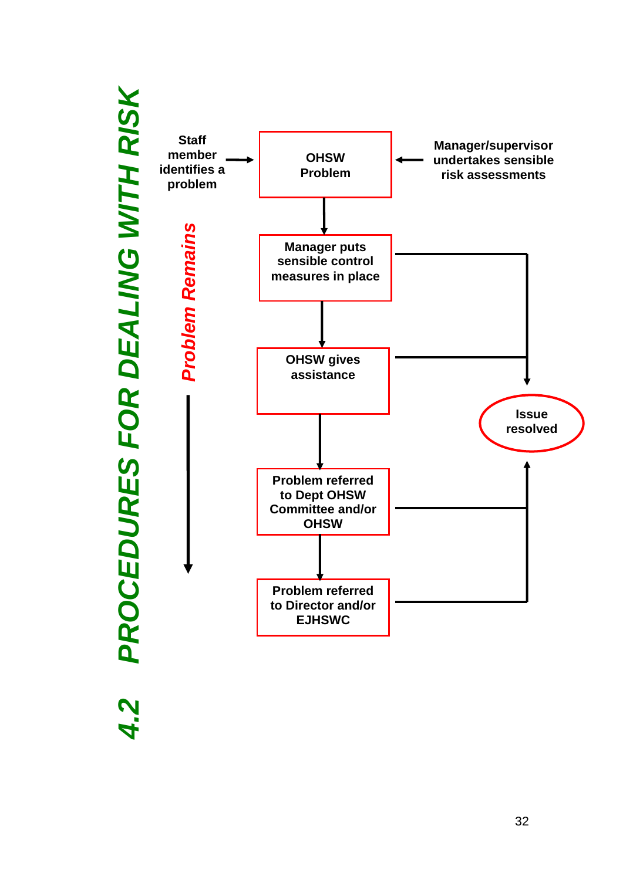## 4.2 PROCEDURES FOR DEALING WITH RISK

Staff member identifies a problem → **OHSW Problem** ← Manager/supervisor undertakes sensible risk assessments

**OHSW Problem**
↓
**Manager puts sensible control measures in place** → Issue resolved
↓
**OHSW gives assistance** → Issue resolved
↓
**Problem referred to Dept OHSW Committee and/or OHSW** → Issue resolved
↓
**Problem referred to Director and/or EJHSWC** → Issue resolved

*Problem Remains* ↓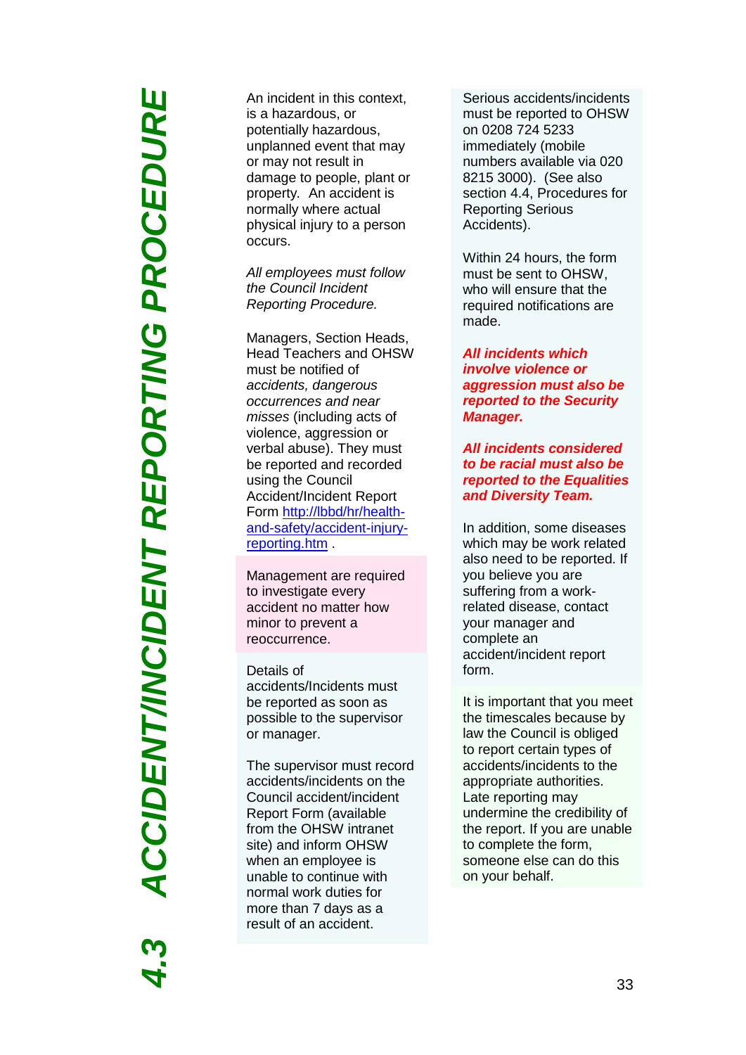# 4.3 ACCIDENT/INCIDENT REPORTING PROCEDURE

An incident in this context, is a hazardous, or potentially hazardous, unplanned event that may or may not result in damage to people, plant or property. An accident is normally where actual physical injury to a person occurs.

*All employees must follow the Council Incident Reporting Procedure.*

Managers, Section Heads, Head Teachers and OHSW must be notified of *accidents, dangerous occurrences and near misses* (including acts of violence, aggression or verbal abuse). They must be reported and recorded using the Council Accident/Incident Report Form [http://lbbd/hr/health-and-safety/accident-injury-reporting.htm](http://lbbd/hr/health-and-safety/accident-injury-reporting.htm) .

Management are required to investigate every accident no matter how minor to prevent a reoccurrence.

Details of accidents/Incidents must be reported as soon as possible to the supervisor or manager.

The supervisor must record accidents/incidents on the Council accident/incident Report Form (available from the OHSW intranet site) and inform OHSW when an employee is unable to continue with normal work duties for more than 7 days as a result of an accident.

Serious accidents/incidents must be reported to OHSW on 0208 724 5233 immediately (mobile numbers available via 020 8215 3000). (See also section 4.4, Procedures for Reporting Serious Accidents).

Within 24 hours, the form must be sent to OHSW, who will ensure that the required notifications are made.

***All incidents which involve violence or aggression must also be reported to the Security Manager.***

***All incidents considered to be racial must also be reported to the Equalities and Diversity Team.***

In addition, some diseases which may be work related also need to be reported. If you believe you are suffering from a work-related disease, contact your manager and complete an accident/incident report form.

It is important that you meet the timescales because by law the Council is obliged to report certain types of accidents/incidents to the appropriate authorities. Late reporting may undermine the credibility of the report. If you are unable to complete the form, someone else can do this on your behalf.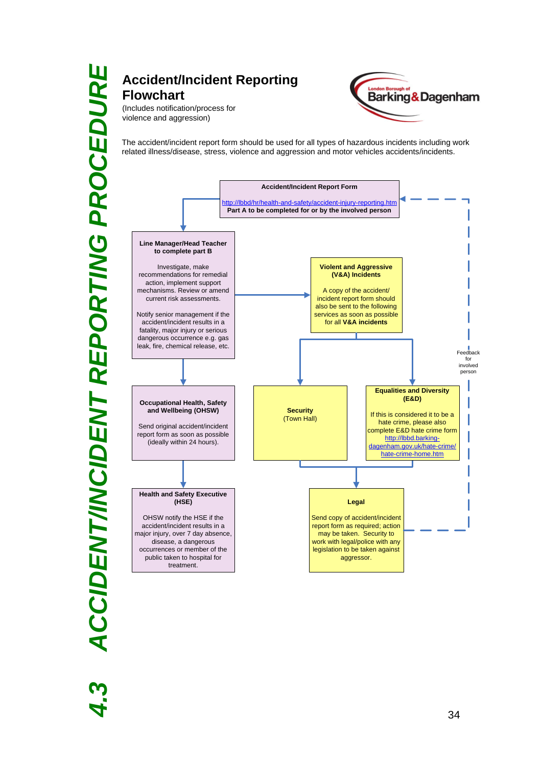# 4.3 ACCIDENT/INCIDENT REPORTING PROCEDURE

## Accident/Incident Reporting Flowchart

(Includes notification/process for violence and aggression)

London Borough of Barking & Dagenham

The accident/incident report form should be used for all types of hazardous incidents including work related illness/disease, stress, violence and aggression and motor vehicles accidents/incidents.

**Accident/Incident Report Form**

http://lbbd/hr/health-and-safety/accident-injury-reporting.htm

**Part A to be completed for or by the involved person**

**Line Manager/Head Teacher to complete part B**

Investigate, make recommendations for remedial action, implement support mechanisms. Review or amend current risk assessments.

Notify senior management if the accident/incident results in a fatality, major injury or serious dangerous occurrence e.g. gas leak, fire, chemical release, etc.

**Violent and Aggressive (V&A) Incidents**

A copy of the accident/ incident report form should also be sent to the following services as soon as possible for all **V&A incidents**

**Occupational Health, Safety and Wellbeing (OHSW)**

Send original accident/incident report form as soon as possible (ideally within 24 hours).

**Security**

(Town Hall)

**Equalities and Diversity (E&D)**

If this is considered it to be a hate crime, please also complete E&D hate crime form http://lbbd.barking-dagenham.gov.uk/hate-crime/hate-crime-home.htm

**Health and Safety Executive (HSE)**

OHSW notify the HSE if the accident/incident results in a major injury, over 7 day absence, disease, a dangerous occurrences or member of the public taken to hospital for treatment.

**Legal**

Send copy of accident/incident report form as required; action may be taken. Security to work with legal/police with any legislation to be taken against aggressor.

Feedback for involved person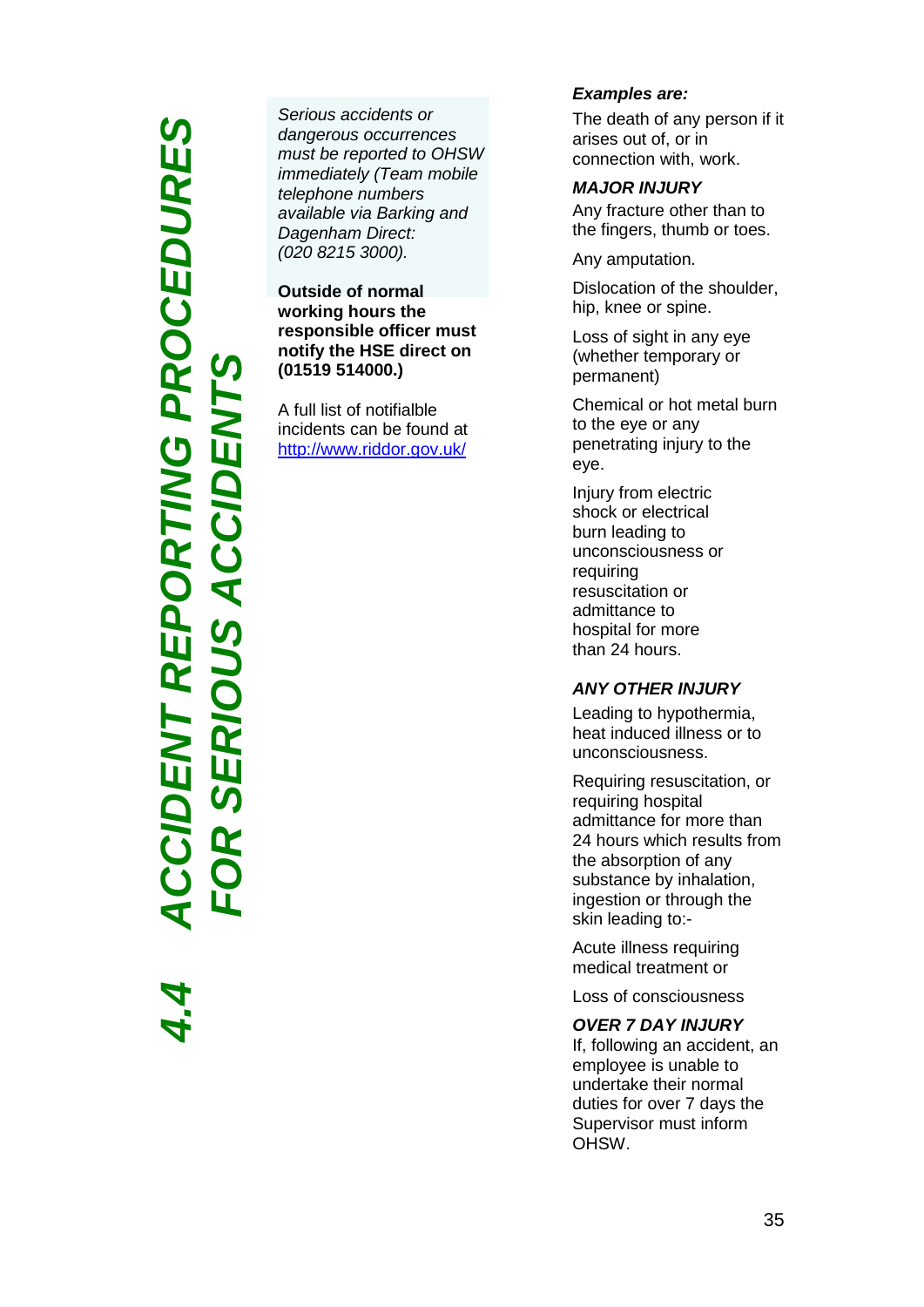## 4.4 ACCIDENT REPORTING PROCEDURES FOR SERIOUS ACCIDENTS

*Serious accidents or dangerous occurrences must be reported to OHSW immediately (Team mobile telephone numbers available via Barking and Dagenham Direct: (020 8215 3000).*

**Outside of normal working hours the responsible officer must notify the HSE direct on (01519 514000.)**

A full list of notifialble incidents can be found at http://www.riddor.gov.uk/

***Examples are:***

The death of any person if it arises out of, or in connection with, work.

***MAJOR INJURY***

Any fracture other than to the fingers, thumb or toes.

Any amputation.

Dislocation of the shoulder, hip, knee or spine.

Loss of sight in any eye (whether temporary or permanent)

Chemical or hot metal burn to the eye or any penetrating injury to the eye.

Injury from electric shock or electrical burn leading to unconsciousness or requiring resuscitation or admittance to hospital for more than 24 hours.

***ANY OTHER INJURY***

Leading to hypothermia, heat induced illness or to unconsciousness.

Requiring resuscitation, or requiring hospital admittance for more than 24 hours which results from the absorption of any substance by inhalation, ingestion or through the skin leading to:-

Acute illness requiring medical treatment or

Loss of consciousness

***OVER 7 DAY INJURY***

If, following an accident, an employee is unable to undertake their normal duties for over 7 days the Supervisor must inform OHSW.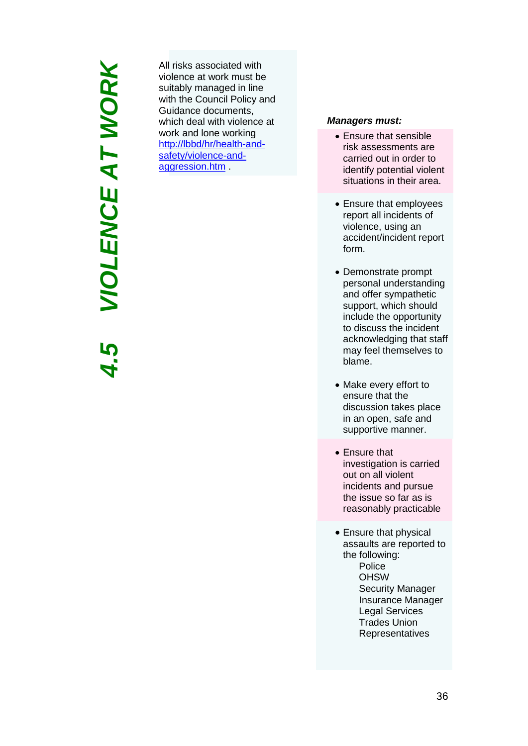# 4.5 VIOLENCE AT WORK

All risks associated with violence at work must be suitably managed in line with the Council Policy and Guidance documents, which deal with violence at work and lone working http://lbbd/hr/health-and-safety/violence-and-aggression.htm .

***Managers must:***

- Ensure that sensible risk assessments are carried out in order to identify potential violent situations in their area.
- Ensure that employees report all incidents of violence, using an accident/incident report form.
- Demonstrate prompt personal understanding and offer sympathetic support, which should include the opportunity to discuss the incident acknowledging that staff may feel themselves to blame.
- Make every effort to ensure that the discussion takes place in an open, safe and supportive manner.
- Ensure that investigation is carried out on all violent incidents and pursue the issue so far as is reasonably practicable
- Ensure that physical assaults are reported to the following:
  - Police
  - OHSW
  - Security Manager
  - Insurance Manager
  - Legal Services
  - Trades Union Representatives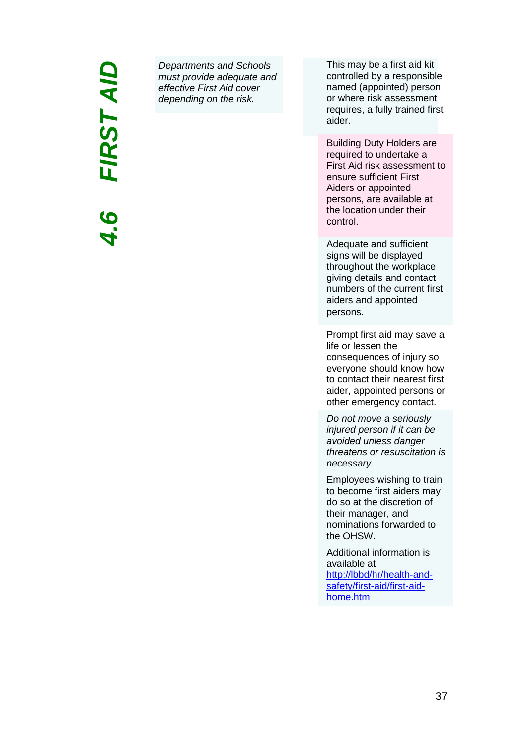# 4.6 FIRST AID

*Departments and Schools must provide adequate and effective First Aid cover depending on the risk.*

This may be a first aid kit controlled by a responsible named (appointed) person or where risk assessment requires, a fully trained first aider.

Building Duty Holders are required to undertake a First Aid risk assessment to ensure sufficient First Aiders or appointed persons, are available at the location under their control.

Adequate and sufficient signs will be displayed throughout the workplace giving details and contact numbers of the current first aiders and appointed persons.

Prompt first aid may save a life or lessen the consequences of injury so everyone should know how to contact their nearest first aider, appointed persons or other emergency contact.

*Do not move a seriously injured person if it can be avoided unless danger threatens or resuscitation is necessary.*

Employees wishing to train to become first aiders may do so at the discretion of their manager, and nominations forwarded to the OHSW.

Additional information is available at [http://lbbd/hr/health-and-safety/first-aid/first-aid-home.htm](http://lbbd/hr/health-and-safety/first-aid/first-aid-home.htm)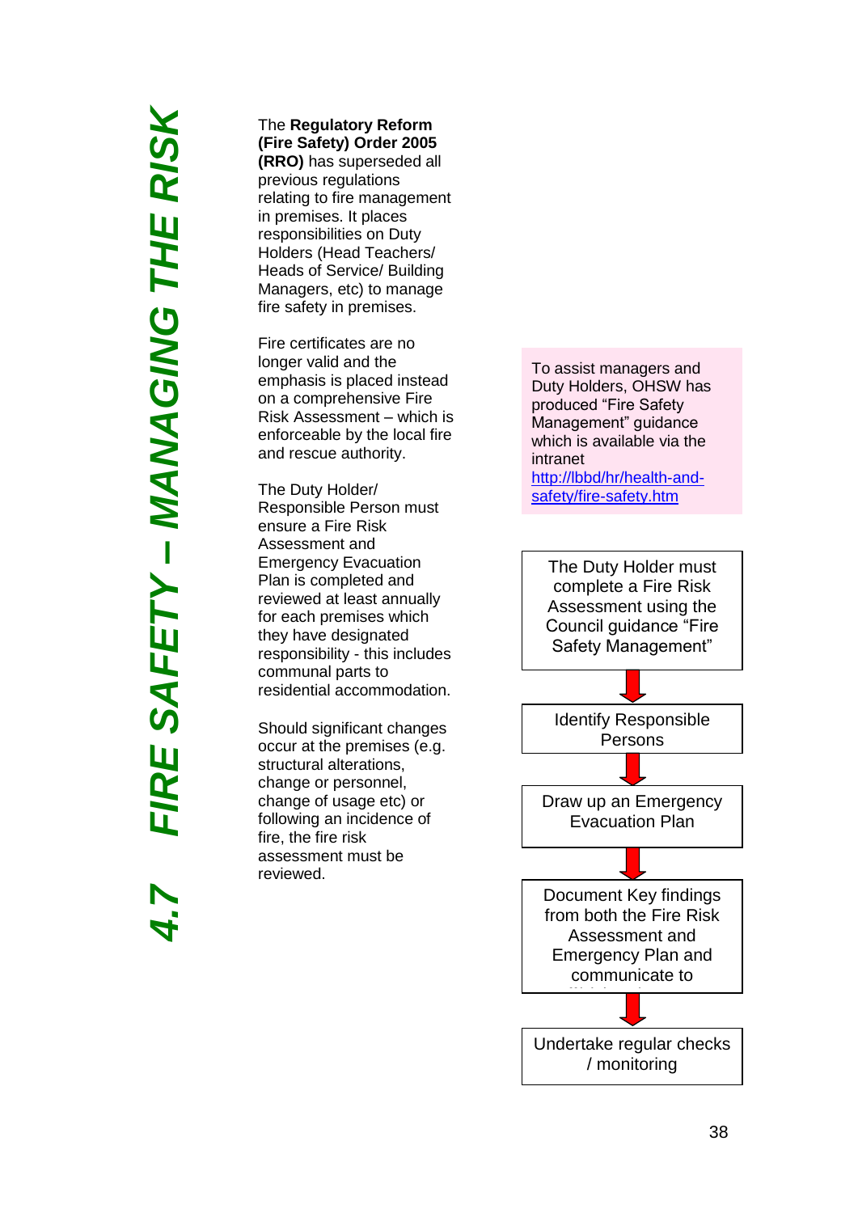# 4.7 FIRE SAFETY – MANAGING THE RISK

The **Regulatory Reform (Fire Safety) Order 2005 (RRO)** has superseded all previous regulations relating to fire management in premises. It places responsibilities on Duty Holders (Head Teachers/ Heads of Service/ Building Managers, etc) to manage fire safety in premises.

Fire certificates are no longer valid and the emphasis is placed instead on a comprehensive Fire Risk Assessment – which is enforceable by the local fire and rescue authority.

The Duty Holder/ Responsible Person must ensure a Fire Risk Assessment and Emergency Evacuation Plan is completed and reviewed at least annually for each premises which they have designated responsibility - this includes communal parts to residential accommodation.

Should significant changes occur at the premises (e.g. structural alterations, change or personnel, change of usage etc) or following an incidence of fire, the fire risk assessment must be reviewed.

To assist managers and Duty Holders, OHSW has produced "Fire Safety Management" guidance which is available via the intranet [http://lbbd/hr/health-and-safety/fire-safety.htm](http://lbbd/hr/health-and-safety/fire-safety.htm)

The Duty Holder must complete a Fire Risk Assessment using the Council guidance "Fire Safety Management"

↓

Identify Responsible Persons

↓

Draw up an Emergency Evacuation Plan

↓

Document Key findings from both the Fire Risk Assessment and Emergency Plan and communicate to

↓

Undertake regular checks / monitoring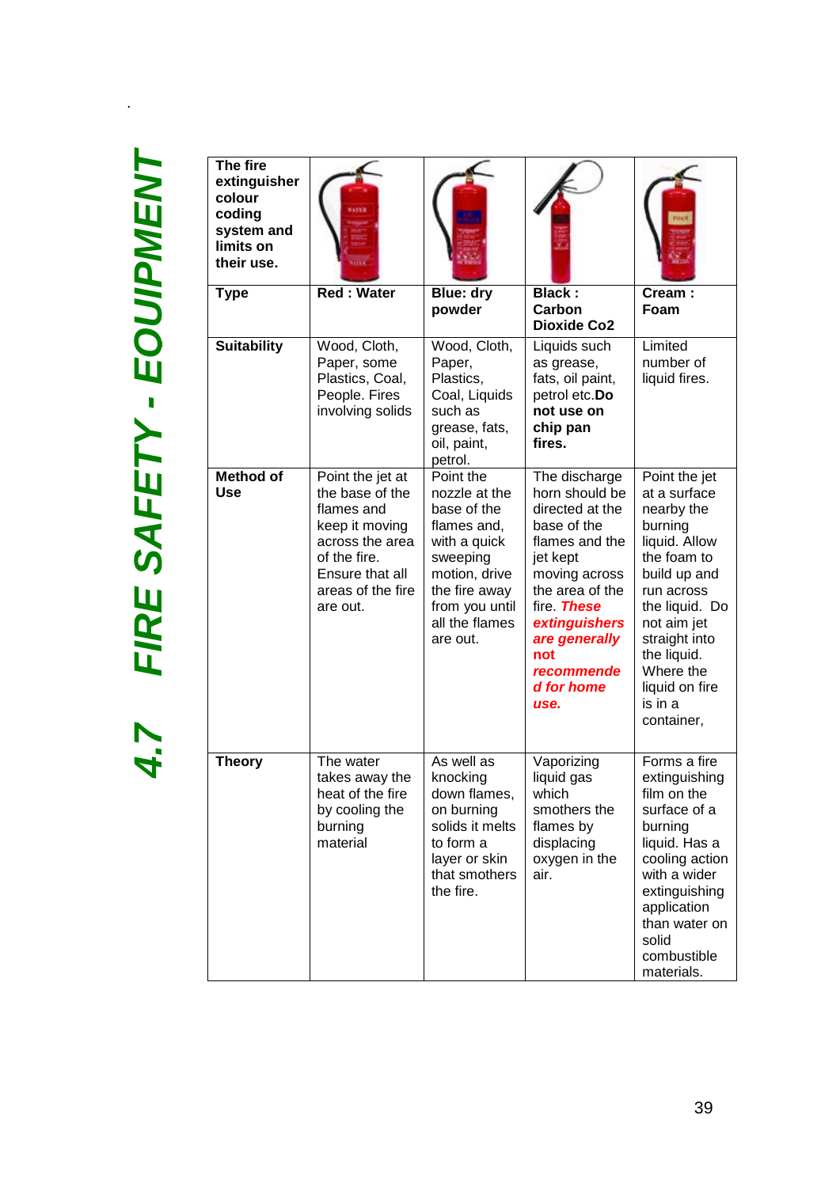# 4.7 FIRE SAFETY - EQUIPMENT

| The fire extinguisher colour coding system and limits on their use. | | | | |
|---|---|---|---|---|
| **Type** | **Red : Water** | **Blue: dry powder** | **Black : Carbon Dioxide Co2** | **Cream : Foam** |
| **Suitability** | Wood, Cloth, Paper, some Plastics, Coal, People. Fires involving solids | Wood, Cloth, Paper, Plastics, Coal, Liquids such as grease, fats, oil, paint, petrol. | Liquids such as grease, fats, oil paint, petrol etc.**Do not use on chip pan fires.** | Limited number of liquid fires. |
| **Method of Use** | Point the jet at the base of the flames and keep it moving across the area of the fire. Ensure that all areas of the fire are out. | Point the nozzle at the base of the flames and, with a quick sweeping motion, drive the fire away from you until all the flames are out. | The discharge horn should be directed at the base of the flames and the jet kept moving across the area of the fire. ***These extinguishers are generally not recommended for home use.*** | Point the jet at a surface nearby the burning liquid. Allow the foam to build up and run across the liquid. Do not aim jet straight into the liquid. Where the liquid on fire is in a container, |
| **Theory** | The water takes away the heat of the fire by cooling the burning material | As well as knocking down flames, on burning solids it melts to form a layer or skin that smothers the fire. | Vaporizing liquid gas which smothers the flames by displacing oxygen in the air. | Forms a fire extinguishing film on the surface of a burning liquid. Has a cooling action with a wider extinguishing application than water on solid combustible materials. |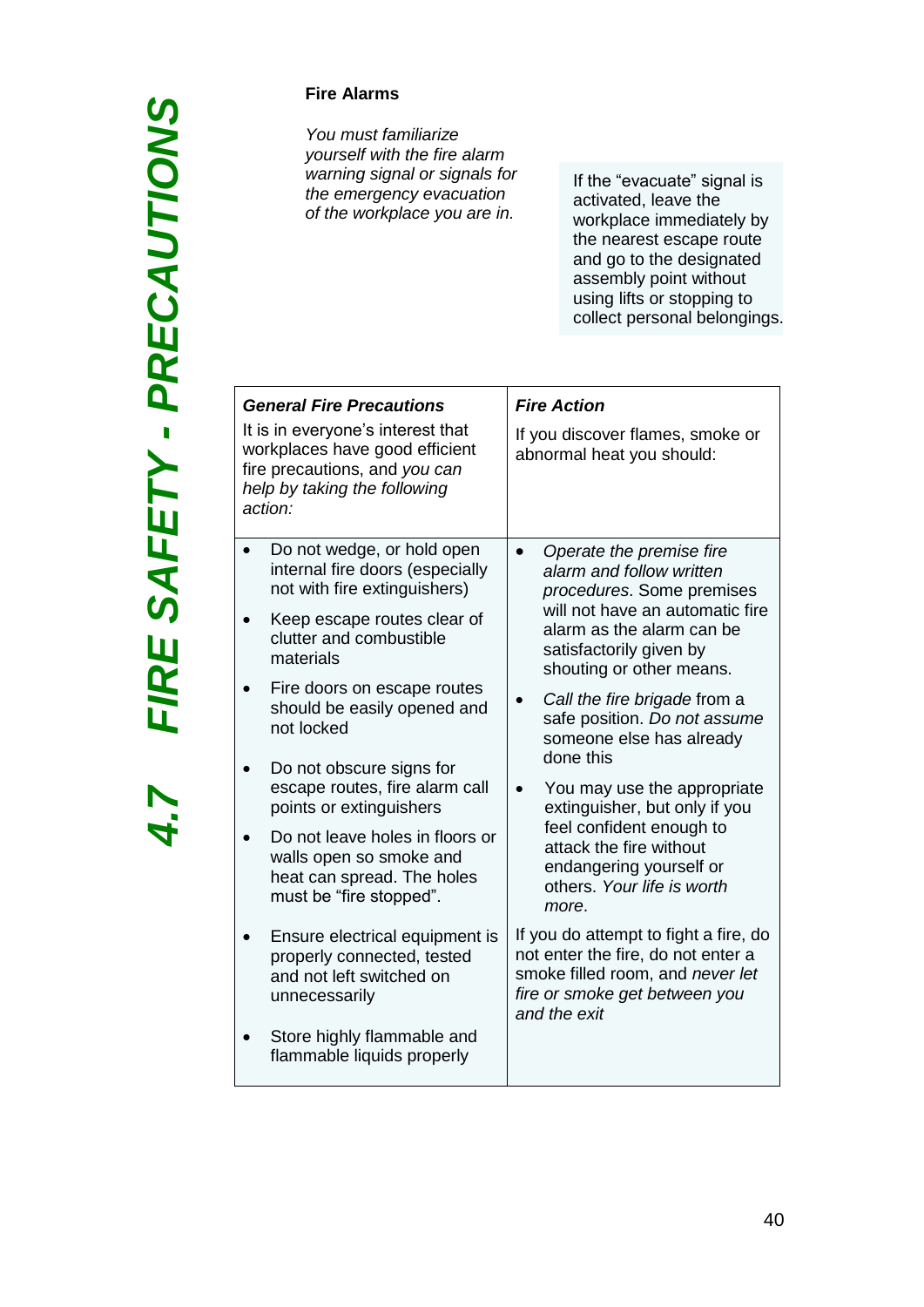# 4.7 FIRE SAFETY - PRECAUTIONS

**Fire Alarms**

*You must familiarize yourself with the fire alarm warning signal or signals for the emergency evacuation of the workplace you are in.*

If the "evacuate" signal is activated, leave the workplace immediately by the nearest escape route and go to the designated assembly point without using lifts or stopping to collect personal belongings.

| ***General Fire Precautions***<br>It is in everyone's interest that workplaces have good efficient fire precautions, and *you can help by taking the following action:* | ***Fire Action***<br>If you discover flames, smoke or abnormal heat you should: |
|---|---|
| • Do not wedge, or hold open internal fire doors (especially not with fire extinguishers)<br>• Keep escape routes clear of clutter and combustible materials<br>• Fire doors on escape routes should be easily opened and not locked<br>• Do not obscure signs for escape routes, fire alarm call points or extinguishers<br>• Do not leave holes in floors or walls open so smoke and heat can spread. The holes must be "fire stopped".<br>• Ensure electrical equipment is properly connected, tested and not left switched on unnecessarily<br>• Store highly flammable and flammable liquids properly | • *Operate the premise fire alarm and follow written procedures*. Some premises will not have an automatic fire alarm as the alarm can be satisfactorily given by shouting or other means.<br>• *Call the fire brigade* from a safe position. *Do not assume* someone else has already done this<br>• You may use the appropriate extinguisher, but only if you feel confident enough to attack the fire without endangering yourself or others. *Your life is worth more*.<br><br>If you do attempt to fight a fire, do not enter the fire, do not enter a smoke filled room, and *never let fire or smoke get between you and the exit* |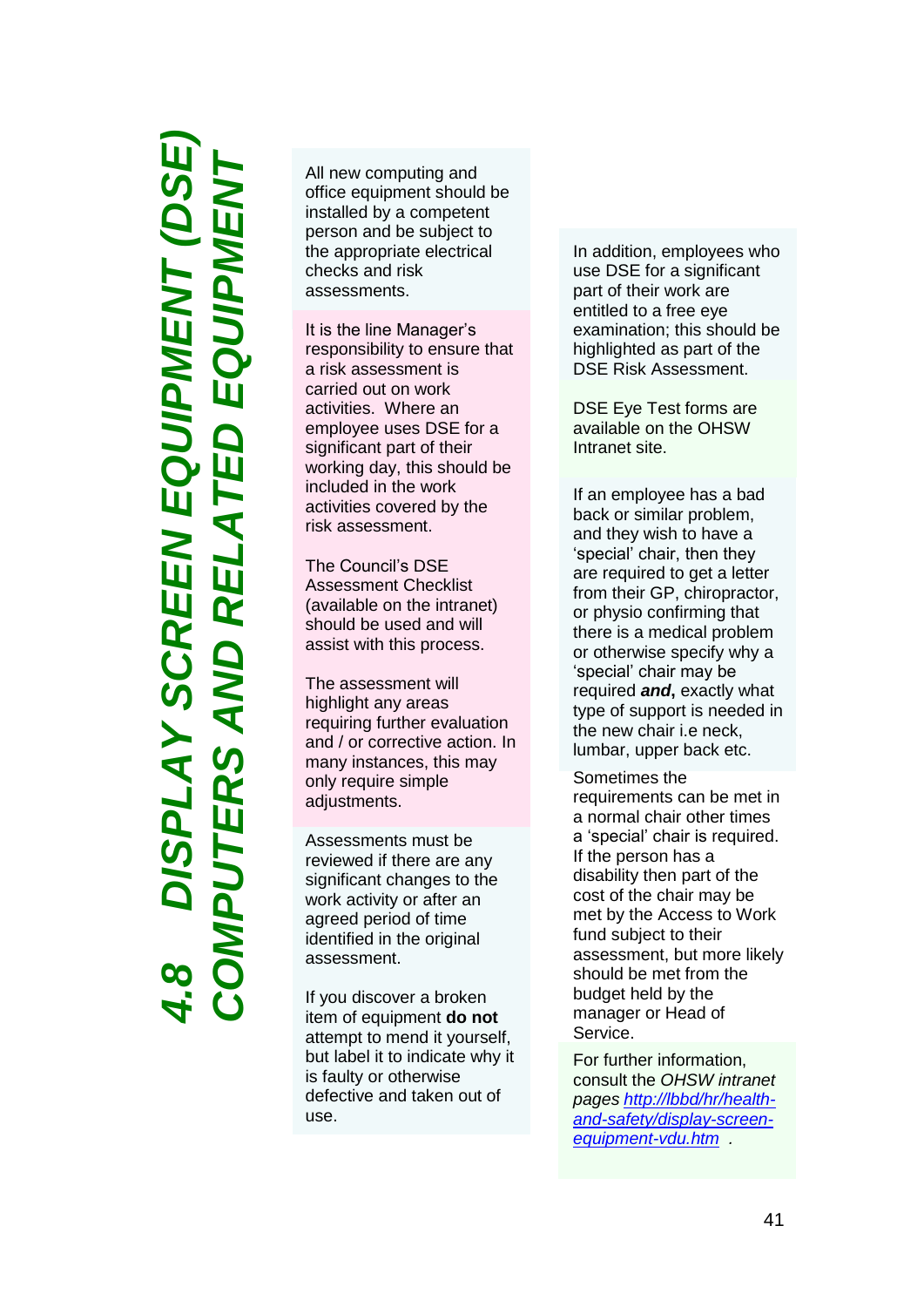# 4.8 DISPLAY SCREEN EQUIPMENT (DSE) COMPUTERS AND RELATED EQUIPMENT

All new computing and office equipment should be installed by a competent person and be subject to the appropriate electrical checks and risk assessments.

It is the line Manager's responsibility to ensure that a risk assessment is carried out on work activities. Where an employee uses DSE for a significant part of their working day, this should be included in the work activities covered by the risk assessment.

The Council's DSE Assessment Checklist (available on the intranet) should be used and will assist with this process.

The assessment will highlight any areas requiring further evaluation and / or corrective action. In many instances, this may only require simple adjustments.

Assessments must be reviewed if there are any significant changes to the work activity or after an agreed period of time identified in the original assessment.

If you discover a broken item of equipment **do not** attempt to mend it yourself, but label it to indicate why it is faulty or otherwise defective and taken out of use.

In addition, employees who use DSE for a significant part of their work are entitled to a free eye examination; this should be highlighted as part of the DSE Risk Assessment.

DSE Eye Test forms are available on the OHSW Intranet site.

If an employee has a bad back or similar problem, and they wish to have a 'special' chair, then they are required to get a letter from their GP, chiropractor, or physio confirming that there is a medical problem or otherwise specify why a 'special' chair may be required ***and***, exactly what type of support is needed in the new chair i.e neck, lumbar, upper back etc.

Sometimes the requirements can be met in a normal chair other times a 'special' chair is required. If the person has a disability then part of the cost of the chair may be met by the Access to Work fund subject to their assessment, but more likely should be met from the budget held by the manager or Head of Service.

For further information, consult the *OHSW intranet pages* [http://lbbd/hr/health-and-safety/display-screen-equipment-vdu.htm](http://lbbd/hr/health-and-safety/display-screen-equipment-vdu.htm) .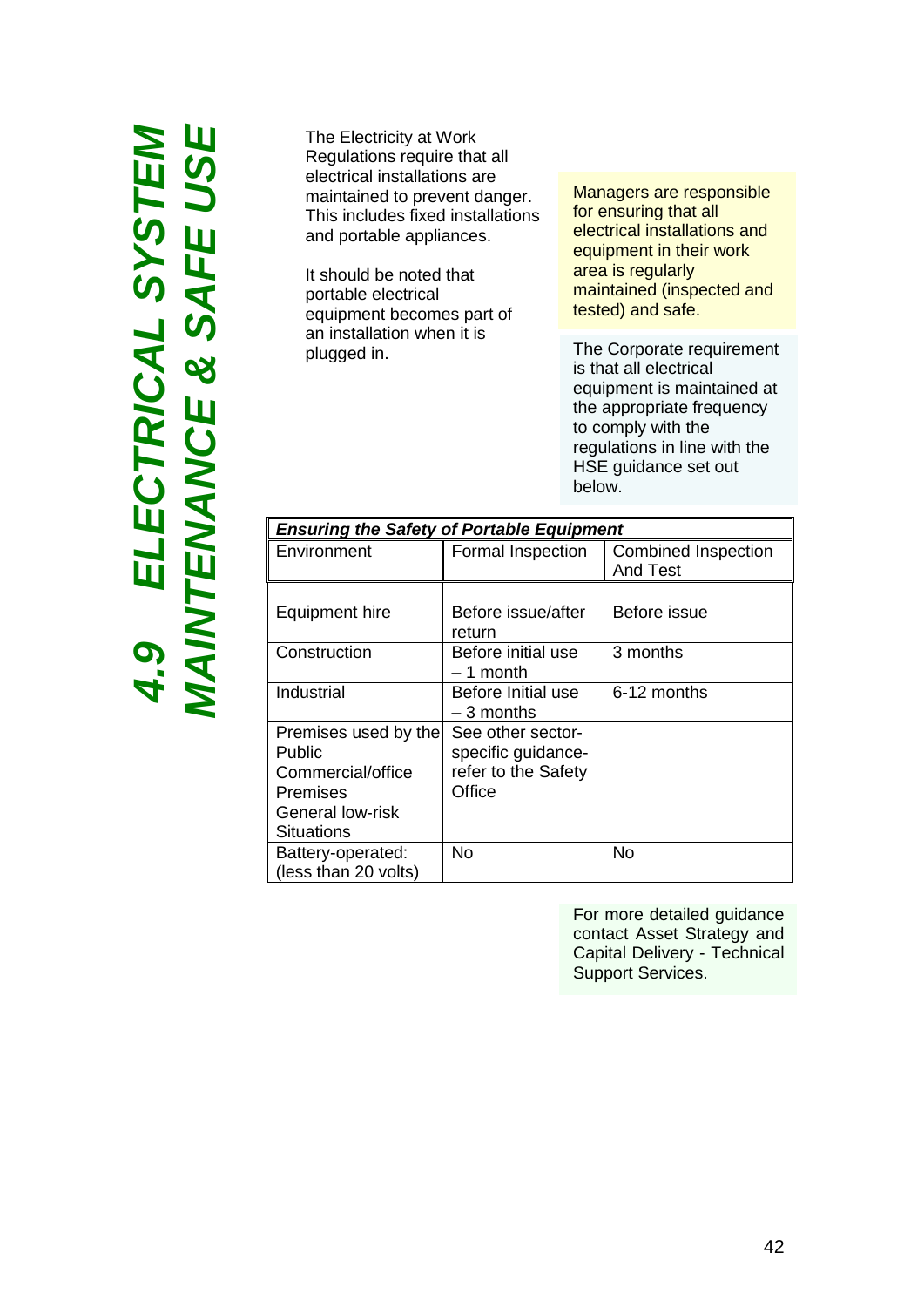# 4.9 ELECTRICAL SYSTEM MAINTENANCE & SAFE USE

The Electricity at Work Regulations require that all electrical installations are maintained to prevent danger. This includes fixed installations and portable appliances.

It should be noted that portable electrical equipment becomes part of an installation when it is plugged in.

Managers are responsible for ensuring that all electrical installations and equipment in their work area is regularly maintained (inspected and tested) and safe.

The Corporate requirement is that all electrical equipment is maintained at the appropriate frequency to comply with the regulations in line with the HSE guidance set out below.

| ***Ensuring the Safety of Portable Equipment*** | | |
|---|---|---|
| Environment | Formal Inspection | Combined Inspection And Test |
| Equipment hire | Before issue/after return | Before issue |
| Construction | Before initial use – 1 month | 3 months |
| Industrial | Before Initial use – 3 months | 6-12 months |
| Premises used by the Public | See other sector-specific guidance-refer to the Safety Office | |
| Commercial/office Premises | | |
| General low-risk Situations | | |
| Battery-operated: (less than 20 volts) | No | No |

For more detailed guidance contact Asset Strategy and Capital Delivery - Technical Support Services.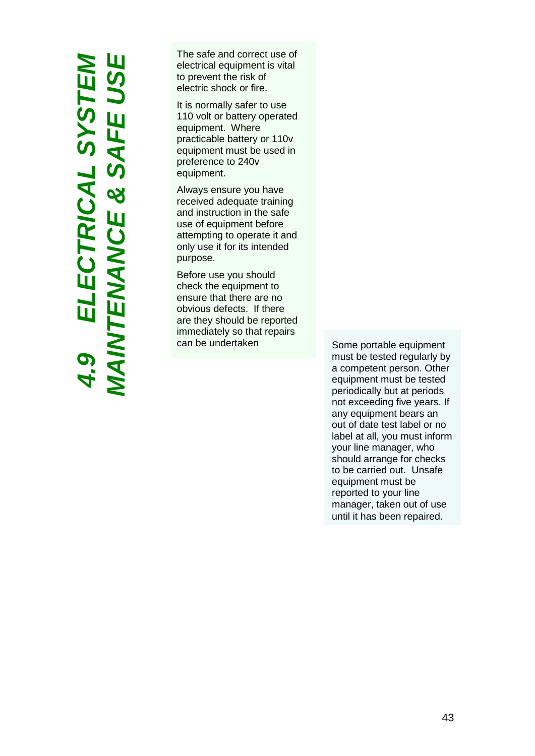# 4.9 ELECTRICAL SYSTEM MAINTENANCE & SAFE USE

The safe and correct use of electrical equipment is vital to prevent the risk of electric shock or fire.

It is normally safer to use 110 volt or battery operated equipment. Where practicable battery or 110v equipment must be used in preference to 240v equipment.

Always ensure you have received adequate training and instruction in the safe use of equipment before attempting to operate it and only use it for its intended purpose.

Before use you should check the equipment to ensure that there are no obvious defects. If there are they should be reported immediately so that repairs can be undertaken

Some portable equipment must be tested regularly by a competent person. Other equipment must be tested periodically but at periods not exceeding five years. If any equipment bears an out of date test label or no label at all, you must inform your line manager, who should arrange for checks to be carried out. Unsafe equipment must be reported to your line manager, taken out of use until it has been repaired.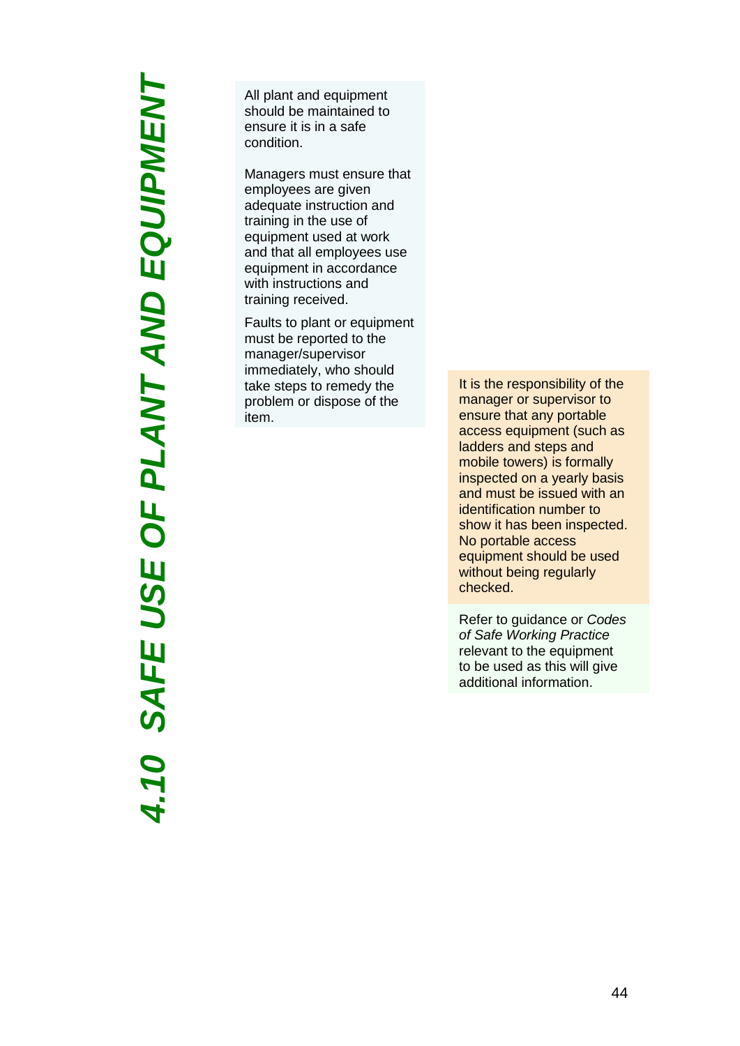# 4.10 SAFE USE OF PLANT AND EQUIPMENT

All plant and equipment should be maintained to ensure it is in a safe condition.

Managers must ensure that employees are given adequate instruction and training in the use of equipment used at work and that all employees use equipment in accordance with instructions and training received.

Faults to plant or equipment must be reported to the manager/supervisor immediately, who should take steps to remedy the problem or dispose of the item.

It is the responsibility of the manager or supervisor to ensure that any portable access equipment (such as ladders and steps and mobile towers) is formally inspected on a yearly basis and must be issued with an identification number to show it has been inspected. No portable access equipment should be used without being regularly checked.

Refer to guidance or *Codes of Safe Working Practice* relevant to the equipment to be used as this will give additional information.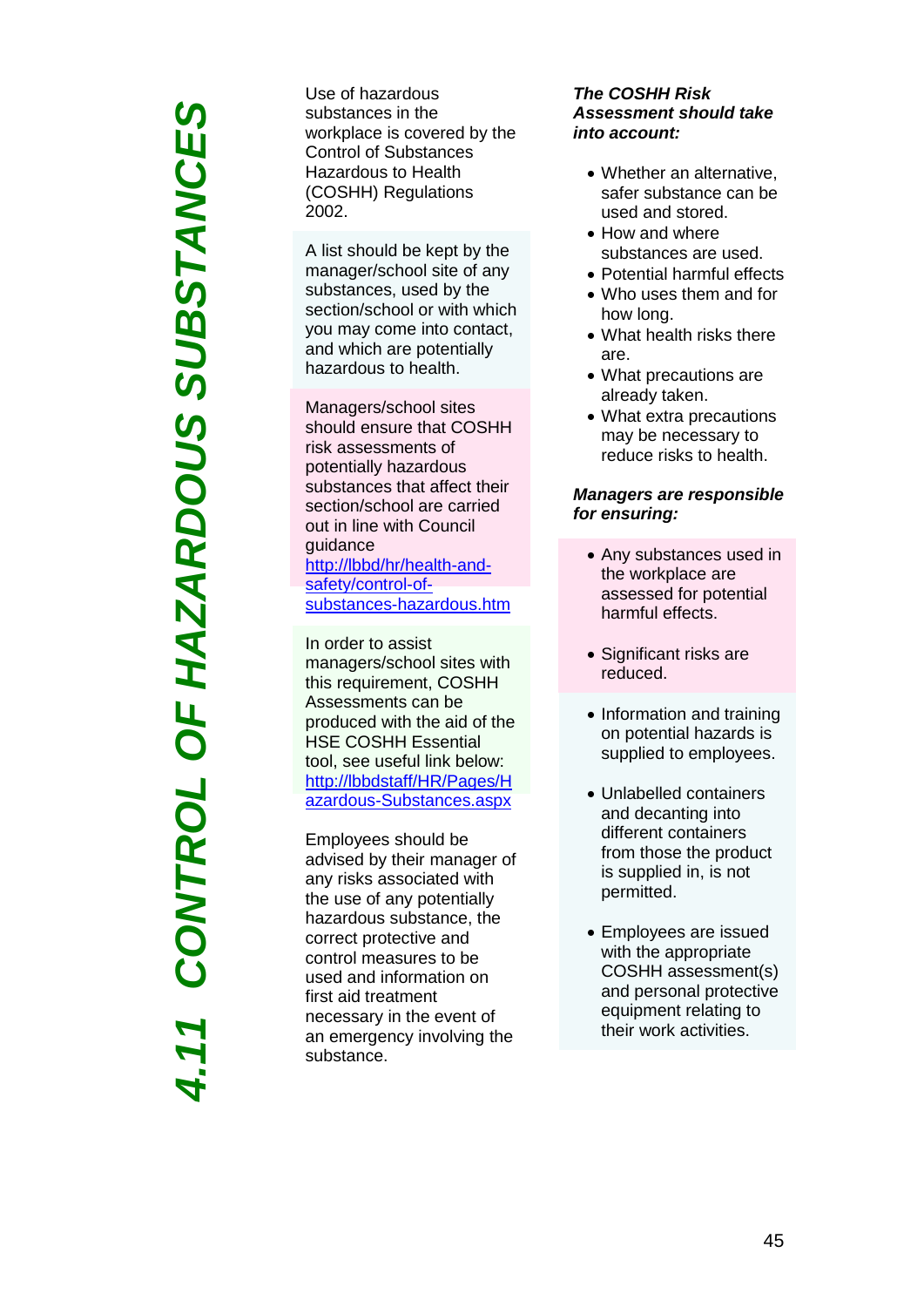# 4.11 CONTROL OF HAZARDOUS SUBSTANCES

Use of hazardous substances in the workplace is covered by the Control of Substances Hazardous to Health (COSHH) Regulations 2002.

A list should be kept by the manager/school site of any substances, used by the section/school or with which you may come into contact, and which are potentially hazardous to health.

Managers/school sites should ensure that COSHH risk assessments of potentially hazardous substances that affect their section/school are carried out in line with Council guidance [http://lbbd/hr/health-and-safety/control-of-substances-hazardous.htm](http://lbbd/hr/health-and-safety/control-of-substances-hazardous.htm)

In order to assist managers/school sites with this requirement, COSHH Assessments can be produced with the aid of the HSE COSHH Essential tool, see useful link below: [http://lbbdstaff/HR/Pages/Hazardous-Substances.aspx](http://lbbdstaff/HR/Pages/Hazardous-Substances.aspx)

Employees should be advised by their manager of any risks associated with the use of any potentially hazardous substance, the correct protective and control measures to be used and information on first aid treatment necessary in the event of an emergency involving the substance.

***The COSHH Risk Assessment should take into account:***

- Whether an alternative, safer substance can be used and stored.
- How and where substances are used.
- Potential harmful effects
- Who uses them and for how long.
- What health risks there are.
- What precautions are already taken.
- What extra precautions may be necessary to reduce risks to health.

***Managers are responsible for ensuring:***

- Any substances used in the workplace are assessed for potential harmful effects.
- Significant risks are reduced.
- Information and training on potential hazards is supplied to employees.
- Unlabelled containers and decanting into different containers from those the product is supplied in, is not permitted.
- Employees are issued with the appropriate COSHH assessment(s) and personal protective equipment relating to their work activities.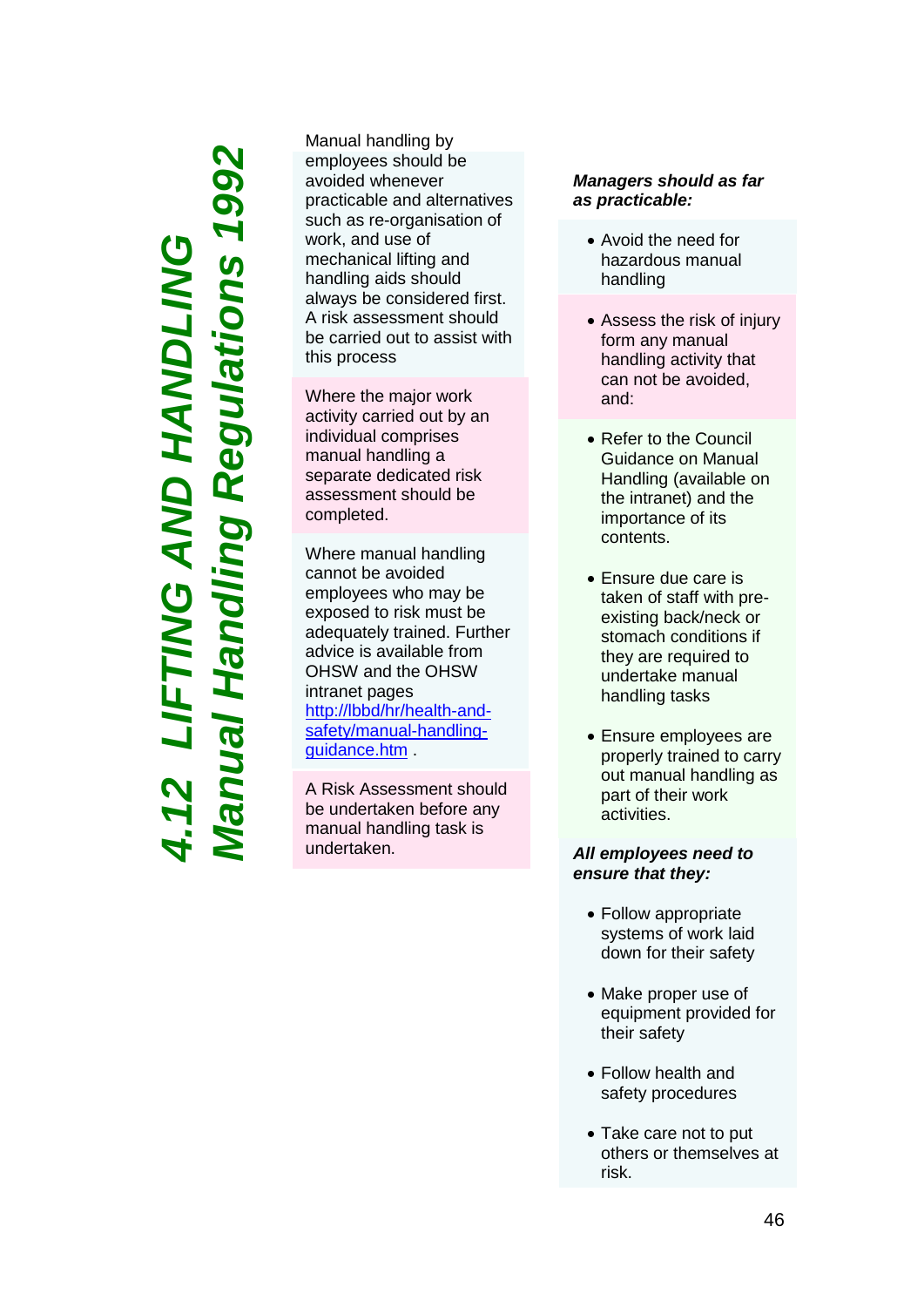# 4.12 LIFTING AND HANDLING

## Manual Handling Regulations 1992

Manual handling by employees should be avoided whenever practicable and alternatives such as re-organisation of work, and use of mechanical lifting and handling aids should always be considered first. A risk assessment should be carried out to assist with this process

Where the major work activity carried out by an individual comprises manual handling a separate dedicated risk assessment should be completed.

Where manual handling cannot be avoided employees who may be exposed to risk must be adequately trained. Further advice is available from OHSW and the OHSW intranet pages [http://lbbd/hr/health-and-safety/manual-handling-guidance.htm](http://lbbd/hr/health-and-safety/manual-handling-guidance.htm) .

A Risk Assessment should be undertaken before any manual handling task is undertaken.

***Managers should as far as practicable:***

- Avoid the need for hazardous manual handling
- Assess the risk of injury form any manual handling activity that can not be avoided, and:
- Refer to the Council Guidance on Manual Handling (available on the intranet) and the importance of its contents.
- Ensure due care is taken of staff with pre-existing back/neck or stomach conditions if they are required to undertake manual handling tasks
- Ensure employees are properly trained to carry out manual handling as part of their work activities.

***All employees need to ensure that they:***

- Follow appropriate systems of work laid down for their safety
- Make proper use of equipment provided for their safety
- Follow health and safety procedures
- Take care not to put others or themselves at risk.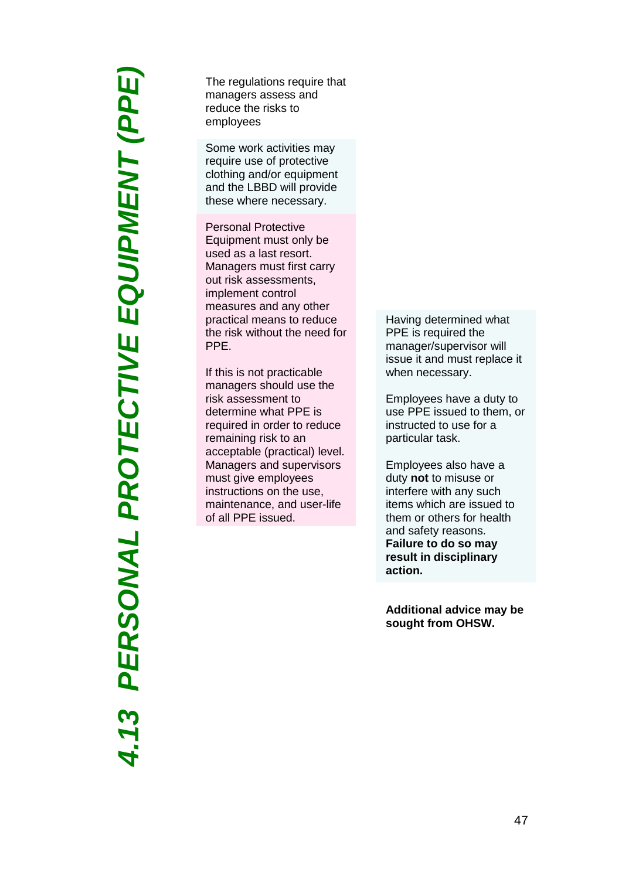# 4.13 PERSONAL PROTECTIVE EQUIPMENT (PPE)

The regulations require that managers assess and reduce the risks to employees

Some work activities may require use of protective clothing and/or equipment and the LBBD will provide these where necessary.

Personal Protective Equipment must only be used as a last resort. Managers must first carry out risk assessments, implement control measures and any other practical means to reduce the risk without the need for PPE.

If this is not practicable managers should use the risk assessment to determine what PPE is required in order to reduce remaining risk to an acceptable (practical) level. Managers and supervisors must give employees instructions on the use, maintenance, and user-life of all PPE issued.

Having determined what PPE is required the manager/supervisor will issue it and must replace it when necessary.

Employees have a duty to use PPE issued to them, or instructed to use for a particular task.

Employees also have a duty **not** to misuse or interfere with any such items which are issued to them or others for health and safety reasons. **Failure to do so may result in disciplinary action.**

**Additional advice may be sought from OHSW.**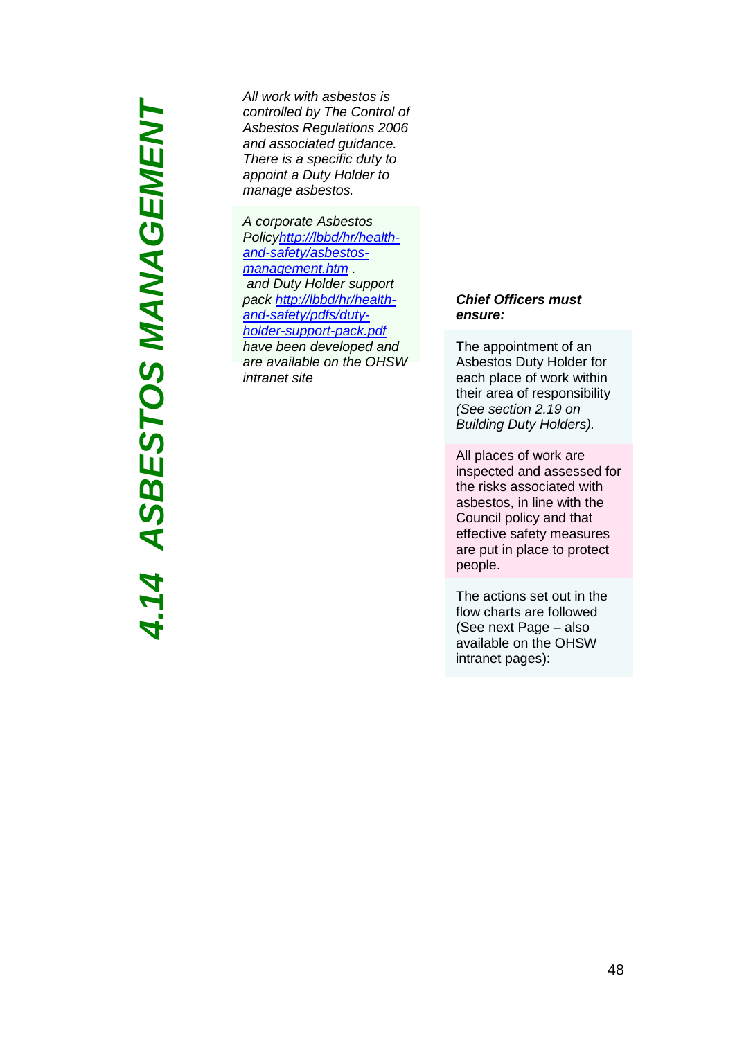# 4.14 ASBESTOS MANAGEMENT

*All work with asbestos is controlled by The Control of Asbestos Regulations 2006 and associated guidance. There is a specific duty to appoint a Duty Holder to manage asbestos.*

*A corporate Asbestos Policy[http://lbbd/hr/health-and-safety/asbestos-management.htm](http://lbbd/hr/health-and-safety/asbestos-management.htm) . and Duty Holder support pack [http://lbbd/hr/health-and-safety/pdfs/duty-holder-support-pack.pdf](http://lbbd/hr/health-and-safety/pdfs/duty-holder-support-pack.pdf) have been developed and are available on the OHSW intranet site*

***Chief Officers must ensure:***

The appointment of an Asbestos Duty Holder for each place of work within their area of responsibility *(See section 2.19 on Building Duty Holders).*

All places of work are inspected and assessed for the risks associated with asbestos, in line with the Council policy and that effective safety measures are put in place to protect people.

The actions set out in the flow charts are followed (See next Page – also available on the OHSW intranet pages):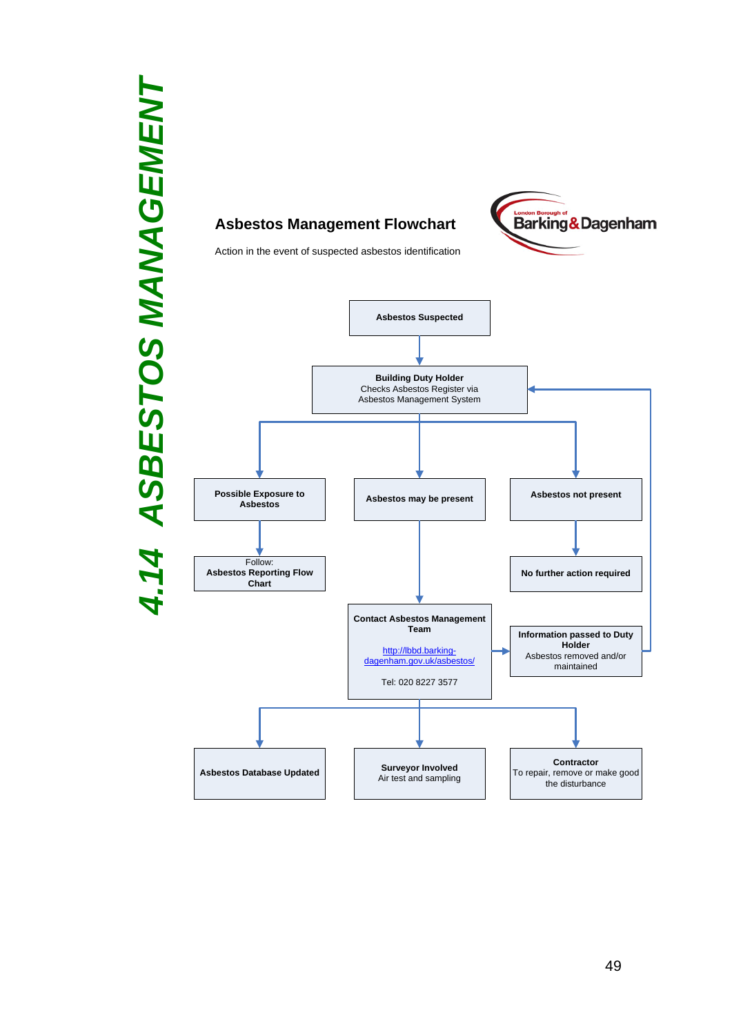# 4.14 ASBESTOS MANAGEMENT

## Asbestos Management Flowchart

London Borough of Barking & Dagenham

Action in the event of suspected asbestos identification

**Asbestos Suspected**

↓

**Building Duty Holder**
Checks Asbestos Register via
Asbestos Management System

↓ (branches to three outcomes)

- **Possible Exposure to Asbestos**
  - Follow: **Asbestos Reporting Flow Chart**
- **Asbestos may be present**
  - **Contact Asbestos Management Team**
    [http://lbbd.barking-dagenham.gov.uk/asbestos/](http://lbbd.barking-dagenham.gov.uk/asbestos/)
    Tel: 020 8227 3577
    - → **Information passed to Duty Holder**
      Asbestos removed and/or maintained
      (returns to Building Duty Holder)
    - ↓ (branches to three actions)
      - **Asbestos Database Updated**
      - **Surveyor Involved**
        Air test and sampling
      - **Contractor**
        To repair, remove or make good the disturbance
- **Asbestos not present**
  - **No further action required**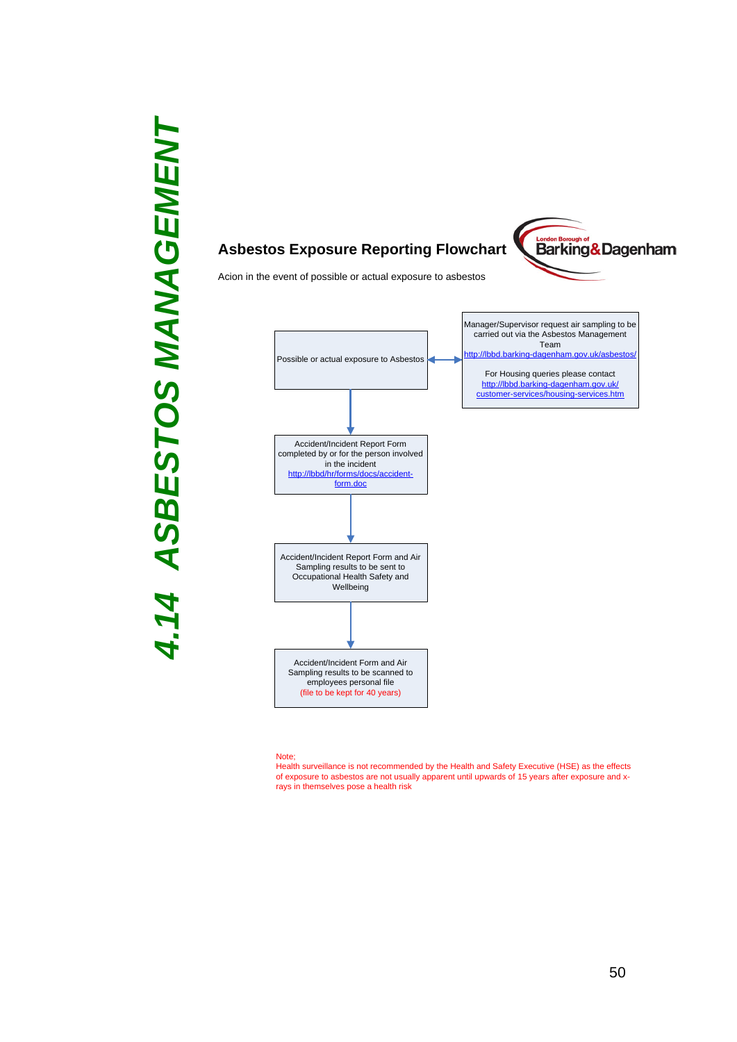# 4.14 ASBESTOS MANAGEMENT

## Asbestos Exposure Reporting Flowchart

London Borough of Barking & Dagenham

Acion in the event of possible or actual exposure to asbestos

Possible or actual exposure to Asbestos

↔ Manager/Supervisor request air sampling to be carried out via the Asbestos Management Team http://lbbd.barking-dagenham.gov.uk/asbestos/

For Housing queries please contact http://lbbd.barking-dagenham.gov.uk/customer-services/housing-services.htm

↓

Accident/Incident Report Form completed by or for the person involved in the incident http://lbbd/hr/forms/docs/accident-form.doc

↓

Accident/Incident Report Form and Air Sampling results to be sent to Occupational Health Safety and Wellbeing

↓

Accident/Incident Form and Air Sampling results to be scanned to employees personal file (file to be kept for 40 years)

Note;
Health surveillance is not recommended by the Health and Safety Executive (HSE) as the effects of exposure to asbestos are not usually apparent until upwards of 15 years after exposure and x-rays in themselves pose a health risk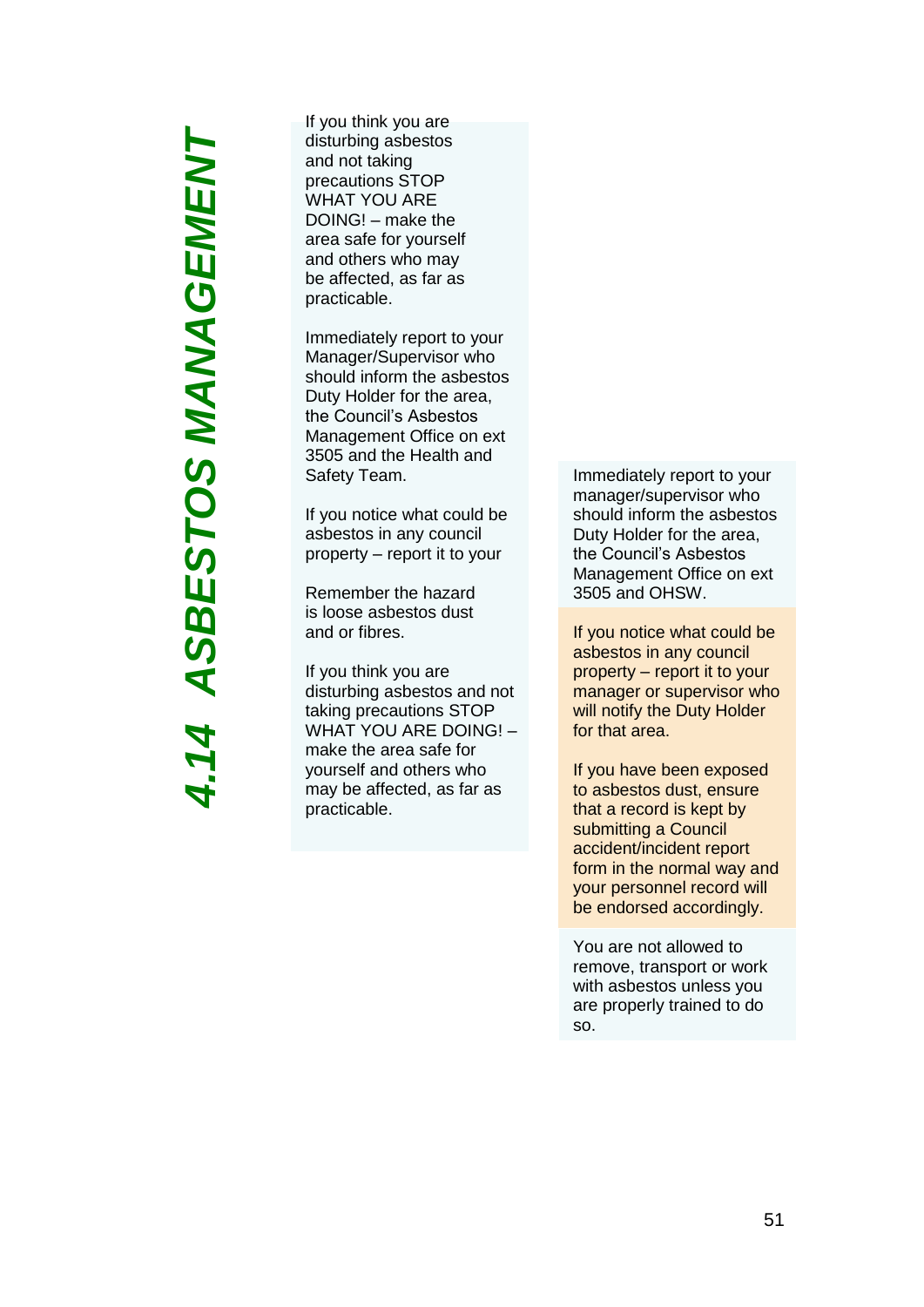# 4.14 ASBESTOS MANAGEMENT

If you think you are disturbing asbestos and not taking precautions STOP WHAT YOU ARE DOING! – make the area safe for yourself and others who may be affected, as far as practicable.

Immediately report to your Manager/Supervisor who should inform the asbestos Duty Holder for the area, the Council's Asbestos Management Office on ext 3505 and the Health and Safety Team.

If you notice what could be asbestos in any council property – report it to your

Remember the hazard is loose asbestos dust and or fibres.

If you think you are disturbing asbestos and not taking precautions STOP WHAT YOU ARE DOING! – make the area safe for yourself and others who may be affected, as far as practicable.

Immediately report to your manager/supervisor who should inform the asbestos Duty Holder for the area, the Council's Asbestos Management Office on ext 3505 and OHSW.

If you notice what could be asbestos in any council property – report it to your manager or supervisor who will notify the Duty Holder for that area.

If you have been exposed to asbestos dust, ensure that a record is kept by submitting a Council accident/incident report form in the normal way and your personnel record will be endorsed accordingly.

You are not allowed to remove, transport or work with asbestos unless you are properly trained to do so.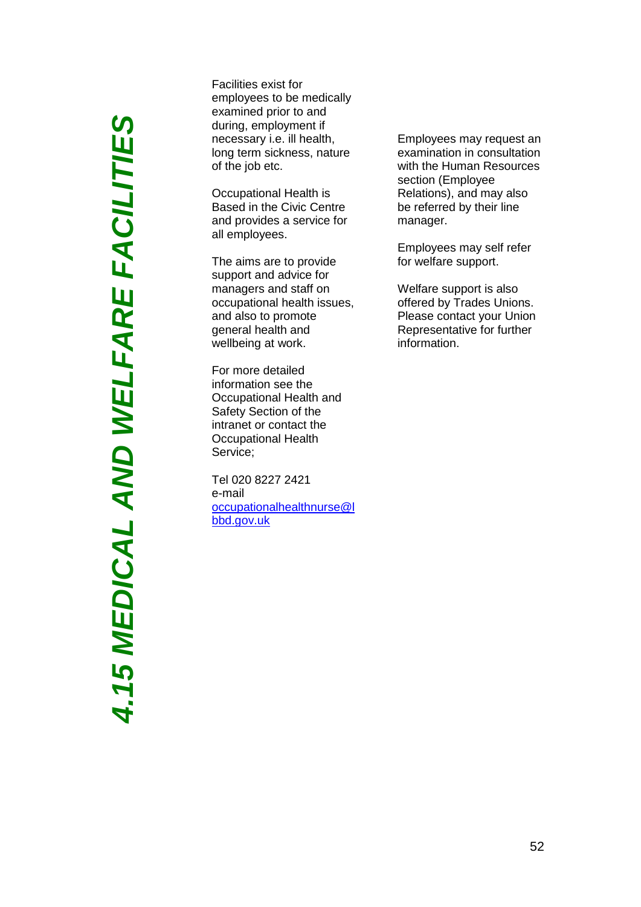# 4.15 MEDICAL AND WELFARE FACILITIES

Facilities exist for employees to be medically examined prior to and during, employment if necessary i.e. ill health, long term sickness, nature of the job etc.

Occupational Health is Based in the Civic Centre and provides a service for all employees.

The aims are to provide support and advice for managers and staff on occupational health issues, and also to promote general health and wellbeing at work.

For more detailed information see the Occupational Health and Safety Section of the intranet or contact the Occupational Health Service;

Tel 020 8227 2421
e-mail
occupationalhealthnurse@lbbd.gov.uk

Employees may request an examination in consultation with the Human Resources section (Employee Relations), and may also be referred by their line manager.

Employees may self refer for welfare support.

Welfare support is also offered by Trades Unions. Please contact your Union Representative for further information.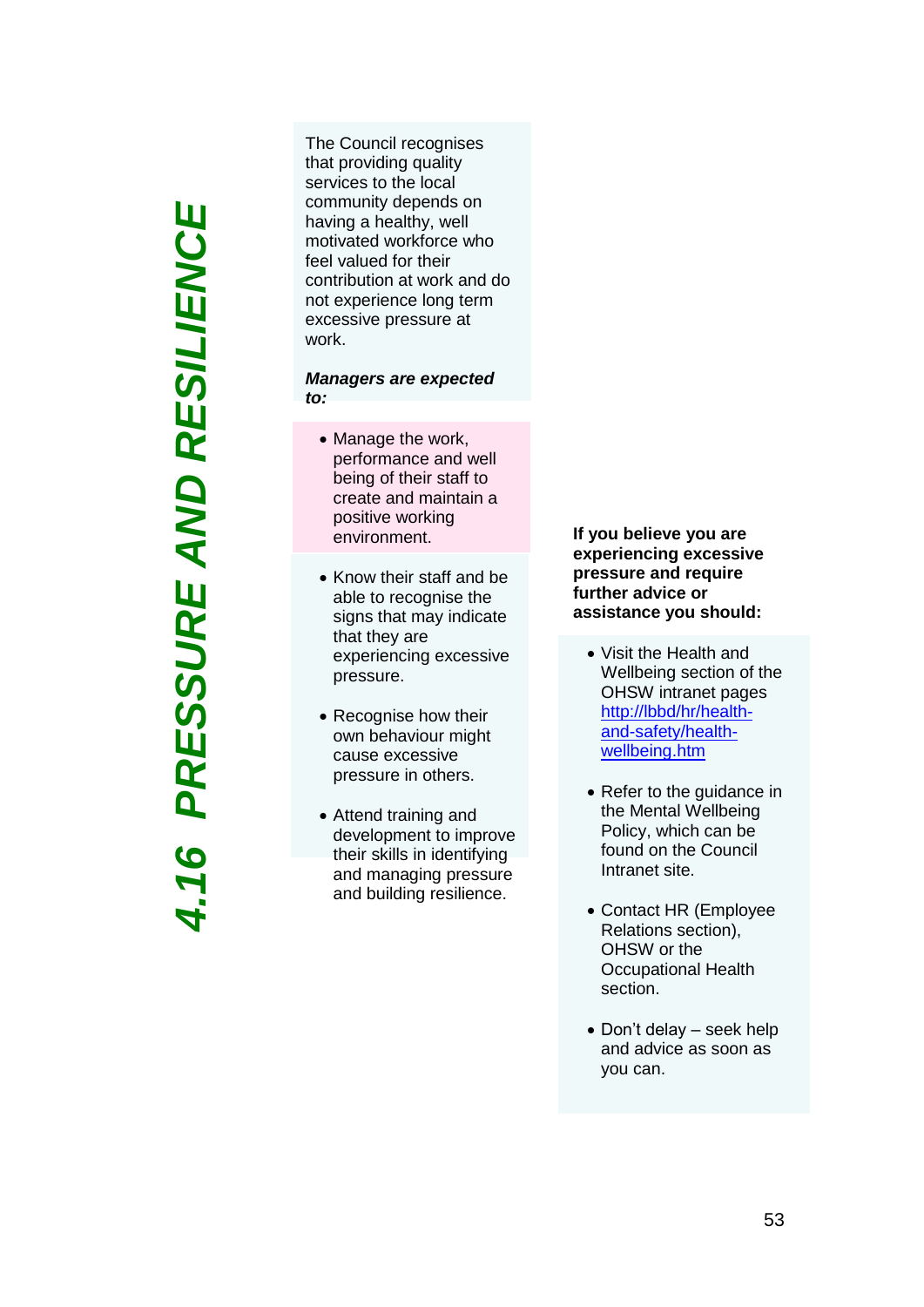# 4.16 PRESSURE AND RESILIENCE

The Council recognises that providing quality services to the local community depends on having a healthy, well motivated workforce who feel valued for their contribution at work and do not experience long term excessive pressure at work.

***Managers are expected to:***

- Manage the work, performance and well being of their staff to create and maintain a positive working environment.
- Know their staff and be able to recognise the signs that may indicate that they are experiencing excessive pressure.
- Recognise how their own behaviour might cause excessive pressure in others.
- Attend training and development to improve their skills in identifying and managing pressure and building resilience.

**If you believe you are experiencing excessive pressure and require further advice or assistance you should:**

- Visit the Health and Wellbeing section of the OHSW intranet pages [http://lbbd/hr/health-and-safety/health-wellbeing.htm](http://lbbd/hr/health-and-safety/health-wellbeing.htm)
- Refer to the guidance in the Mental Wellbeing Policy, which can be found on the Council Intranet site.
- Contact HR (Employee Relations section), OHSW or the Occupational Health section.
- Don't delay – seek help and advice as soon as you can.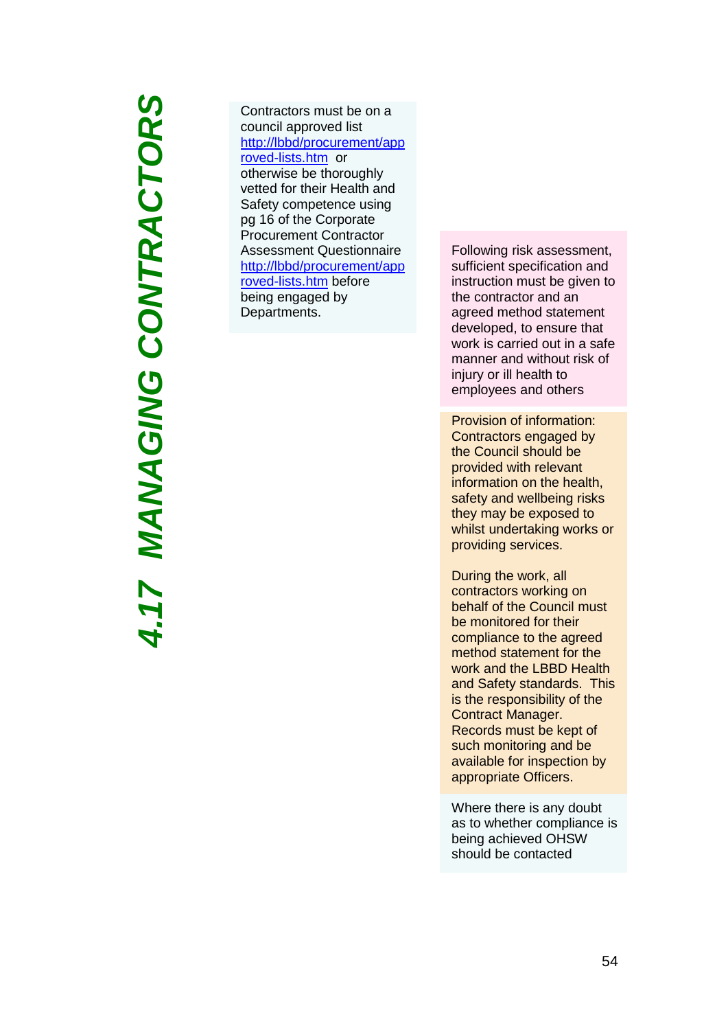# 4.17 MANAGING CONTRACTORS

Contractors must be on a council approved list [http://lbbd/procurement/approved-lists.htm](http://lbbd/procurement/approved-lists.htm) or otherwise be thoroughly vetted for their Health and Safety competence using pg 16 of the Corporate Procurement Contractor Assessment Questionnaire [http://lbbd/procurement/approved-lists.htm](http://lbbd/procurement/approved-lists.htm) before being engaged by Departments.

Following risk assessment, sufficient specification and instruction must be given to the contractor and an agreed method statement developed, to ensure that work is carried out in a safe manner and without risk of injury or ill health to employees and others

Provision of information: Contractors engaged by the Council should be provided with relevant information on the health, safety and wellbeing risks they may be exposed to whilst undertaking works or providing services.

During the work, all contractors working on behalf of the Council must be monitored for their compliance to the agreed method statement for the work and the LBBD Health and Safety standards. This is the responsibility of the Contract Manager. Records must be kept of such monitoring and be available for inspection by appropriate Officers.

Where there is any doubt as to whether compliance is being achieved OHSW should be contacted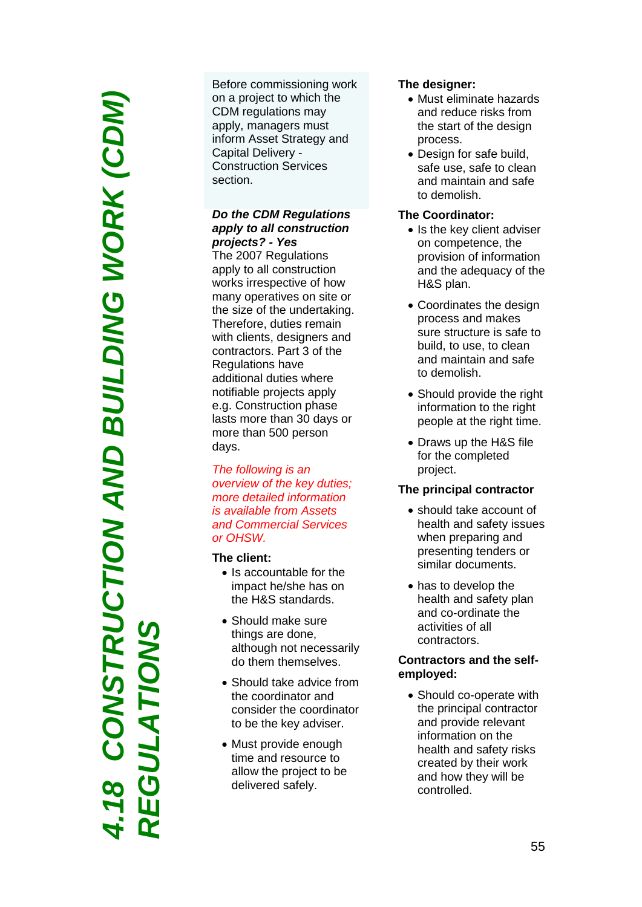# 4.18 CONSTRUCTION AND BUILDING WORK (CDM) REGULATIONS

Before commissioning work on a project to which the CDM regulations may apply, managers must inform Asset Strategy and Capital Delivery - Construction Services section.

***Do the CDM Regulations apply to all construction projects? - Yes***

The 2007 Regulations apply to all construction works irrespective of how many operatives on site or the size of the undertaking. Therefore, duties remain with clients, designers and contractors. Part 3 of the Regulations have additional duties where notifiable projects apply e.g. Construction phase lasts more than 30 days or more than 500 person days.

*The following is an overview of the key duties; more detailed information is available from Assets and Commercial Services or OHSW.*

**The client:**

- Is accountable for the impact he/she has on the H&S standards.
- Should make sure things are done, although not necessarily do them themselves.
- Should take advice from the coordinator and consider the coordinator to be the key adviser.
- Must provide enough time and resource to allow the project to be delivered safely.

**The designer:**

- Must eliminate hazards and reduce risks from the start of the design process.
- Design for safe build, safe use, safe to clean and maintain and safe to demolish.

**The Coordinator:**

- Is the key client adviser on competence, the provision of information and the adequacy of the H&S plan.
- Coordinates the design process and makes sure structure is safe to build, to use, to clean and maintain and safe to demolish.
- Should provide the right information to the right people at the right time.
- Draws up the H&S file for the completed project.

**The principal contractor**

- should take account of health and safety issues when preparing and presenting tenders or similar documents.
- has to develop the health and safety plan and co-ordinate the activities of all contractors.

**Contractors and the self-employed:**

- Should co-operate with the principal contractor and provide relevant information on the health and safety risks created by their work and how they will be controlled.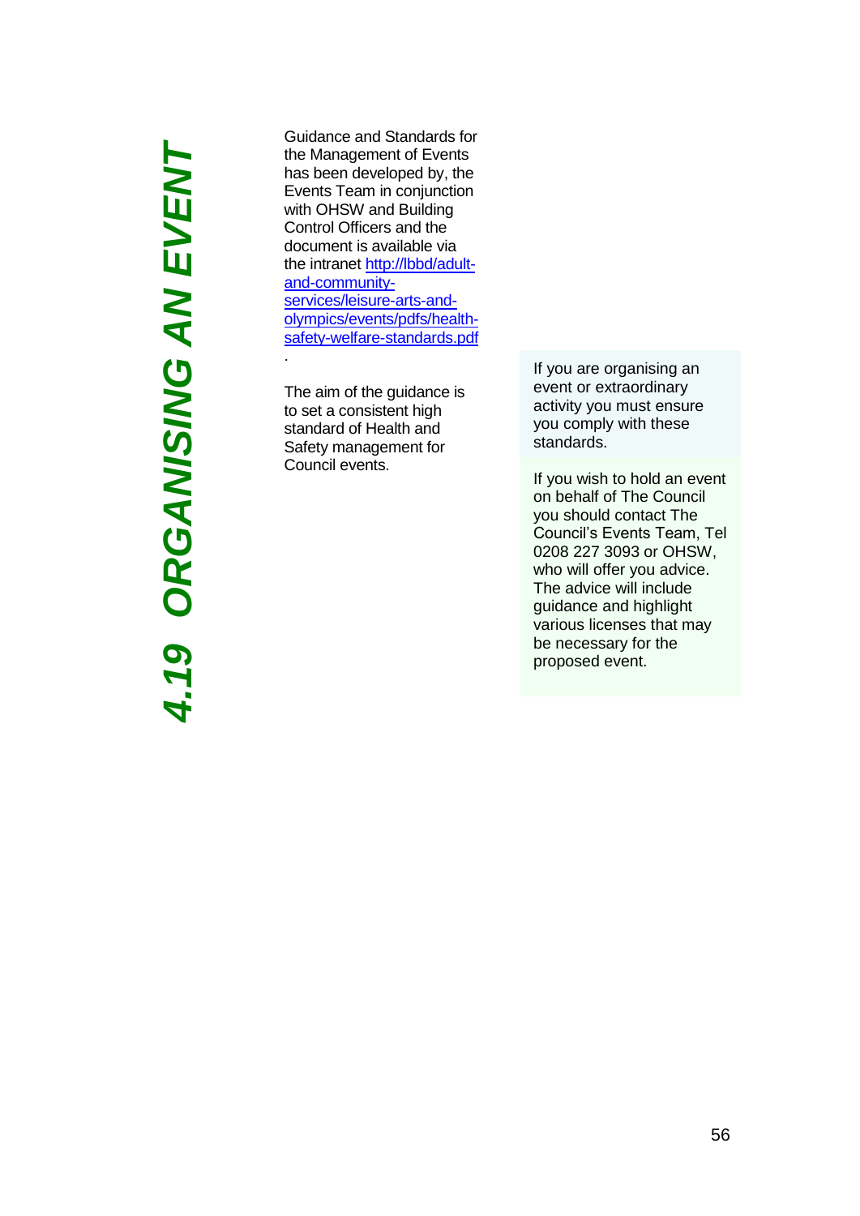# 4.19 ORGANISING AN EVENT

Guidance and Standards for the Management of Events has been developed by, the Events Team in conjunction with OHSW and Building Control Officers and the document is available via the intranet http://lbbd/adult-and-community-services/leisure-arts-and-olympics/events/pdfs/health-safety-welfare-standards.pdf .

The aim of the guidance is to set a consistent high standard of Health and Safety management for Council events.

If you are organising an event or extraordinary activity you must ensure you comply with these standards.

If you wish to hold an event on behalf of The Council you should contact The Council's Events Team, Tel 0208 227 3093 or OHSW, who will offer you advice. The advice will include guidance and highlight various licenses that may be necessary for the proposed event.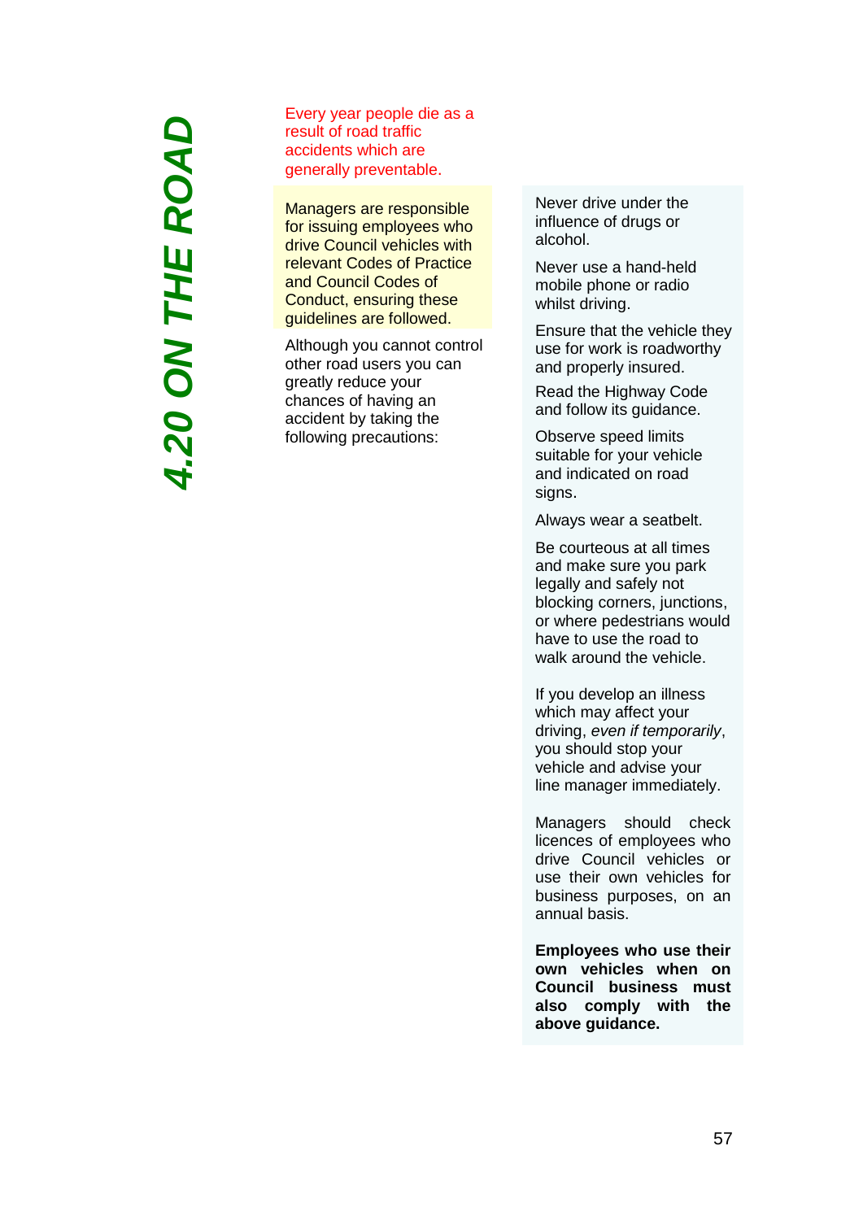# 4.20 ON THE ROAD

Every year people die as a result of road traffic accidents which are generally preventable.

Managers are responsible for issuing employees who drive Council vehicles with relevant Codes of Practice and Council Codes of Conduct, ensuring these guidelines are followed.

Although you cannot control other road users you can greatly reduce your chances of having an accident by taking the following precautions:

Never drive under the influence of drugs or alcohol.

Never use a hand-held mobile phone or radio whilst driving.

Ensure that the vehicle they use for work is roadworthy and properly insured.

Read the Highway Code and follow its guidance.

Observe speed limits suitable for your vehicle and indicated on road signs.

Always wear a seatbelt.

Be courteous at all times and make sure you park legally and safely not blocking corners, junctions, or where pedestrians would have to use the road to walk around the vehicle.

If you develop an illness which may affect your driving, *even if temporarily*, you should stop your vehicle and advise your line manager immediately.

Managers should check licences of employees who drive Council vehicles or use their own vehicles for business purposes, on an annual basis.

**Employees who use their own vehicles when on Council business must also comply with the above guidance.**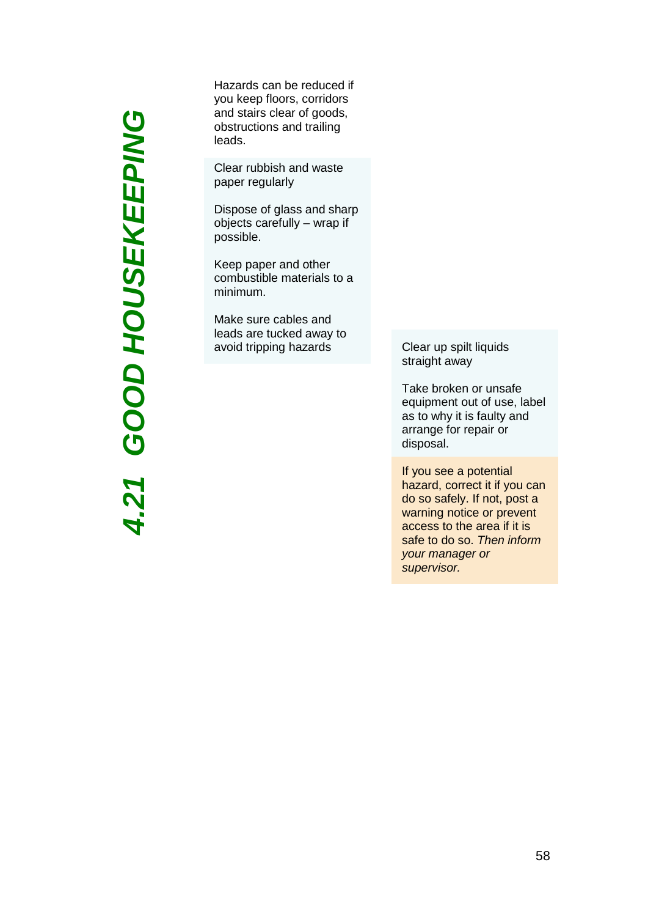# 4.21 GOOD HOUSEKEEPING

Hazards can be reduced if you keep floors, corridors and stairs clear of goods, obstructions and trailing leads.

Clear rubbish and waste paper regularly

Dispose of glass and sharp objects carefully – wrap if possible.

Keep paper and other combustible materials to a minimum.

Make sure cables and leads are tucked away to avoid tripping hazards

Clear up spilt liquids straight away

Take broken or unsafe equipment out of use, label as to why it is faulty and arrange for repair or disposal.

If you see a potential hazard, correct it if you can do so safely. If not, post a warning notice or prevent access to the area if it is safe to do so. *Then inform your manager or supervisor.*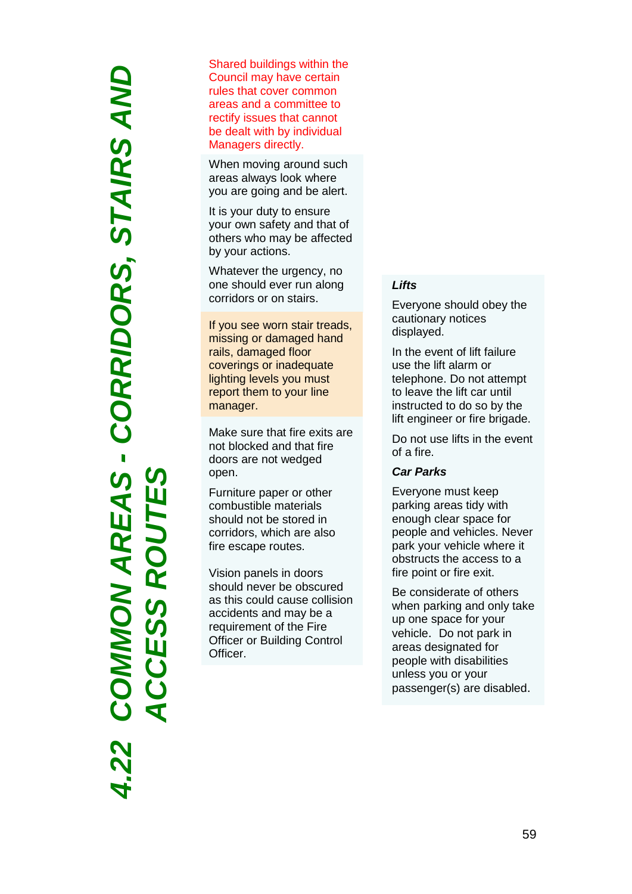# 4.22 COMMON AREAS - CORRIDORS, STAIRS AND ACCESS ROUTES

Shared buildings within the Council may have certain rules that cover common areas and a committee to rectify issues that cannot be dealt with by individual Managers directly.

When moving around such areas always look where you are going and be alert.

It is your duty to ensure your own safety and that of others who may be affected by your actions.

Whatever the urgency, no one should ever run along corridors or on stairs.

If you see worn stair treads, missing or damaged hand rails, damaged floor coverings or inadequate lighting levels you must report them to your line manager.

Make sure that fire exits are not blocked and that fire doors are not wedged open.

Furniture paper or other combustible materials should not be stored in corridors, which are also fire escape routes.

Vision panels in doors should never be obscured as this could cause collision accidents and may be a requirement of the Fire Officer or Building Control Officer.

### *Lifts*

Everyone should obey the cautionary notices displayed.

In the event of lift failure use the lift alarm or telephone. Do not attempt to leave the lift car until instructed to do so by the lift engineer or fire brigade.

Do not use lifts in the event of a fire.

### *Car Parks*

Everyone must keep parking areas tidy with enough clear space for people and vehicles. Never park your vehicle where it obstructs the access to a fire point or fire exit.

Be considerate of others when parking and only take up one space for your vehicle. Do not park in areas designated for people with disabilities unless you or your passenger(s) are disabled.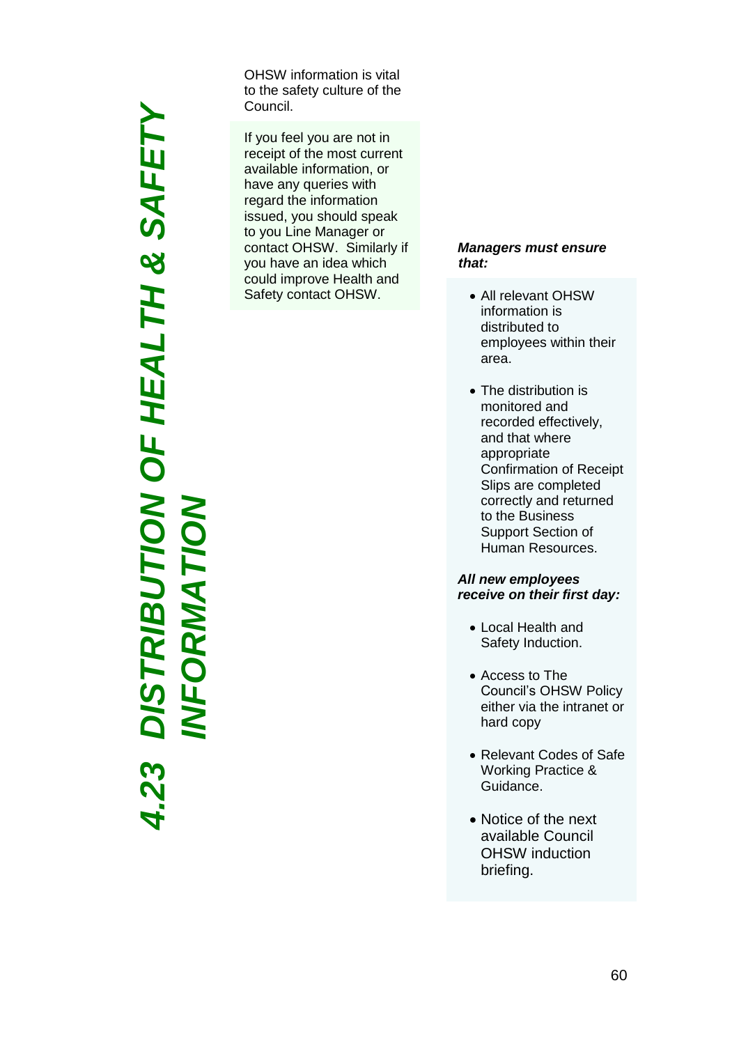# 4.23 DISTRIBUTION OF HEALTH & SAFETY INFORMATION

OHSW information is vital to the safety culture of the Council.

If you feel you are not in receipt of the most current available information, or have any queries with regard the information issued, you should speak to you Line Manager or contact OHSW. Similarly if you have an idea which could improve Health and Safety contact OHSW.

***Managers must ensure that:***

- All relevant OHSW information is distributed to employees within their area.
- The distribution is monitored and recorded effectively, and that where appropriate Confirmation of Receipt Slips are completed correctly and returned to the Business Support Section of Human Resources.

***All new employees receive on their first day:***

- Local Health and Safety Induction.
- Access to The Council's OHSW Policy either via the intranet or hard copy
- Relevant Codes of Safe Working Practice & Guidance.
- Notice of the next available Council OHSW induction briefing.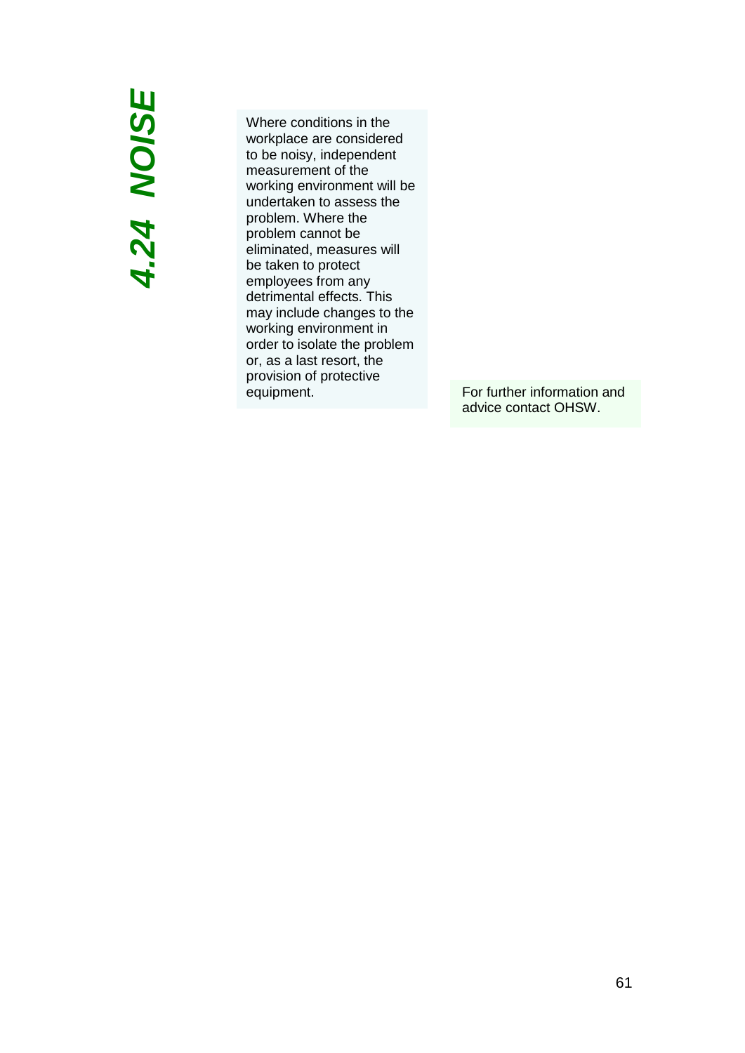## 4.24 NOISE

Where conditions in the workplace are considered to be noisy, independent measurement of the working environment will be undertaken to assess the problem. Where the problem cannot be eliminated, measures will be taken to protect employees from any detrimental effects. This may include changes to the working environment in order to isolate the problem or, as a last resort, the provision of protective equipment.

For further information and advice contact OHSW.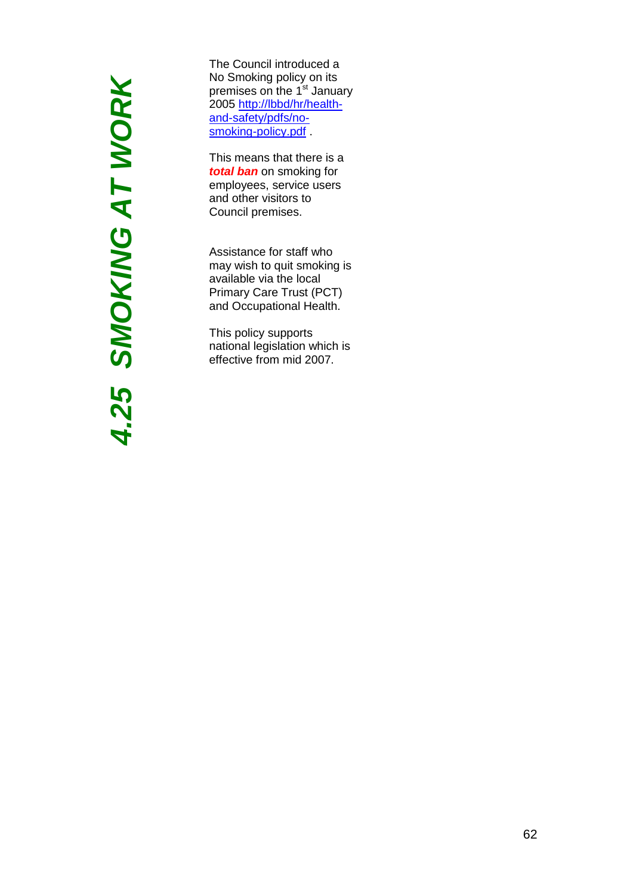# 4.25 SMOKING AT WORK

The Council introduced a No Smoking policy on its premises on the 1st January 2005 [http://lbbd/hr/health-and-safety/pdfs/no-smoking-policy.pdf](http://lbbd/hr/health-and-safety/pdfs/no-smoking-policy.pdf) .

This means that there is a ***total ban*** on smoking for employees, service users and other visitors to Council premises.

Assistance for staff who may wish to quit smoking is available via the local Primary Care Trust (PCT) and Occupational Health.

This policy supports national legislation which is effective from mid 2007.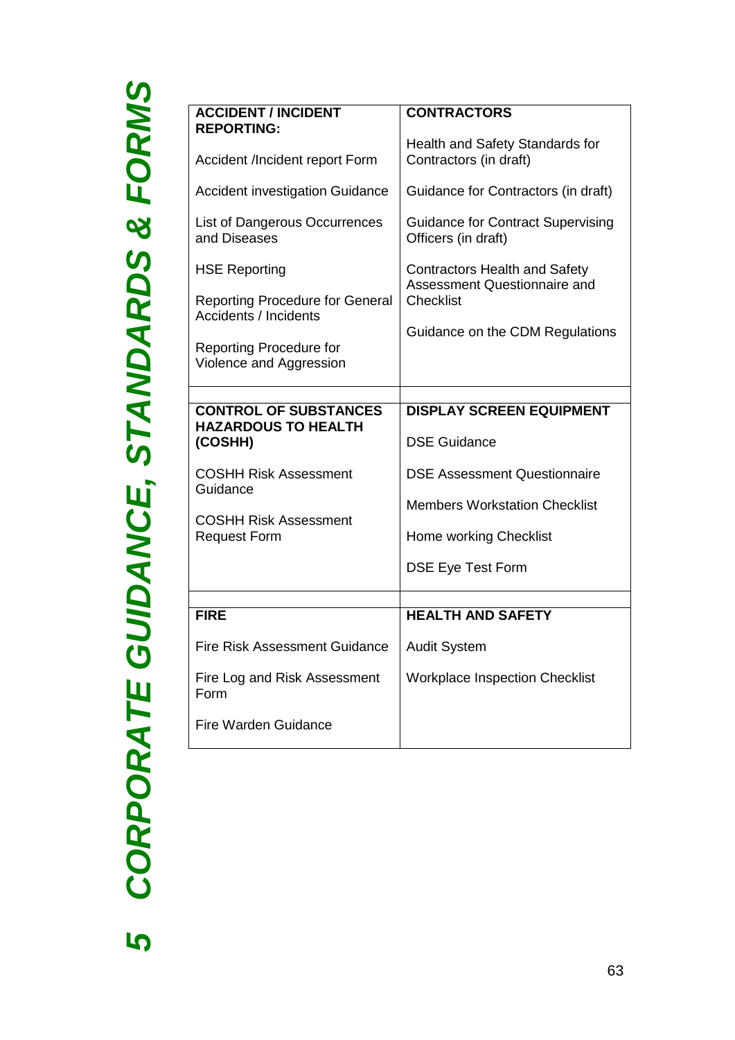# 5 CORPORATE GUIDANCE, STANDARDS & FORMS

| **ACCIDENT / INCIDENT REPORTING:** | **CONTRACTORS** |
|---|---|
| Accident /Incident report Form<br><br>Accident investigation Guidance<br><br>List of Dangerous Occurrences and Diseases<br><br>HSE Reporting<br><br>Reporting Procedure for General Accidents / Incidents<br><br>Reporting Procedure for Violence and Aggression | Health and Safety Standards for Contractors (in draft)<br><br>Guidance for Contractors (in draft)<br><br>Guidance for Contract Supervising Officers (in draft)<br><br>Contractors Health and Safety Assessment Questionnaire and Checklist<br><br>Guidance on the CDM Regulations |
| | |
| **CONTROL OF SUBSTANCES HAZARDOUS TO HEALTH (COSHH)** | **DISPLAY SCREEN EQUIPMENT** |
| COSHH Risk Assessment Guidance<br><br>COSHH Risk Assessment Request Form | DSE Guidance<br><br>DSE Assessment Questionnaire<br><br>Members Workstation Checklist<br><br>Home working Checklist<br><br>DSE Eye Test Form |
| | |
| **FIRE** | **HEALTH AND SAFETY** |
| Fire Risk Assessment Guidance<br><br>Fire Log and Risk Assessment Form<br><br>Fire Warden Guidance | Audit System<br><br>Workplace Inspection Checklist |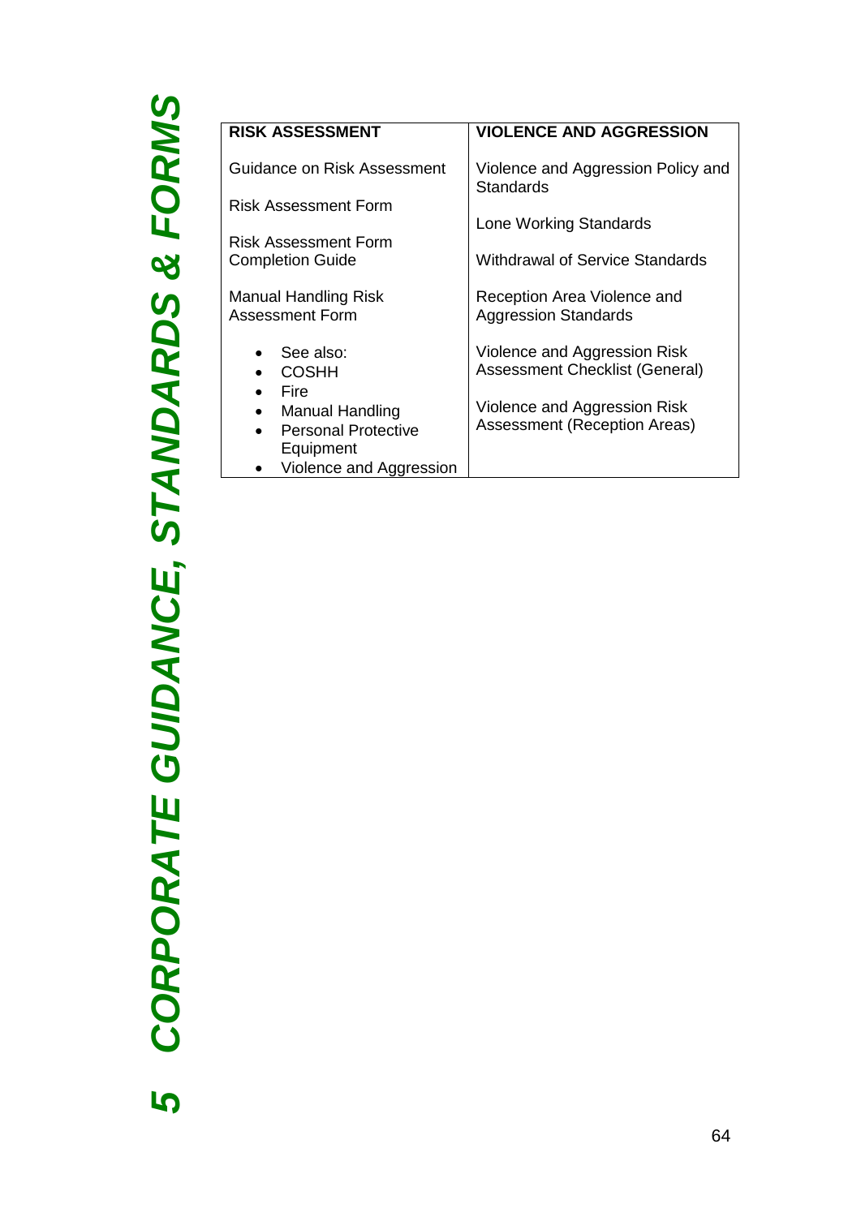| RISK ASSESSMENT | VIOLENCE AND AGGRESSION |
|---|---|
| Guidance on Risk Assessment | Violence and Aggression Policy and Standards |
| Risk Assessment Form | Lone Working Standards |
| Risk Assessment Form Completion Guide | Withdrawal of Service Standards |
| Manual Handling Risk Assessment Form | Reception Area Violence and Aggression Standards |
| • See also:<br>• COSHH<br>• Fire<br>• Manual Handling<br>• Personal Protective Equipment<br>• Violence and Aggression | Violence and Aggression Risk Assessment Checklist (General)<br><br>Violence and Aggression Risk Assessment (Reception Areas) |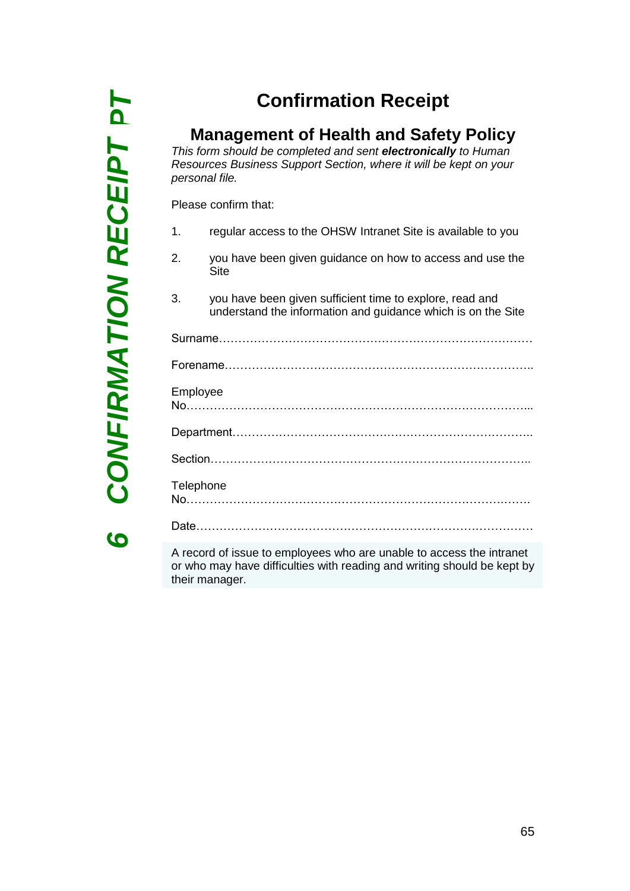6 CONFIRMATION RECEIPT PT

# Confirmation Receipt

## Management of Health and Safety Policy

*This form should be completed and sent* ***electronically*** *to Human Resources Business Support Section, where it will be kept on your personal file.*

Please confirm that:

1. regular access to the OHSW Intranet Site is available to you

2. you have been given guidance on how to access and use the Site

3. you have been given sufficient time to explore, read and understand the information and guidance which is on the Site

Surname…………………………………………………………………………

Forename……………………………………………………………………..

Employee No……………………………………………………………………………...

Department…………………………………………………………………..

Section……………………………………………………………………….

Telephone No……………………………………………………………………………

Date…………………………………………………………………………….

A record of issue to employees who are unable to access the intranet or who may have difficulties with reading and writing should be kept by their manager.